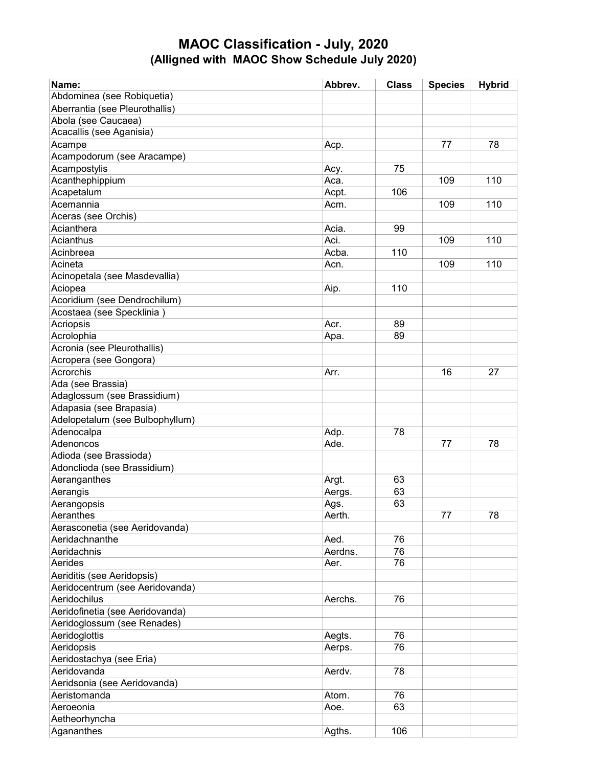# MAOC Classification - July, 2020
## (Alligned with MAOC Show Schedule July 2020)

| Name: | Abbrev. | Class | Species | Hybrid |
|---|---|---|---|---|
| Abdominea (see Robiquetia) | | | | |
| Aberrantia (see Pleurothallis) | | | | |
| Abola (see Caucaea) | | | | |
| Acacallis (see Aganisia) | | | | |
| Acampe | Acp. | | 77 | 78 |
| Acampodorum (see Aracampe) | | | | |
| Acampostylis | Acy. | 75 | | |
| Acanthephippium | Aca. | | 109 | 110 |
| Acapetalum | Acpt. | 106 | | |
| Acemannia | Acm. | | 109 | 110 |
| Aceras (see Orchis) | | | | |
| Acianthera | Acia. | 99 | | |
| Acianthus | Aci. | | 109 | 110 |
| Acinbreea | Acba. | 110 | | |
| Acineta | Acn. | | 109 | 110 |
| Acinopetala (see Masdevallia) | | | | |
| Aciopea | Aip. | 110 | | |
| Acoridium (see Dendrochilum) | | | | |
| Acostaea (see Specklinia ) | | | | |
| Acriopsis | Acr. | 89 | | |
| Acrolophia | Apa. | 89 | | |
| Acronia (see Pleurothallis) | | | | |
| Acropera (see Gongora) | | | | |
| Acrorchis | Arr. | | 16 | 27 |
| Ada (see Brassia) | | | | |
| Adaglossum (see Brassidium) | | | | |
| Adapasia (see Brapasia) | | | | |
| Adelopetalum (see Bulbophyllum) | | | | |
| Adenocalpa | Adp. | 78 | | |
| Adenoncos | Ade. | | 77 | 78 |
| Adioda (see Brassioda) | | | | |
| Adonclioda (see Brassidium) | | | | |
| Aeranganthes | Argt. | 63 | | |
| Aerangis | Aergs. | 63 | | |
| Aerangopsis | Ags. | 63 | | |
| Aeranthes | Aerth. | | 77 | 78 |
| Aerasconetia (see Aeridovanda) | | | | |
| Aeridachnanthe | Aed. | 76 | | |
| Aeridachnis | Aerdns. | 76 | | |
| Aerides | Aer. | 76 | | |
| Aeriditis (see Aeridopsis) | | | | |
| Aeridocentrum (see Aeridovanda) | | | | |
| Aeridochilus | Aerchs. | 76 | | |
| Aeridofinetia (see Aeridovanda) | | | | |
| Aeridoglossum (see Renades) | | | | |
| Aeridoglottis | Aegts. | 76 | | |
| Aeridopsis | Aerps. | 76 | | |
| Aeridostachya (see Eria) | | | | |
| Aeridovanda | Aerdv. | 78 | | |
| Aeridsonia (see Aeridovanda) | | | | |
| Aeristomanda | Atom. | 76 | | |
| Aeroeonia | Aoe. | 63 | | |
| Aetheorhyncha | | | | |
| Agananthes | Agths. | 106 | | |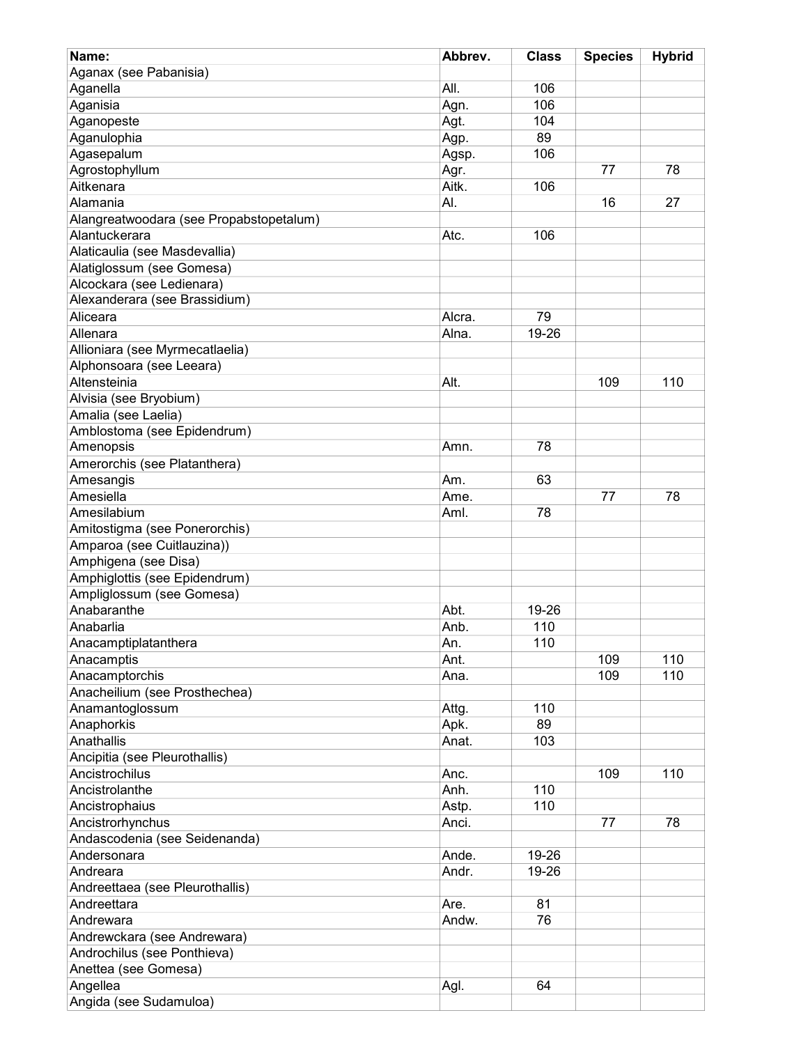| Name: | Abbrev. | Class | Species | Hybrid |
|---|---|---|---|---|
| Aganax (see Pabanisia) | | | | |
| Aganella | All. | 106 | | |
| Aganisia | Agn. | 106 | | |
| Aganopeste | Agt. | 104 | | |
| Aganulophia | Agp. | 89 | | |
| Agasepalum | Agsp. | 106 | | |
| Agrostophyllum | Agr. | | 77 | 78 |
| Aitkenara | Aitk. | 106 | | |
| Alamania | Al. | | 16 | 27 |
| Alangreatwoodara (see Propabstopetalum) | | | | |
| Alantuckerara | Atc. | 106 | | |
| Alaticaulia (see Masdevallia) | | | | |
| Alatiglossum (see Gomesa) | | | | |
| Alcockara (see Ledienara) | | | | |
| Alexanderara (see Brassidium) | | | | |
| Aliceara | Alcra. | 79 | | |
| Allenara | Alna. | 19-26 | | |
| Allioniara (see Myrmecatlaelia) | | | | |
| Alphonsoara (see Leeara) | | | | |
| Altensteinia | Alt. | | 109 | 110 |
| Alvisia (see Bryobium) | | | | |
| Amalia (see Laelia) | | | | |
| Amblostoma (see Epidendrum) | | | | |
| Amenopsis | Amn. | 78 | | |
| Amerorchis (see Platanthera) | | | | |
| Amesangis | Am. | 63 | | |
| Amesiella | Ame. | | 77 | 78 |
| Amesilabium | Aml. | 78 | | |
| Amitostigma (see Ponerorchis) | | | | |
| Amparoa (see Cuitlauzina)) | | | | |
| Amphigena (see Disa) | | | | |
| Amphiglottis (see Epidendrum) | | | | |
| Ampliglossum (see Gomesa) | | | | |
| Anabaranthe | Abt. | 19-26 | | |
| Anabarlia | Anb. | 110 | | |
| Anacamptiplatanthera | An. | 110 | | |
| Anacamptis | Ant. | | 109 | 110 |
| Anacamptorchis | Ana. | | 109 | 110 |
| Anacheilium (see Prosthechea) | | | | |
| Anamantoglossum | Attg. | 110 | | |
| Anaphorkis | Apk. | 89 | | |
| Anathallis | Anat. | 103 | | |
| Ancipitia (see Pleurothallis) | | | | |
| Ancistrochilus | Anc. | | 109 | 110 |
| Ancistrolanthe | Anh. | 110 | | |
| Ancistrophaius | Astp. | 110 | | |
| Ancistrorhynchus | Anci. | | 77 | 78 |
| Andascodenia (see Seidenanda) | | | | |
| Andersonara | Ande. | 19-26 | | |
| Andreara | Andr. | 19-26 | | |
| Andreettaea (see Pleurothallis) | | | | |
| Andreettara | Are. | 81 | | |
| Andrewara | Andw. | 76 | | |
| Andrewckara (see Andrewara) | | | | |
| Androchilus (see Ponthieva) | | | | |
| Anettea (see Gomesa) | | | | |
| Angellea | Agl. | 64 | | |
| Angida (see Sudamuloa) | | | | |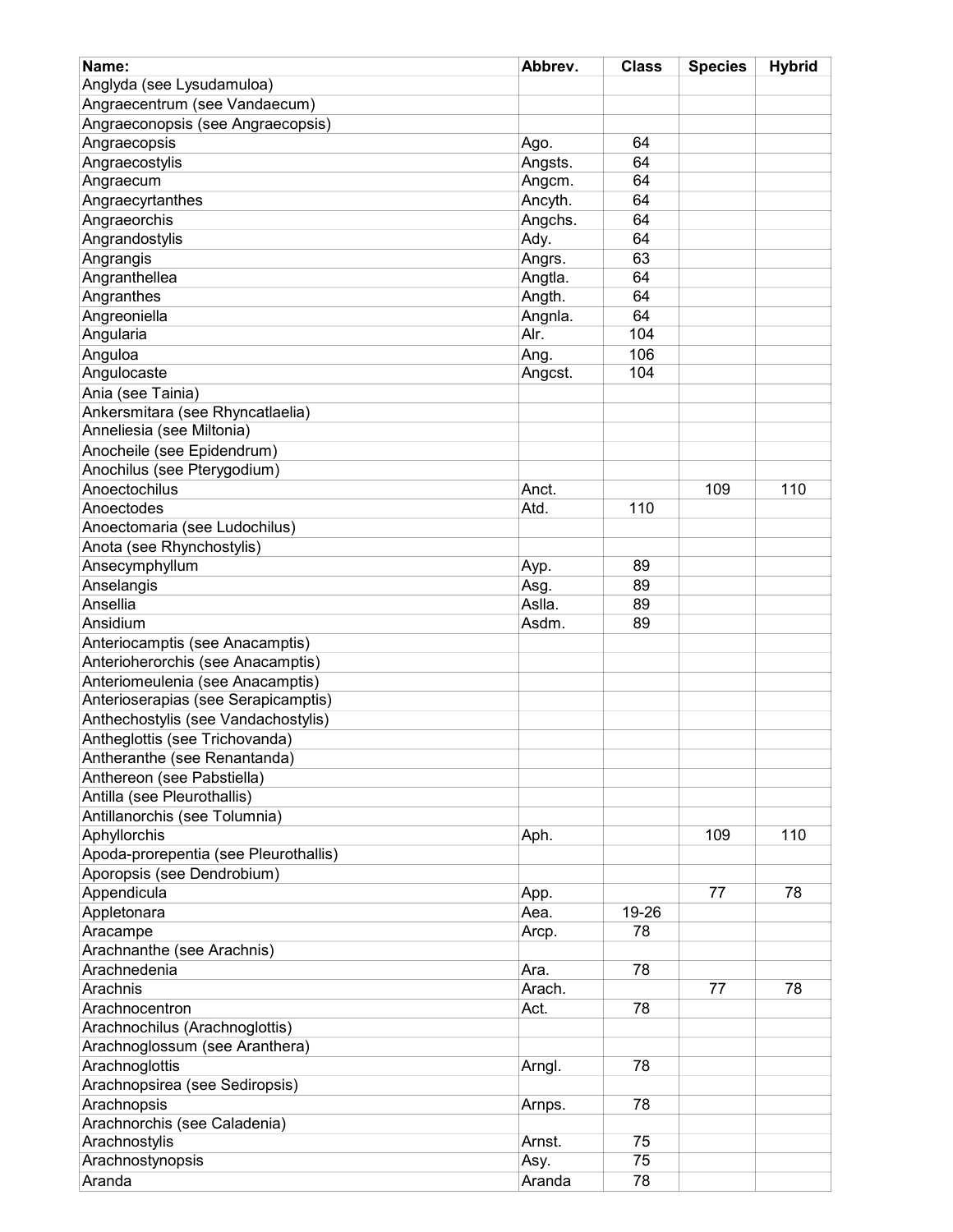| Name: | Abbrev. | Class | Species | Hybrid |
|---|---|---|---|---|
| Anglyda (see Lysudamuloa) | | | | |
| Angraecentrum (see Vandaecum) | | | | |
| Angraeconopsis (see Angraecopsis) | | | | |
| Angraecopsis | Ago. | 64 | | |
| Angraecostylis | Angsts. | 64 | | |
| Angraecum | Angcm. | 64 | | |
| Angraecyrtanthes | Ancyth. | 64 | | |
| Angraeorchis | Angchs. | 64 | | |
| Angrandostylis | Ady. | 64 | | |
| Angrangis | Angrs. | 63 | | |
| Angranthellea | Angtla. | 64 | | |
| Angranthes | Angth. | 64 | | |
| Angreoniella | Angnla. | 64 | | |
| Angularia | Alr. | 104 | | |
| Anguloa | Ang. | 106 | | |
| Angulocaste | Angcst. | 104 | | |
| Ania (see Tainia) | | | | |
| Ankersmitara (see Rhyncatlaelia) | | | | |
| Anneliesia (see Miltonia) | | | | |
| Anocheile (see Epidendrum) | | | | |
| Anochilus (see Pterygodium) | | | | |
| Anoectochilus | Anct. | | 109 | 110 |
| Anoectodes | Atd. | 110 | | |
| Anoectomaria (see Ludochilus) | | | | |
| Anota (see Rhynchostylis) | | | | |
| Ansecymphyllum | Ayp. | 89 | | |
| Anselangis | Asg. | 89 | | |
| Ansellia | Aslla. | 89 | | |
| Ansidium | Asdm. | 89 | | |
| Anteriocamptis (see Anacamptis) | | | | |
| Anterioherorchis (see Anacamptis) | | | | |
| Anteriomeulenia (see Anacamptis) | | | | |
| Anterioserapias (see Serapicamptis) | | | | |
| Anthechostylis (see Vandachostylis) | | | | |
| Antheglottis (see Trichovanda) | | | | |
| Antheranthe (see Renantanda) | | | | |
| Anthereon (see Pabstiella) | | | | |
| Antilla (see Pleurothallis) | | | | |
| Antillanorchis (see Tolumnia) | | | | |
| Aphyllorchis | Aph. | | 109 | 110 |
| Apoda-prorepentia (see Pleurothallis) | | | | |
| Aporopsis (see Dendrobium) | | | | |
| Appendicula | App. | | 77 | 78 |
| Appletonara | Aea. | 19-26 | | |
| Aracampe | Arcp. | 78 | | |
| Arachnanthe (see Arachnis) | | | | |
| Arachnedenia | Ara. | 78 | | |
| Arachnis | Arach. | | 77 | 78 |
| Arachnocentron | Act. | 78 | | |
| Arachnochilus (Arachnoglottis) | | | | |
| Arachnoglossum (see Aranthera) | | | | |
| Arachnoglottis | Arngl. | 78 | | |
| Arachnopsirea (see Sediropsis) | | | | |
| Arachnopsis | Arnps. | 78 | | |
| Arachnorchis (see Caladenia) | | | | |
| Arachnostylis | Arnst. | 75 | | |
| Arachnostynopsis | Asy. | 75 | | |
| Aranda | Aranda | 78 | | |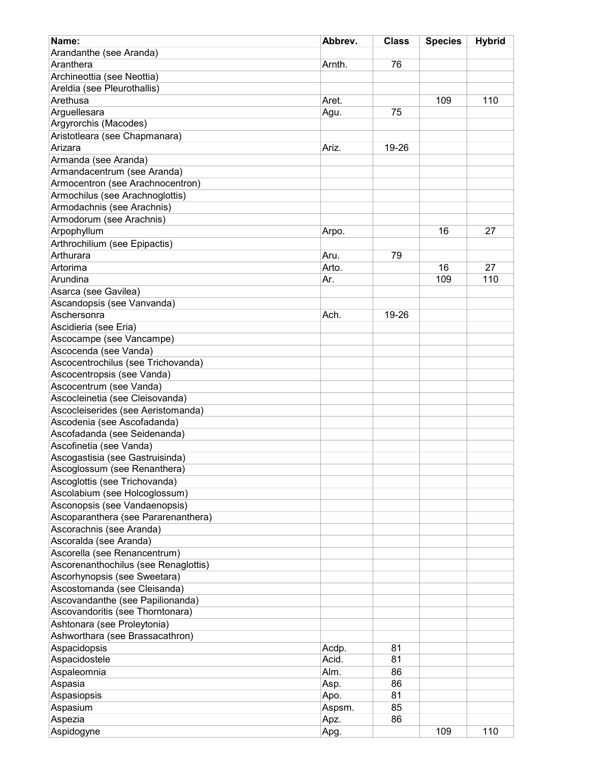| Name: | Abbrev. | Class | Species | Hybrid |
|---|---|---|---|---|
| Arandanthe (see Aranda) | | | | |
| Aranthera | Arnth. | 76 | | |
| Archineottia (see Neottia) | | | | |
| Areldia (see Pleurothallis) | | | | |
| Arethusa | Aret. | | 109 | 110 |
| Arguellesara | Agu. | 75 | | |
| Argyrorchis (Macodes) | | | | |
| Aristotleara (see Chapmanara) | | | | |
| Arizara | Ariz. | 19-26 | | |
| Armanda (see Aranda) | | | | |
| Armandacentrum (see Aranda) | | | | |
| Armocentron (see Arachnocentron) | | | | |
| Armochilus (see Arachnoglottis) | | | | |
| Armodachnis (see Arachnis) | | | | |
| Armodorum (see Arachnis) | | | | |
| Arpophyllum | Arpo. | | 16 | 27 |
| Arthrochilium (see Epipactis) | | | | |
| Arthurara | Aru. | 79 | | |
| Artorima | Arto. | | 16 | 27 |
| Arundina | Ar. | | 109 | 110 |
| Asarca (see Gavilea) | | | | |
| Ascandopsis (see Vanvanda) | | | | |
| Aschersonra | Ach. | 19-26 | | |
| Ascidieria (see Eria) | | | | |
| Ascocampe (see Vancampe) | | | | |
| Ascocenda (see Vanda) | | | | |
| Ascocentrochilus (see Trichovanda) | | | | |
| Ascocentropsis (see Vanda) | | | | |
| Ascocentrum (see Vanda) | | | | |
| Ascocleinetia (see Cleisovanda) | | | | |
| Ascocleiserides (see Aeristomanda) | | | | |
| Ascodenia (see Ascofadanda) | | | | |
| Ascofadanda (see Seidenanda) | | | | |
| Ascofinetia (see Vanda) | | | | |
| Ascogastisia (see Gastruisinda) | | | | |
| Ascoglossum (see Renanthera) | | | | |
| Ascoglottis (see Trichovanda) | | | | |
| Ascolabium (see Holcoglossum) | | | | |
| Asconopsis (see Vandaenopsis) | | | | |
| Ascoparanthera (see Pararenanthera) | | | | |
| Ascorachnis (see Aranda) | | | | |
| Ascoralda (see Aranda) | | | | |
| Ascorella (see Renancentrum) | | | | |
| Ascorenanthochilus (see Renaglottis) | | | | |
| Ascorhynopsis (see Sweetara) | | | | |
| Ascostomanda (see Cleisanda) | | | | |
| Ascovandanthe (see Papilionanda) | | | | |
| Ascovandoritis (see Thorntonara) | | | | |
| Ashtonara (see Proleytonia) | | | | |
| Ashworthara (see Brassacathron) | | | | |
| Aspacidopsis | Acdp. | 81 | | |
| Aspacidostele | Acid. | 81 | | |
| Aspaleomnia | Alm. | 86 | | |
| Aspasia | Asp. | 86 | | |
| Aspasiopsis | Apo. | 81 | | |
| Aspasium | Aspsm. | 85 | | |
| Aspezia | Apz. | 86 | | |
| Aspidogyne | Apg. | | 109 | 110 |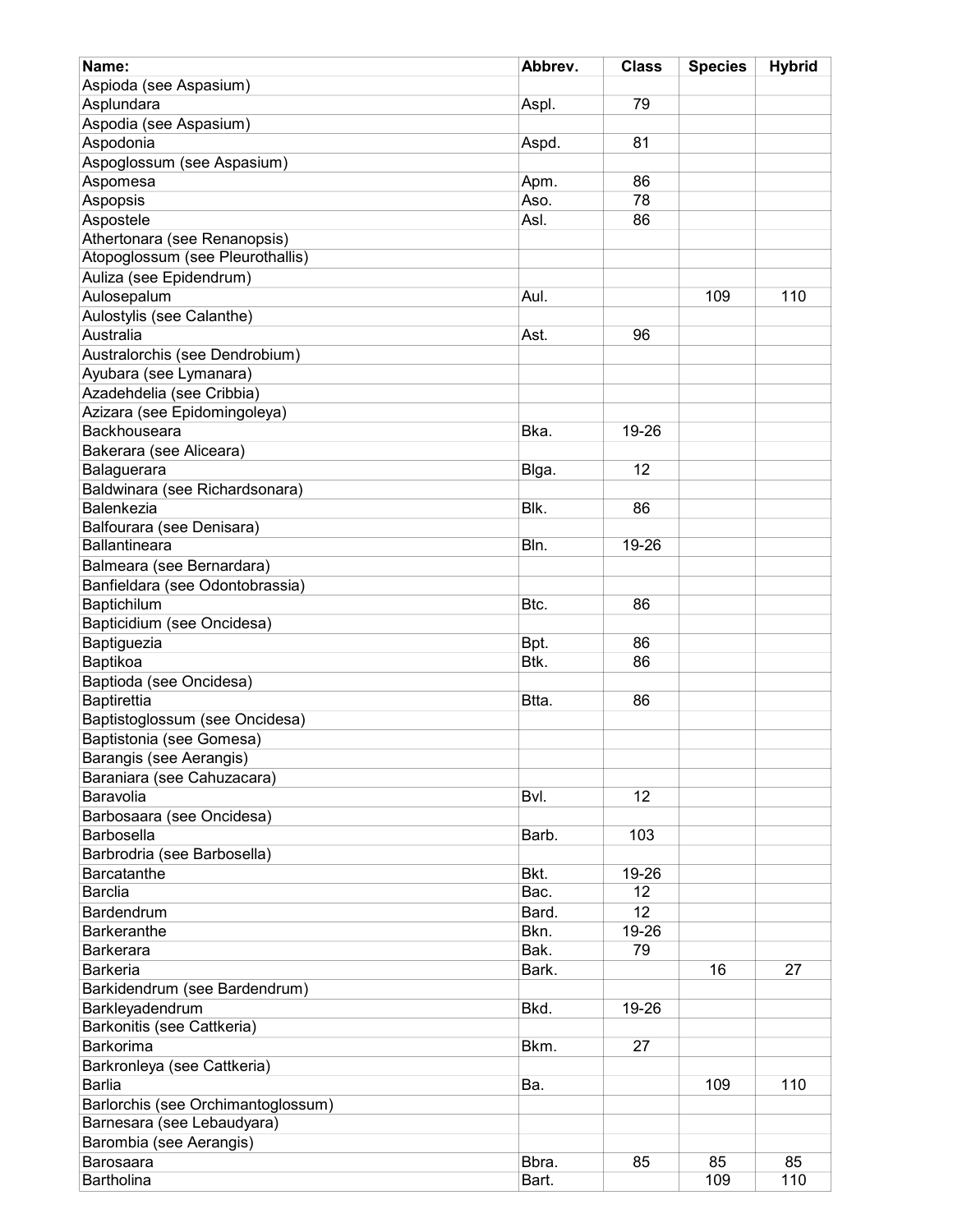| Name: | Abbrev. | Class | Species | Hybrid |
|---|---|---|---|---|
| Aspioda (see Aspasium) | | | | |
| Asplundara | Aspl. | 79 | | |
| Aspodia (see Aspasium) | | | | |
| Aspodonia | Aspd. | 81 | | |
| Aspoglossum (see Aspasium) | | | | |
| Aspomesa | Apm. | 86 | | |
| Aspopsis | Aso. | 78 | | |
| Aspostele | Asl. | 86 | | |
| Athertonara (see Renanopsis) | | | | |
| Atopoglossum (see Pleurothallis) | | | | |
| Auliza (see Epidendrum) | | | | |
| Aulosepalum | Aul. | | 109 | 110 |
| Aulostylis (see Calanthe) | | | | |
| Australia | Ast. | 96 | | |
| Australorchis (see Dendrobium) | | | | |
| Ayubara (see Lymanara) | | | | |
| Azadehdelia (see Cribbia) | | | | |
| Azizara (see Epidomingoleya) | | | | |
| Backhouseara | Bka. | 19-26 | | |
| Bakerara (see Aliceara) | | | | |
| Balaguerara | Blga. | 12 | | |
| Baldwinara (see Richardsonara) | | | | |
| Balenkezia | Blk. | 86 | | |
| Balfourara (see Denisara) | | | | |
| Ballantineara | Bln. | 19-26 | | |
| Balmeara (see Bernardara) | | | | |
| Banfieldara (see Odontobrassia) | | | | |
| Baptichilum | Btc. | 86 | | |
| Bapticidium (see Oncidesa) | | | | |
| Baptiguezia | Bpt. | 86 | | |
| Baptikoa | Btk. | 86 | | |
| Baptioda (see Oncidesa) | | | | |
| Baptirettia | Btta. | 86 | | |
| Baptistoglossum (see Oncidesa) | | | | |
| Baptistonia (see Gomesa) | | | | |
| Barangis (see Aerangis) | | | | |
| Baraniara (see Cahuzacara) | | | | |
| Baravolia | Bvl. | 12 | | |
| Barbosaara (see Oncidesa) | | | | |
| Barbosella | Barb. | 103 | | |
| Barbrodria (see Barbosella) | | | | |
| Barcatanthe | Bkt. | 19-26 | | |
| Barclia | Bac. | 12 | | |
| Bardendrum | Bard. | 12 | | |
| Barkeranthe | Bkn. | 19-26 | | |
| Barkerara | Bak. | 79 | | |
| Barkeria | Bark. | | 16 | 27 |
| Barkidendrum (see Bardendrum) | | | | |
| Barkleyadendrum | Bkd. | 19-26 | | |
| Barkonitis (see Cattkeria) | | | | |
| Barkorima | Bkm. | 27 | | |
| Barkronleya (see Cattkeria) | | | | |
| Barlia | Ba. | | 109 | 110 |
| Barlorchis (see Orchimantoglossum) | | | | |
| Barnesara (see Lebaudyara) | | | | |
| Barombia (see Aerangis) | | | | |
| Barosaara | Bbra. | 85 | 85 | 85 |
| Bartholina | Bart. | | 109 | 110 |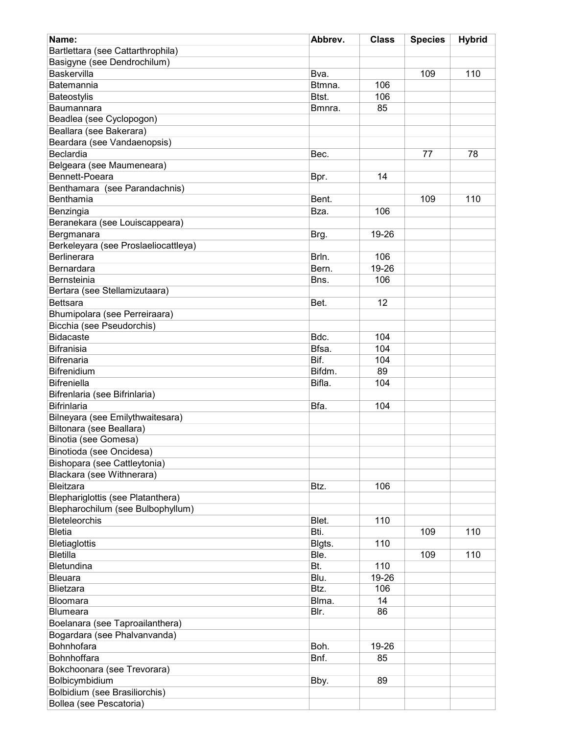| Name: | Abbrev. | Class | Species | Hybrid |
|---|---|---|---|---|
| Bartlettara (see Cattarthrophila) | | | | |
| Basigyne (see Dendrochilum) | | | | |
| Baskervilla | Bva. | | 109 | 110 |
| Batemannia | Btmna. | 106 | | |
| Bateostylis | Btst. | 106 | | |
| Baumannara | Bmnra. | 85 | | |
| Beadlea (see Cyclopogon) | | | | |
| Beallara (see Bakerara) | | | | |
| Beardara (see Vandaenopsis) | | | | |
| Beclardia | Bec. | | 77 | 78 |
| Belgeara (see Maumeneara) | | | | |
| Bennett-Poeara | Bpr. | 14 | | |
| Benthamara (see Parandachnis) | | | | |
| Benthamia | Bent. | | 109 | 110 |
| Benzingia | Bza. | 106 | | |
| Beranekara (see Louiscappeara) | | | | |
| Bergmanara | Brg. | 19-26 | | |
| Berkeleyara (see Proslaeliocattleya) | | | | |
| Berlinerara | Brln. | 106 | | |
| Bernardara | Bern. | 19-26 | | |
| Bernsteinia | Bns. | 106 | | |
| Bertara (see Stellamizutaara) | | | | |
| Bettsara | Bet. | 12 | | |
| Bhumipolara (see Perreiraara) | | | | |
| Bicchia (see Pseudorchis) | | | | |
| Bidacaste | Bdc. | 104 | | |
| Bifranisia | Bfsa. | 104 | | |
| Bifrenaria | Bif. | 104 | | |
| Bifrenidium | Bifdm. | 89 | | |
| Bifreniella | Bifla. | 104 | | |
| Bifrenlaria (see Bifrinlaria) | | | | |
| Bifrinlaria | Bfa. | 104 | | |
| Bilneyara (see Emilythwaitesara) | | | | |
| Biltonara (see Beallara) | | | | |
| Binotia (see Gomesa) | | | | |
| Binotioda (see Oncidesa) | | | | |
| Bishopara (see Cattleytonia) | | | | |
| Blackara (see Withnerara) | | | | |
| Bleitzara | Btz. | 106 | | |
| Blephariglottis (see Platanthera) | | | | |
| Blepharochilum (see Bulbophyllum) | | | | |
| Bleteleorchis | Blet. | 110 | | |
| Bletia | Bti. | | 109 | 110 |
| Bletiaglottis | Blgts. | 110 | | |
| Bletilla | Ble. | | 109 | 110 |
| Bletundina | Bt. | 110 | | |
| Bleuara | Blu. | 19-26 | | |
| Blietzara | Btz. | 106 | | |
| Bloomara | Blma. | 14 | | |
| Blumeara | Blr. | 86 | | |
| Boelanara (see Taproailanthera) | | | | |
| Bogardara (see Phalvanvanda) | | | | |
| Bohnhofara | Boh. | 19-26 | | |
| Bohnhoffara | Bnf. | 85 | | |
| Bokchoonara (see Trevorara) | | | | |
| Bolbicymbidium | Bby. | 89 | | |
| Bolbidium (see Brasiliorchis) | | | | |
| Bollea (see Pescatoria) | | | | |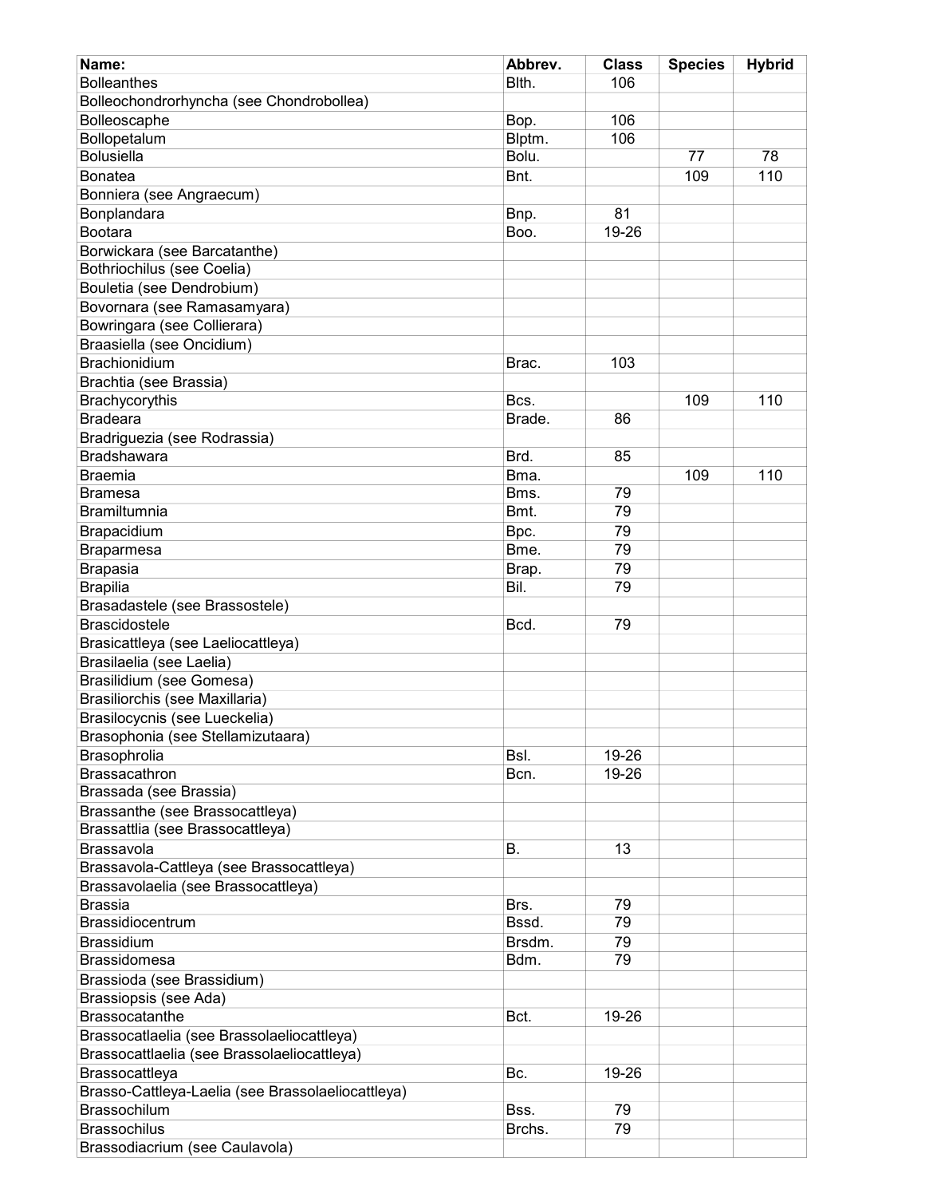| Name: | Abbrev. | Class | Species | Hybrid |
|---|---|---|---|---|
| Bolleanthes | Blth. | 106 | | |
| Bolleochondrorhyncha (see Chondrobollea) | | | | |
| Bolleoscaphe | Bop. | 106 | | |
| Bollopetalum | Blptm. | 106 | | |
| Bolusiella | Bolu. | | 77 | 78 |
| Bonatea | Bnt. | | 109 | 110 |
| Bonniera (see Angraecum) | | | | |
| Bonplandara | Bnp. | 81 | | |
| Bootara | Boo. | 19-26 | | |
| Borwickara (see Barcatanthe) | | | | |
| Bothriochilus (see Coelia) | | | | |
| Bouletia (see Dendrobium) | | | | |
| Bovornara (see Ramasamyara) | | | | |
| Bowringara (see Collierara) | | | | |
| Braasiella (see Oncidium) | | | | |
| Brachionidium | Brac. | 103 | | |
| Brachtia (see Brassia) | | | | |
| Brachycorythis | Bcs. | | 109 | 110 |
| Bradeara | Brade. | 86 | | |
| Bradriguezia (see Rodrassia) | | | | |
| Bradshawara | Brd. | 85 | | |
| Braemia | Bma. | | 109 | 110 |
| Bramesa | Bms. | 79 | | |
| Bramiltumnia | Bmt. | 79 | | |
| Brapacidium | Bpc. | 79 | | |
| Braparmesa | Bme. | 79 | | |
| Brapasia | Brap. | 79 | | |
| Brapilia | Bil. | 79 | | |
| Brasadastele (see Brassostele) | | | | |
| Brascidostele | Bcd. | 79 | | |
| Brasicattleya (see Laeliocattleya) | | | | |
| Brasilaelia (see Laelia) | | | | |
| Brasilidium (see Gomesa) | | | | |
| Brasiliorchis (see Maxillaria) | | | | |
| Brasilocycnis (see Lueckelia) | | | | |
| Brasophonia (see Stellamizutaara) | | | | |
| Brasophrolia | Bsl. | 19-26 | | |
| Brassacathron | Bcn. | 19-26 | | |
| Brassada (see Brassia) | | | | |
| Brassanthe (see Brassocattleya) | | | | |
| Brassattlia (see Brassocattleya) | | | | |
| Brassavola | B. | 13 | | |
| Brassavola-Cattleya (see Brassocattleya) | | | | |
| Brassavolaelia (see Brassocattleya) | | | | |
| Brassia | Brs. | 79 | | |
| Brassidiocentrum | Bssd. | 79 | | |
| Brassidium | Brsdm. | 79 | | |
| Brassidomesa | Bdm. | 79 | | |
| Brassioda (see Brassidium) | | | | |
| Brassiopsis (see Ada) | | | | |
| Brassocatanthe | Bct. | 19-26 | | |
| Brassocatlaelia (see Brassolaeliocattleya) | | | | |
| Brassocattlaelia (see Brassolaeliocattleya) | | | | |
| Brassocattleya | Bc. | 19-26 | | |
| Brasso-Cattleya-Laelia (see Brassolaeliocattleya) | | | | |
| Brassochilum | Bss. | 79 | | |
| Brassochilus | Brchs. | 79 | | |
| Brassodiacrium (see Caulavola) | | | | |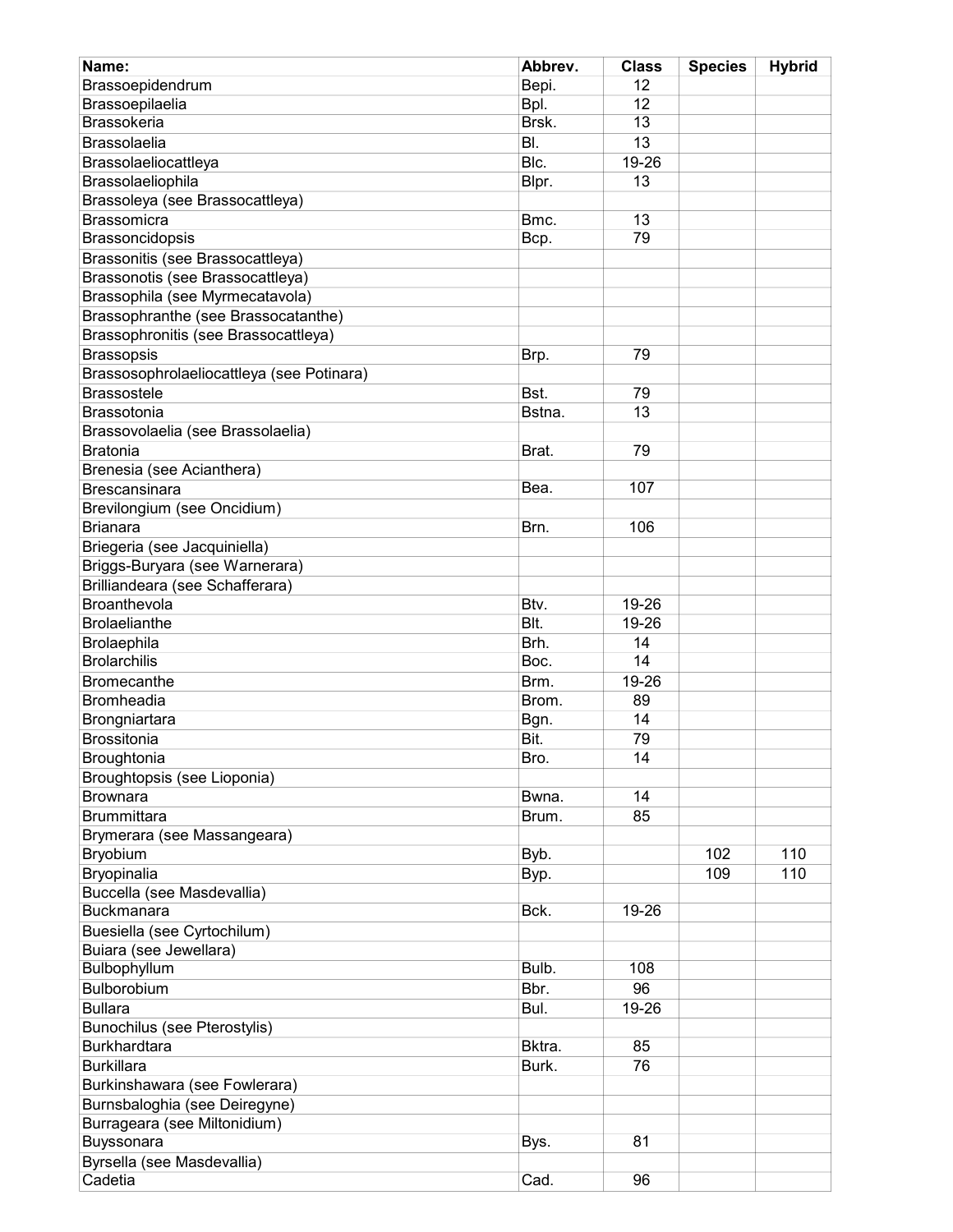| Name: | Abbrev. | Class | Species | Hybrid |
|---|---|---|---|---|
| Brassoepidendrum | Bepi. | 12 | | |
| Brassoepilaelia | Bpl. | 12 | | |
| Brassokeria | Brsk. | 13 | | |
| Brassolaelia | Bl. | 13 | | |
| Brassolaeliocattleya | Blc. | 19-26 | | |
| Brassolaeliophila | Blpr. | 13 | | |
| Brassoleya (see Brassocattleya) | | | | |
| Brassomicra | Bmc. | 13 | | |
| Brassoncidopsis | Bcp. | 79 | | |
| Brassonitis (see Brassocattleya) | | | | |
| Brassonotis (see Brassocattleya) | | | | |
| Brassophila (see Myrmecatavola) | | | | |
| Brassophranthe (see Brassocatanthe) | | | | |
| Brassophronitis (see Brassocattleya) | | | | |
| Brassopsis | Brp. | 79 | | |
| Brassosophrolaeliocattleya (see Potinara) | | | | |
| Brassostele | Bst. | 79 | | |
| Brassotonia | Bstna. | 13 | | |
| Brassovolaelia (see Brassolaelia) | | | | |
| Bratonia | Brat. | 79 | | |
| Brenesia (see Acianthera) | | | | |
| Brescansinara | Bea. | 107 | | |
| Brevilongium (see Oncidium) | | | | |
| Brianara | Brn. | 106 | | |
| Briegeria (see Jacquiniella) | | | | |
| Briggs-Buryara (see Warnerara) | | | | |
| Brilliandeara (see Schafferara) | | | | |
| Broanthevola | Btv. | 19-26 | | |
| Brolaelianthe | Blt. | 19-26 | | |
| Brolaephila | Brh. | 14 | | |
| Brolarchilis | Boc. | 14 | | |
| Bromecanthe | Brm. | 19-26 | | |
| Bromheadia | Brom. | 89 | | |
| Brongniartara | Bgn. | 14 | | |
| Brossitonia | Bit. | 79 | | |
| Broughtonia | Bro. | 14 | | |
| Broughtopsis (see Lioponia) | | | | |
| Brownara | Bwna. | 14 | | |
| Brummittara | Brum. | 85 | | |
| Brymerara (see Massangeara) | | | | |
| Bryobium | Byb. | | 102 | 110 |
| Bryopinalia | Byp. | | 109 | 110 |
| Buccella (see Masdevallia) | | | | |
| Buckmanara | Bck. | 19-26 | | |
| Buesiella (see Cyrtochilum) | | | | |
| Buiara (see Jewellara) | | | | |
| Bulbophyllum | Bulb. | 108 | | |
| Bulborobium | Bbr. | 96 | | |
| Bullara | Bul. | 19-26 | | |
| Bunochilus (see Pterostylis) | | | | |
| Burkhardtara | Bktra. | 85 | | |
| Burkillara | Burk. | 76 | | |
| Burkinshawara (see Fowlerara) | | | | |
| Burnsbaloghia (see Deiregyne) | | | | |
| Burrageara (see Miltonidium) | | | | |
| Buyssonara | Bys. | 81 | | |
| Byrsella (see Masdevallia) | | | | |
| Cadetia | Cad. | 96 | | |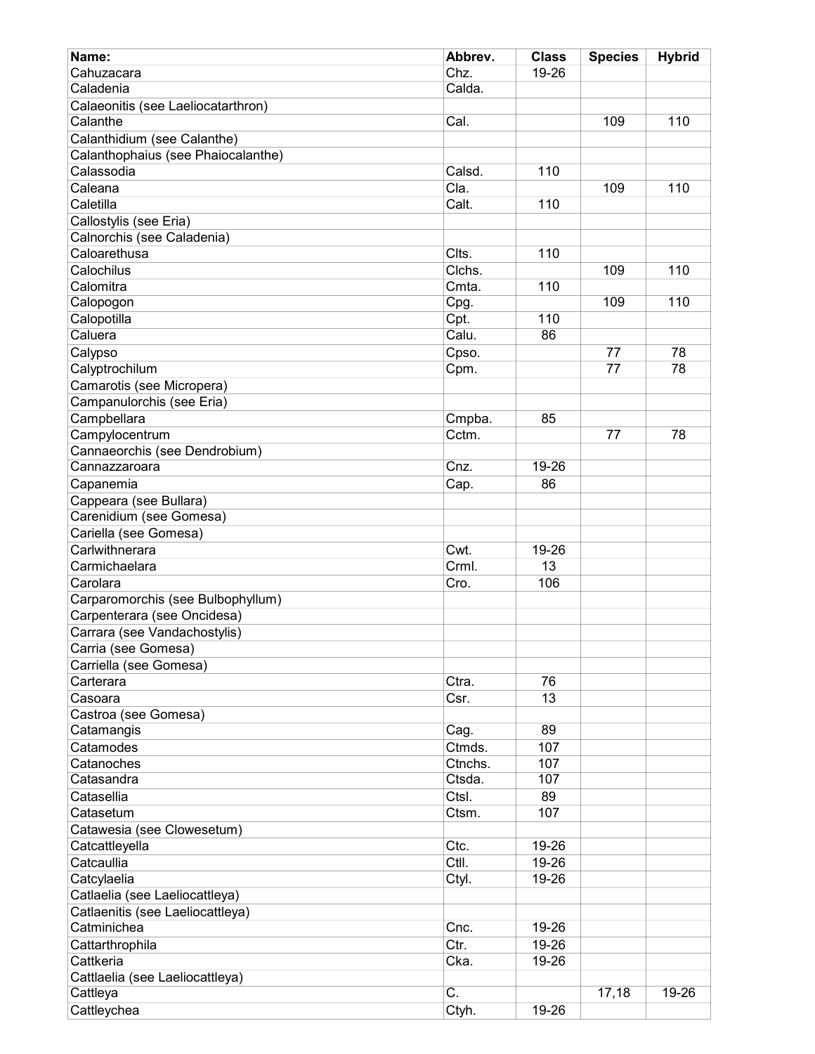| Name: | Abbrev. | Class | Species | Hybrid |
|---|---|---|---|---|
| Cahuzacara | Chz. | 19-26 | | |
| Caladenia | Calda. | | | |
| Calaeonitis (see Laeliocatarthron) | | | | |
| Calanthe | Cal. | | 109 | 110 |
| Calanthidium (see Calanthe) | | | | |
| Calanthophaius (see Phaiocalanthe) | | | | |
| Calassodia | Calsd. | 110 | | |
| Caleana | Cla. | | 109 | 110 |
| Caletilla | Calt. | 110 | | |
| Callostylis (see Eria) | | | | |
| Calnorchis (see Caladenia) | | | | |
| Caloarethusa | Clts. | 110 | | |
| Calochilus | Clchs. | | 109 | 110 |
| Calomitra | Cmta. | 110 | | |
| Calopogon | Cpg. | | 109 | 110 |
| Calopotilla | Cpt. | 110 | | |
| Caluera | Calu. | 86 | | |
| Calypso | Cpso. | | 77 | 78 |
| Calyptrochilum | Cpm. | | 77 | 78 |
| Camarotis (see Micropera) | | | | |
| Campanulorchis (see Eria) | | | | |
| Campbellara | Cmpba. | 85 | | |
| Campylocentrum | Cctm. | | 77 | 78 |
| Cannaeorchis (see Dendrobium) | | | | |
| Cannazzaroara | Cnz. | 19-26 | | |
| Capanemia | Cap. | 86 | | |
| Cappeara (see Bullara) | | | | |
| Carenidium (see Gomesa) | | | | |
| Cariella (see Gomesa) | | | | |
| Carlwithnerara | Cwt. | 19-26 | | |
| Carmichaelara | Crml. | 13 | | |
| Carolara | Cro. | 106 | | |
| Carparomorchis (see Bulbophyllum) | | | | |
| Carpenterara (see Oncidesa) | | | | |
| Carrara (see Vandachostylis) | | | | |
| Carria (see Gomesa) | | | | |
| Carriella (see Gomesa) | | | | |
| Carterara | Ctra. | 76 | | |
| Casoara | Csr. | 13 | | |
| Castroa (see Gomesa) | | | | |
| Catamangis | Cag. | 89 | | |
| Catamodes | Ctmds. | 107 | | |
| Catanoches | Ctnchs. | 107 | | |
| Catasandra | Ctsda. | 107 | | |
| Catasellia | Ctsl. | 89 | | |
| Catasetum | Ctsm. | 107 | | |
| Catawesia (see Clowesetum) | | | | |
| Catcattleyella | Ctc. | 19-26 | | |
| Catcaullia | Ctll. | 19-26 | | |
| Catcylaelia | Ctyl. | 19-26 | | |
| Catlaelia (see Laeliocattleya) | | | | |
| Catlaenitis (see Laeliocattleya) | | | | |
| Catminichea | Cnc. | 19-26 | | |
| Cattarthrophila | Ctr. | 19-26 | | |
| Cattkeria | Cka. | 19-26 | | |
| Cattlaelia (see Laeliocattleya) | | | | |
| Cattleya | C. | | 17,18 | 19-26 |
| Cattleychea | Ctyh. | 19-26 | | |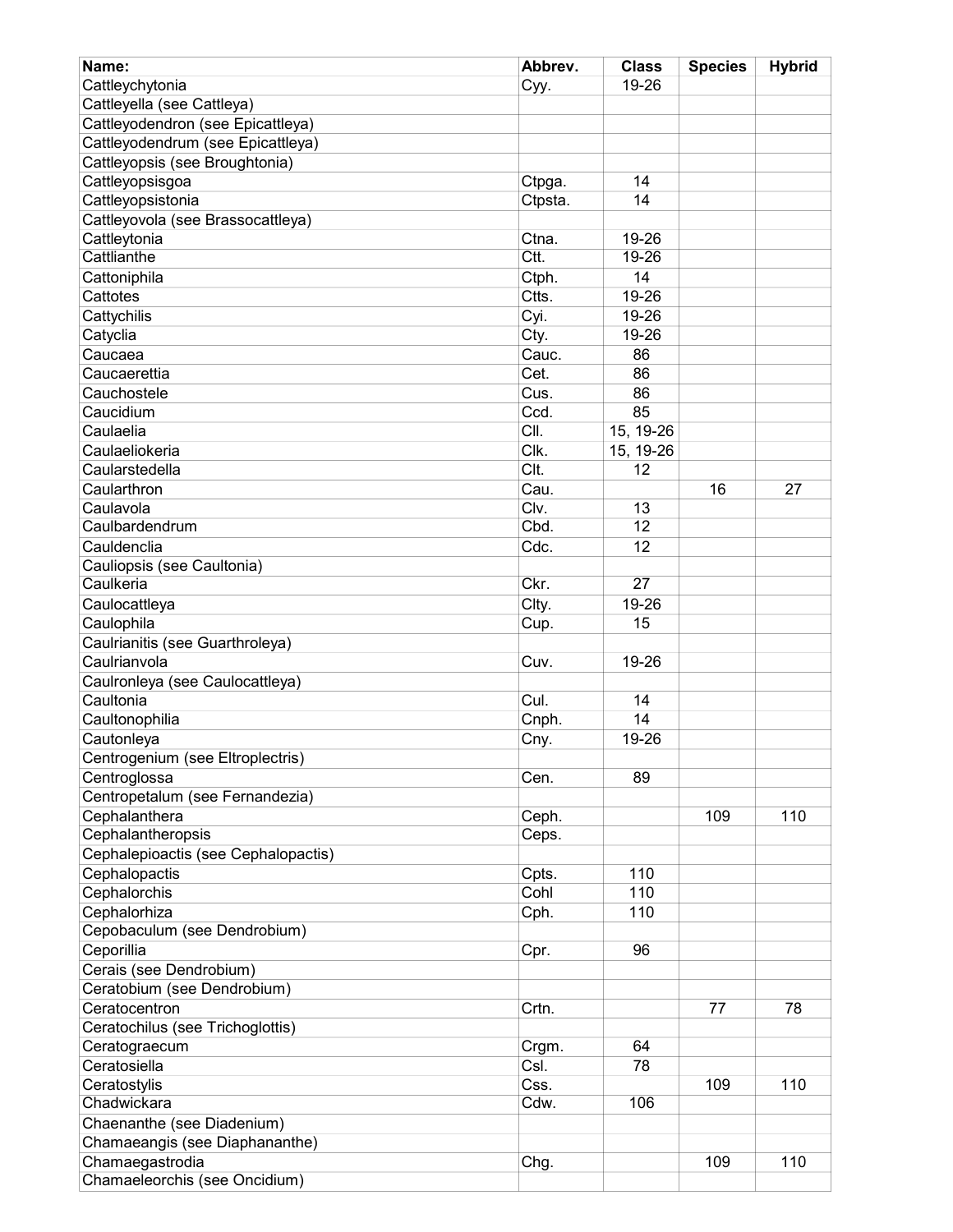| Name: | Abbrev. | Class | Species | Hybrid |
| --- | --- | --- | --- | --- |
| Cattleychytonia | Cyy. | 19-26 | | |
| Cattleyella (see Cattleya) | | | | |
| Cattleyodendron (see Epicattleya) | | | | |
| Cattleyodendrum (see Epicattleya) | | | | |
| Cattleyopsis (see Broughtonia) | | | | |
| Cattleyopsisgoa | Ctpga. | 14 | | |
| Cattleyopsistonia | Ctpsta. | 14 | | |
| Cattleyovola (see Brassocattleya) | | | | |
| Cattleytonia | Ctna. | 19-26 | | |
| Cattlianthe | Ctt. | 19-26 | | |
| Cattoniphila | Ctph. | 14 | | |
| Cattotes | Ctts. | 19-26 | | |
| Cattychilis | Cyi. | 19-26 | | |
| Catyclia | Cty. | 19-26 | | |
| Caucaea | Cauc. | 86 | | |
| Caucaerettia | Cet. | 86 | | |
| Cauchostele | Cus. | 86 | | |
| Caucidium | Ccd. | 85 | | |
| Caulaelia | Cll. | 15, 19-26 | | |
| Caulaeliokeria | Clk. | 15, 19-26 | | |
| Caularstedella | Clt. | 12 | | |
| Cacularthron | Cau. | | 16 | 27 |
| Caulavola | Clv. | 13 | | |
| Caulbardendrum | Cbd. | 12 | | |
| Cauldenclia | Cdc. | 12 | | |
| Cauliopsis (see Caultonia) | | | | |
| Caulkeria | Ckr. | 27 | | |
| Caulocattleya | Clty. | 19-26 | | |
| Caulophila | Cup. | 15 | | |
| Caulrianitis (see Guarthroleya) | | | | |
| Caulrianvola | Cuv. | 19-26 | | |
| Caulronleya (see Caulocattleya) | | | | |
| Caultonia | Cul. | 14 | | |
| Caultonophilia | Cnph. | 14 | | |
| Cautonleya | Cny. | 19-26 | | |
| Centrogenium (see Eltroplectris) | | | | |
| Centroglossa | Cen. | 89 | | |
| Centropetalum (see Fernandezia) | | | | |
| Cephalanthera | Ceph. | | 109 | 110 |
| Cephalantheropsis | Ceps. | | | |
| Cephalepioactis (see Cephalopactis) | | | | |
| Cephalopactis | Cpts. | 110 | | |
| Cephalorchis | Cohl | 110 | | |
| Cephalorhiza | Cph. | 110 | | |
| Cepobaculum (see Dendrobium) | | | | |
| Ceporillia | Cpr. | 96 | | |
| Cerais (see Dendrobium) | | | | |
| Ceratobium (see Dendrobium) | | | | |
| Ceratocentron | Crtn. | | 77 | 78 |
| Ceratochilus (see Trichoglottis) | | | | |
| Ceratograecum | Crgm. | 64 | | |
| Ceratosiella | Csl. | 78 | | |
| Ceratostylis | Css. | | 109 | 110 |
| Chadwickara | Cdw. | 106 | | |
| Chaenanthe (see Diadenium) | | | | |
| Chamaeangis (see Diaphananthe) | | | | |
| Chamaegastrodia | Chg. | | 109 | 110 |
| Chamaeleorchis (see Oncidium) | | | | |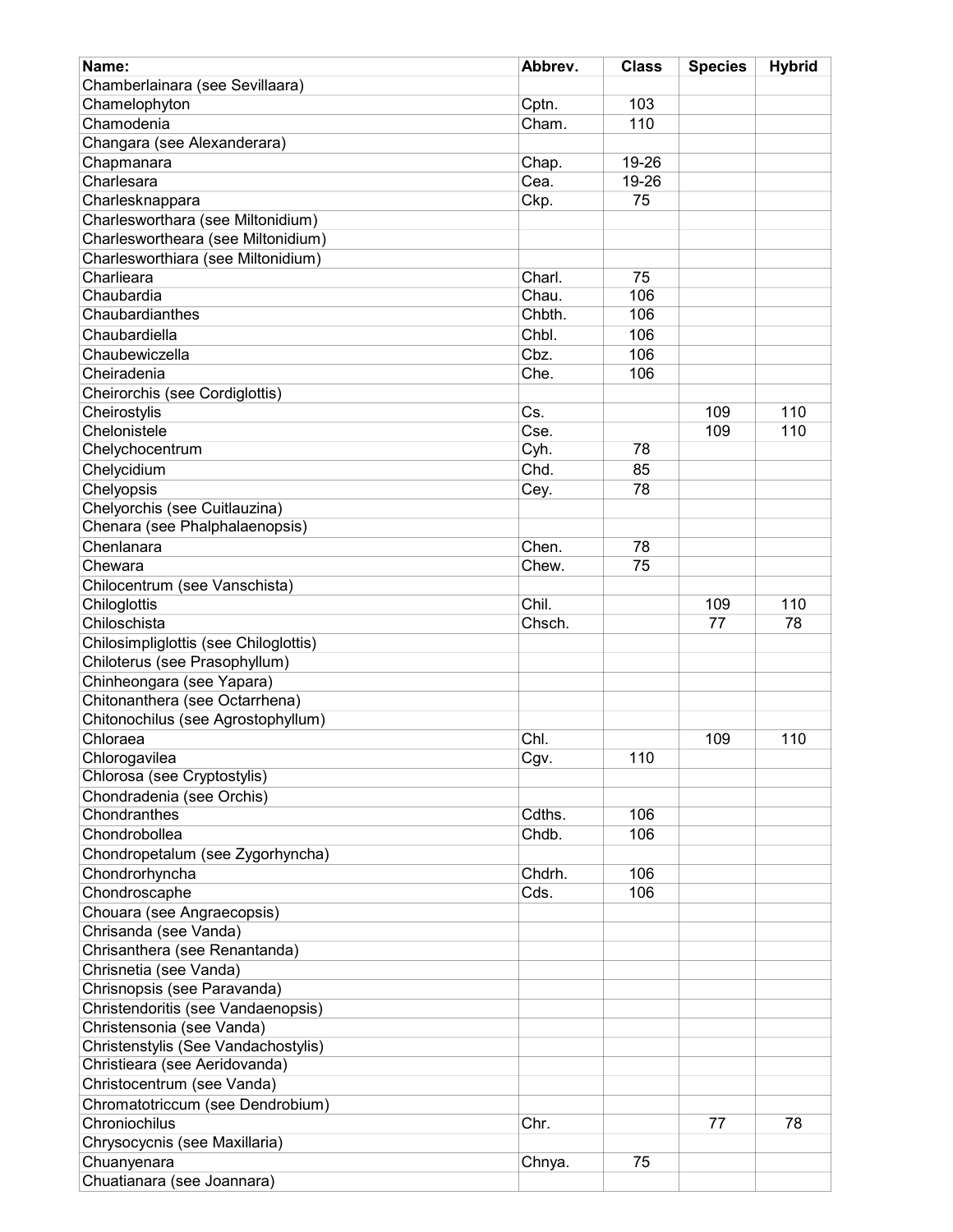| Name: | Abbrev. | Class | Species | Hybrid |
|---|---|---|---|---|
| Chamberlainara (see Sevillaara) | | | | |
| Chamelophyton | Cptn. | 103 | | |
| Chamodenia | Cham. | 110 | | |
| Changara (see Alexanderara) | | | | |
| Chapmanara | Chap. | 19-26 | | |
| Charlesara | Cea. | 19-26 | | |
| Charlesknappara | Ckp. | 75 | | |
| Charleswarthara (see Miltonidium) | | | | |
| Charleswortheara (see Miltonidium) | | | | |
| Charlesworthiara (see Miltonidium) | | | | |
| Charlieara | Charl. | 75 | | |
| Chaubardia | Chau. | 106 | | |
| Chaubardianthes | Chbth. | 106 | | |
| Chaubardiella | Chbl. | 106 | | |
| Chaubewiczella | Cbz. | 106 | | |
| Cheiradenia | Che. | 106 | | |
| Cheirorchis (see Cordiglottis) | | | | |
| Cheirostylis | Cs. | | 109 | 110 |
| Chelonistele | Cse. | | 109 | 110 |
| Chelychocentrum | Cyh. | 78 | | |
| Chelycidium | Chd. | 85 | | |
| Chelyopsis | Cey. | 78 | | |
| Chelyorchis (see Cuitlauzina) | | | | |
| Chenara (see Phalphalaenopsis) | | | | |
| Chenlanara | Chen. | 78 | | |
| Chewara | Chew. | 75 | | |
| Chilocentrum (see Vanschista) | | | | |
| Chiloglottis | Chil. | | 109 | 110 |
| Chiloschista | Chsch. | | 77 | 78 |
| Chilosimpliglottis (see Chiloglottis) | | | | |
| Chiloterus (see Prasophyllum) | | | | |
| Chinheongara (see Yapara) | | | | |
| Chitonanthera (see Octarrhena) | | | | |
| Chitonochilus (see Agrostophyllum) | | | | |
| Chloraea | Chl. | | 109 | 110 |
| Chlorogavilea | Cgv. | 110 | | |
| Chlorosa (see Cryptostylis) | | | | |
| Chondradenia (see Orchis) | | | | |
| Chondranthes | Cdths. | 106 | | |
| Chondrobollea | Chdb. | 106 | | |
| Chondropetalum (see Zygorhyncha) | | | | |
| Chondrorhyncha | Chdrh. | 106 | | |
| Chondroscaphe | Cds. | 106 | | |
| Chouara (see Angraecopsis) | | | | |
| Chrisanda (see Vanda) | | | | |
| Chrisanthera (see Renantanda) | | | | |
| Chrisnetia (see Vanda) | | | | |
| Chrisnopsis (see Paravanda) | | | | |
| Christendoritis (see Vandaenopsis) | | | | |
| Christensonia (see Vanda) | | | | |
| Christenstylis (See Vandachostylis) | | | | |
| Christieara (see Aeridovanda) | | | | |
| Christocentrum (see Vanda) | | | | |
| Chromatotriccum (see Dendrobium) | | | | |
| Chroniochilus | Chr. | | 77 | 78 |
| Chrysocycnis (see Maxillaria) | | | | |
| Chuanyenara | Chnya. | 75 | | |
| Chuatianara (see Joannara) | | | | |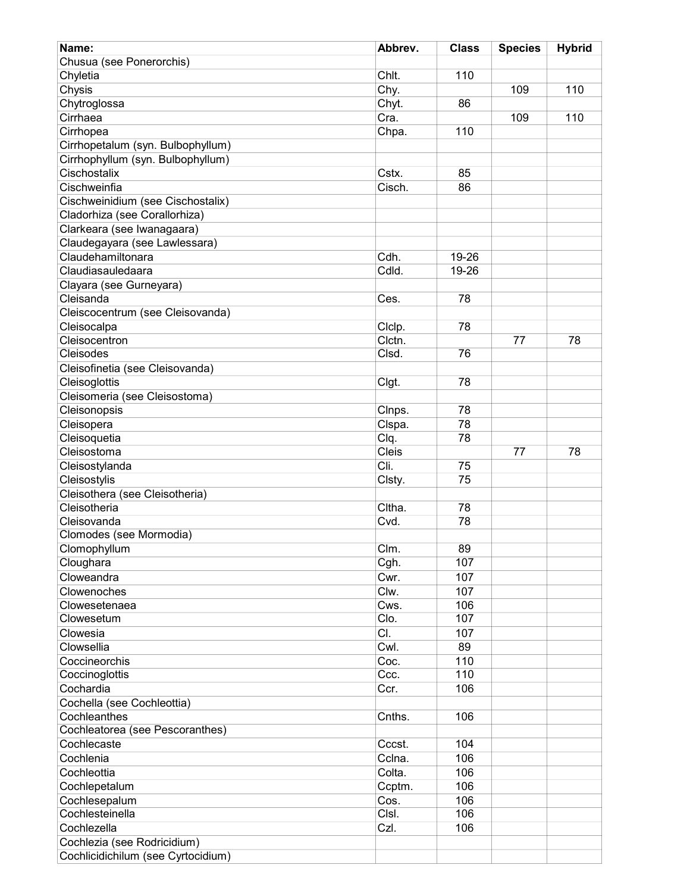| Name: | Abbrev. | Class | Species | Hybrid |
|---|---|---|---|---|
| Chusua (see Ponerorchis) | | | | |
| Chyletia | Chlt. | 110 | | |
| Chysis | Chy. | | 109 | 110 |
| Chytroglossa | Chyt. | 86 | | |
| Cirrhaea | Cra. | | 109 | 110 |
| Cirrhopea | Chpa. | 110 | | |
| Cirrhopetalum (syn. Bulbophyllum) | | | | |
| Cirrhophyllum (syn. Bulbophyllum) | | | | |
| Cischostalix | Cstx. | 85 | | |
| Cischweinfia | Cisch. | 86 | | |
| Cischweinidium (see Cischostalix) | | | | |
| Cladorhiza (see Corallorhiza) | | | | |
| Clarkeara (see Iwanagaara) | | | | |
| Claudegayara (see Lawlessara) | | | | |
| Claudehamiltonara | Cdh. | 19-26 | | |
| Claudiasauledaara | Cdld. | 19-26 | | |
| Clayara (see Gurneyara) | | | | |
| Cleisanda | Ces. | 78 | | |
| Cleiscocentrum (see Cleisovanda) | | | | |
| Cleisocalpa | Clclp. | 78 | | |
| Cleisocentron | Clctn. | | 77 | 78 |
| Cleisodes | Clsd. | 76 | | |
| Cleisofinetia (see Cleisovanda) | | | | |
| Cleisoglottis | Clgt. | 78 | | |
| Cleisomeria (see Cleisostoma) | | | | |
| Cleisonopsis | Clnps. | 78 | | |
| Cleisopera | Clspa. | 78 | | |
| Cleisoquetia | Clq. | 78 | | |
| Cleisostoma | Cleis | | 77 | 78 |
| Cleisostylanda | Cli. | 75 | | |
| Cleisostylis | Clsty. | 75 | | |
| Cleisothera (see Cleisotheria) | | | | |
| Cleisotheria | Cltha. | 78 | | |
| Cleisovanda | Cvd. | 78 | | |
| Clomodes (see Mormodia) | | | | |
| Clomophyllum | Clm. | 89 | | |
| Cloughara | Cgh. | 107 | | |
| Cloweandra | Cwr. | 107 | | |
| Clowenoches | Clw. | 107 | | |
| Clowesetenaea | Cws. | 106 | | |
| Clowesetum | Clo. | 107 | | |
| Clowesia | Cl. | 107 | | |
| Clowsellia | Cwl. | 89 | | |
| Coccineorchis | Coc. | 110 | | |
| Coccinoglottis | Ccc. | 110 | | |
| Cochardia | Ccr. | 106 | | |
| Cochella (see Cochleottia) | | | | |
| Cochleanthes | Cnths. | 106 | | |
| Cochleatorea (see Pescoranthes) | | | | |
| Cochlecaste | Cccst. | 104 | | |
| Cochlenia | Cclna. | 106 | | |
| Cochleottia | Colta. | 106 | | |
| Cochlepetalum | Ccptm. | 106 | | |
| Cochlesepalum | Cos. | 106 | | |
| Cochlesteinella | Clsl. | 106 | | |
| Cochlezella | Czl. | 106 | | |
| Cochlezia (see Rodricidium) | | | | |
| Cochlicidichilum (see Cyrtocidium) | | | | |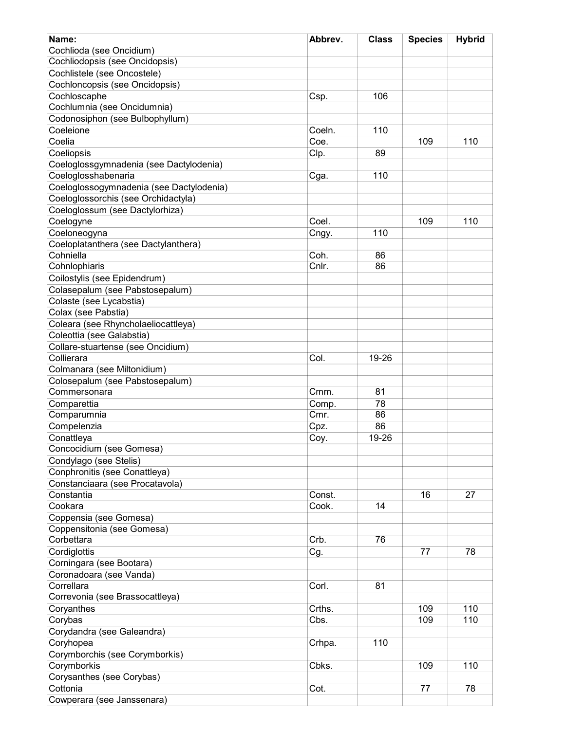| Name: | Abbrev. | Class | Species | Hybrid |
|---|---|---|---|---|
| Cochlioda (see Oncidium) | | | | |
| Cochliodopsis (see Oncidopsis) | | | | |
| Cochlistele (see Oncostele) | | | | |
| Cochloncopsis (see Oncidopsis) | | | | |
| Cochloscaphe | Csp. | 106 | | |
| Cochlumnia (see Oncidumnia) | | | | |
| Codonosiphon (see Bulbophyllum) | | | | |
| Coeleione | Coeln. | 110 | | |
| Coelia | Coe. | | 109 | 110 |
| Coeliopsis | Clp. | 89 | | |
| Coeloglossgymnadenia (see Dactylodenia) | | | | |
| Coeloglosshabenaria | Cga. | 110 | | |
| Coeloglossogymnadenia (see Dactylodenia) | | | | |
| Coeloglossorchis (see Orchidactyla) | | | | |
| Coeloglossum (see Dactylorhiza) | | | | |
| Coelogyne | Coel. | | 109 | 110 |
| Coeloneogyna | Cngy. | 110 | | |
| Coeloplatanthera (see Dactylanthera) | | | | |
| Cohniella | Coh. | 86 | | |
| Cohnlophiaris | Cnlr. | 86 | | |
| Coilostylis (see Epidendrum) | | | | |
| Colasepalum (see Pabstosepalum) | | | | |
| Colaste (see Lycabstia) | | | | |
| Colax (see Pabstia) | | | | |
| Coleara (see Rhyncholaeliocattleya) | | | | |
| Coleottia (see Galabstia) | | | | |
| Collare-stuartense (see Oncidium) | | | | |
| Collierara | Col. | 19-26 | | |
| Colmanara (see Miltonidium) | | | | |
| Colosepalum (see Pabstosepalum) | | | | |
| Commersonara | Cmm. | 81 | | |
| Comparettia | Comp. | 78 | | |
| Comparumnia | Cmr. | 86 | | |
| Compelenzia | Cpz. | 86 | | |
| Conattleya | Coy. | 19-26 | | |
| Concocidium (see Gomesa) | | | | |
| Condylago (see Stelis) | | | | |
| Conphronitis (see Conattleya) | | | | |
| Constanciaara (see Procatavola) | | | | |
| Constantia | Const. | | 16 | 27 |
| Cookara | Cook. | 14 | | |
| Coppensia (see Gomesa) | | | | |
| Coppensitonia (see Gomesa) | | | | |
| Corbettara | Crb. | 76 | | |
| Cordiglottis | Cg. | | 77 | 78 |
| Corningara (see Bootara) | | | | |
| Coronadoara (see Vanda) | | | | |
| Correllara | Corl. | 81 | | |
| Correvonia (see Brassocattleya) | | | | |
| Coryanthes | Crths. | | 109 | 110 |
| Corybas | Cbs. | | 109 | 110 |
| Corydandra (see Galeandra) | | | | |
| Coryhopea | Crhpa. | 110 | | |
| Corymborchis (see Corymborkis) | | | | |
| Corymborkis | Cbks. | | 109 | 110 |
| Corysanthes (see Corybas) | | | | |
| Cottonia | Cot. | | 77 | 78 |
| Cowperara (see Janssenara) | | | | |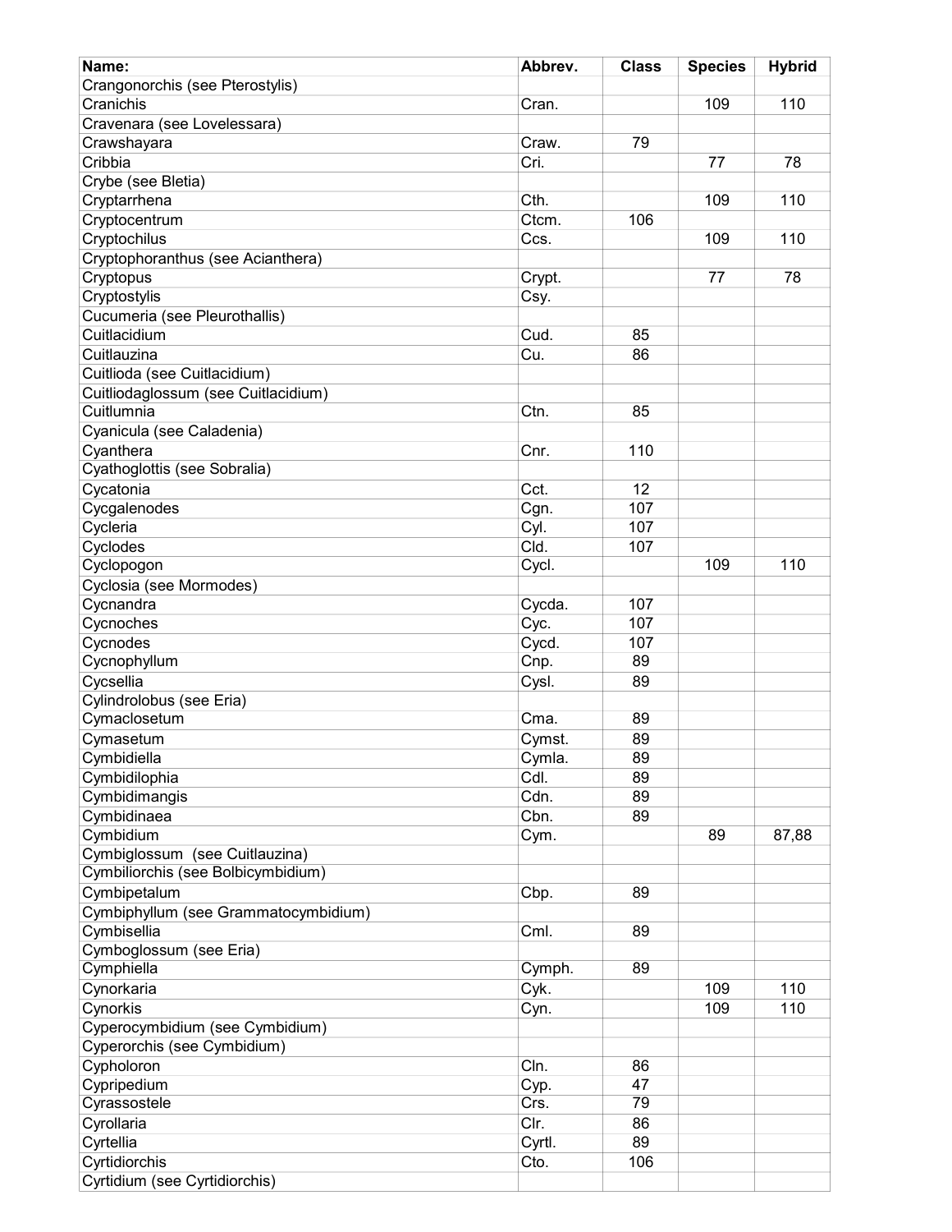| Name: | Abbrev. | Class | Species | Hybrid |
| --- | --- | --- | --- | --- |
| Crangonorchis (see Pterostylis) | | | | |
| Cranichis | Cran. | | 109 | 110 |
| Cravenara (see Lovelessara) | | | | |
| Crawshayara | Craw. | 79 | | |
| Cribbia | Cri. | | 77 | 78 |
| Crybe (see Bletia) | | | | |
| Cryptarrhena | Cth. | | 109 | 110 |
| Cryptocentrum | Ctcm. | 106 | | |
| Cryptochilus | Ccs. | | 109 | 110 |
| Cryptophoranthus (see Acianthera) | | | | |
| Cryptopus | Crypt. | | 77 | 78 |
| Cryptostylis | Csy. | | | |
| Cucumeria (see Pleurothallis) | | | | |
| Cuitlacidium | Cud. | 85 | | |
| Cuitlauzina | Cu. | 86 | | |
| Cuitlioda (see Cuitlacidium) | | | | |
| Cuitliodaglossum (see Cuitlacidium) | | | | |
| Cuitlumnia | Ctn. | 85 | | |
| Cyanicula (see Caladenia) | | | | |
| Cyanthera | Cnr. | 110 | | |
| Cyathoglottis (see Sobralia) | | | | |
| Cycatonia | Cct. | 12 | | |
| Cycgalenodes | Cgn. | 107 | | |
| Cycleria | Cyl. | 107 | | |
| Cyclodes | Cld. | 107 | | |
| Cyclopogon | Cycl. | | 109 | 110 |
| Cyclosia (see Mormodes) | | | | |
| Cycnandra | Cycda. | 107 | | |
| Cycnoches | Cyc. | 107 | | |
| Cycnodes | Cycd. | 107 | | |
| Cycnophyllum | Cnp. | 89 | | |
| Cycsellia | Cysl. | 89 | | |
| Cylindrolobus (see Eria) | | | | |
| Cymaclosetum | Cma. | 89 | | |
| Cymasetum | Cymst. | 89 | | |
| Cymbidiella | Cymla. | 89 | | |
| Cymbidilophia | Cdl. | 89 | | |
| Cymbidimangis | Cdn. | 89 | | |
| Cymbidinaea | Cbn. | 89 | | |
| Cymbidium | Cym. | | 89 | 87,88 |
| Cymbiglossum (see Cuitlauzina) | | | | |
| Cymbiliorchis (see Bolbicymbidium) | | | | |
| Cymbipetalum | Cbp. | 89 | | |
| Cymbiphyllum (see Grammatocymbidium) | | | | |
| Cymbisellia | Cml. | 89 | | |
| Cymboglossum (see Eria) | | | | |
| Cymphiella | Cymph. | 89 | | |
| Cynorkaria | Cyk. | | 109 | 110 |
| Cynorkis | Cyn. | | 109 | 110 |
| Cyperocymbidium (see Cymbidium) | | | | |
| Cyperorchis (see Cymbidium) | | | | |
| Cypholoron | Cln. | 86 | | |
| Cypripedium | Cyp. | 47 | | |
| Cyrassostele | Crs. | 79 | | |
| Cyrollaria | Clr. | 86 | | |
| Cyrtellia | Cyrtl. | 89 | | |
| Cyrtidiorchis | Cto. | 106 | | |
| Cyrtidium (see Cyrtidiorchis) | | | | |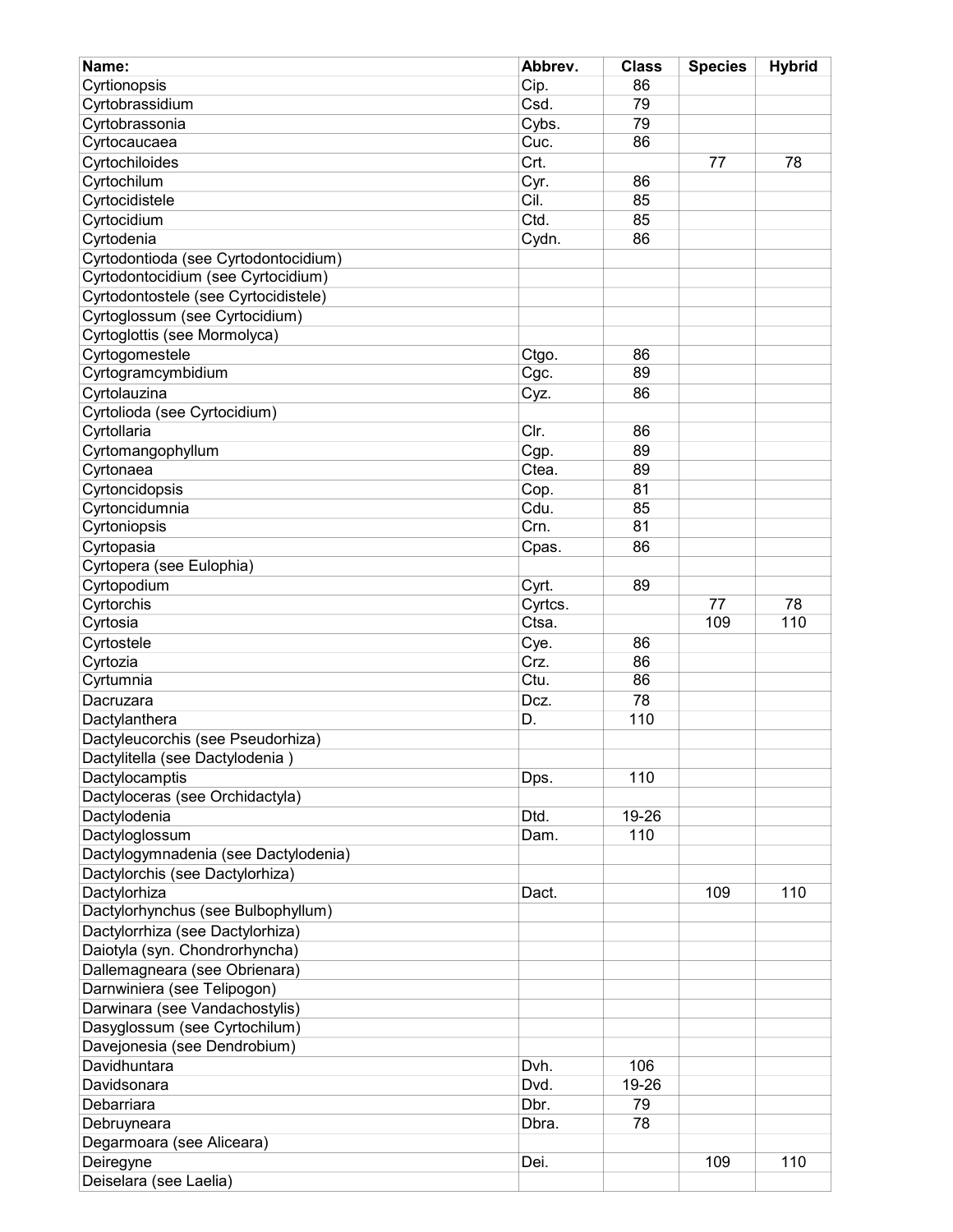| Name: | Abbrev. | Class | Species | Hybrid |
|---|---|---|---|---|
| Cyrtionopsis | Cip. | 86 | | |
| Cyrtobrassidium | Csd. | 79 | | |
| Cyrtobrassonia | Cybs. | 79 | | |
| Cyrtocaucaea | Cuc. | 86 | | |
| Cyrtochiloides | Crt. | | 77 | 78 |
| Cyrtochilum | Cyr. | 86 | | |
| Cyrtocidistele | Cil. | 85 | | |
| Cyrtocidium | Ctd. | 85 | | |
| Cyrtodenia | Cydn. | 86 | | |
| Cyrtodontioda (see Cyrtodontocidium) | | | | |
| Cyrtodontocidium (see Cyrtocidium) | | | | |
| Cyrtodontostele (see Cyrtocidistele) | | | | |
| Cyrtoglossum (see Cyrtocidium) | | | | |
| Cyrtoglottis (see Mormolyca) | | | | |
| Cyrtogomestele | Ctgo. | 86 | | |
| Cyrtogramcymbidium | Cgc. | 89 | | |
| Cyrtolauzina | Cyz. | 86 | | |
| Cyrtolioda (see Cyrtocidium) | | | | |
| Cyrtollaria | Clr. | 86 | | |
| Cyrtomangophyllum | Cgp. | 89 | | |
| Cyrtonaea | Ctea. | 89 | | |
| Cyrtoncidopsis | Cop. | 81 | | |
| Cyrtoncidumnia | Cdu. | 85 | | |
| Cyrtoniopsis | Crn. | 81 | | |
| Cyrtopasia | Cpas. | 86 | | |
| Cyrtopera (see Eulophia) | | | | |
| Cyrtopodium | Cyrt. | 89 | | |
| Cyrtorchis | Cyrtcs. | | 77 | 78 |
| Cyrtosia | Ctsa. | | 109 | 110 |
| Cyrtostele | Cye. | 86 | | |
| Cyrtozia | Crz. | 86 | | |
| Cyrtumnia | Ctu. | 86 | | |
| Dacruzara | Dcz. | 78 | | |
| Dactylanthera | D. | 110 | | |
| Dactyleucorchis (see Pseudorhiza) | | | | |
| Dactylitella (see Dactylodenia ) | | | | |
| Dactylocamptis | Dps. | 110 | | |
| Dactyloceras (see Orchidactyla) | | | | |
| Dactylodenia | Dtd. | 19-26 | | |
| Dactyloglossum | Dam. | 110 | | |
| Dactylogymnadenia (see Dactylodenia) | | | | |
| Dactylorchis (see Dactylorhiza) | | | | |
| Dactylorhiza | Dact. | | 109 | 110 |
| Dactylorhynchus (see Bulbophyllum) | | | | |
| Dactylorrhiza (see Dactylorhiza) | | | | |
| Daiotyla (syn. Chondrorhyncha) | | | | |
| Dallemagneara (see Obrienara) | | | | |
| Darnwiniera (see Telipogon) | | | | |
| Darwinara (see Vandachostylis) | | | | |
| Dasyglossum (see Cyrtochilum) | | | | |
| Davejonesia (see Dendrobium) | | | | |
| Davidhuntara | Dvh. | 106 | | |
| Davidsonara | Dvd. | 19-26 | | |
| Debarriara | Dbr. | 79 | | |
| Debruyneara | Dbra. | 78 | | |
| Degarmoara (see Aliceara) | | | | |
| Deiregyne | Dei. | | 109 | 110 |
| Deiselara (see Laelia) | | | | |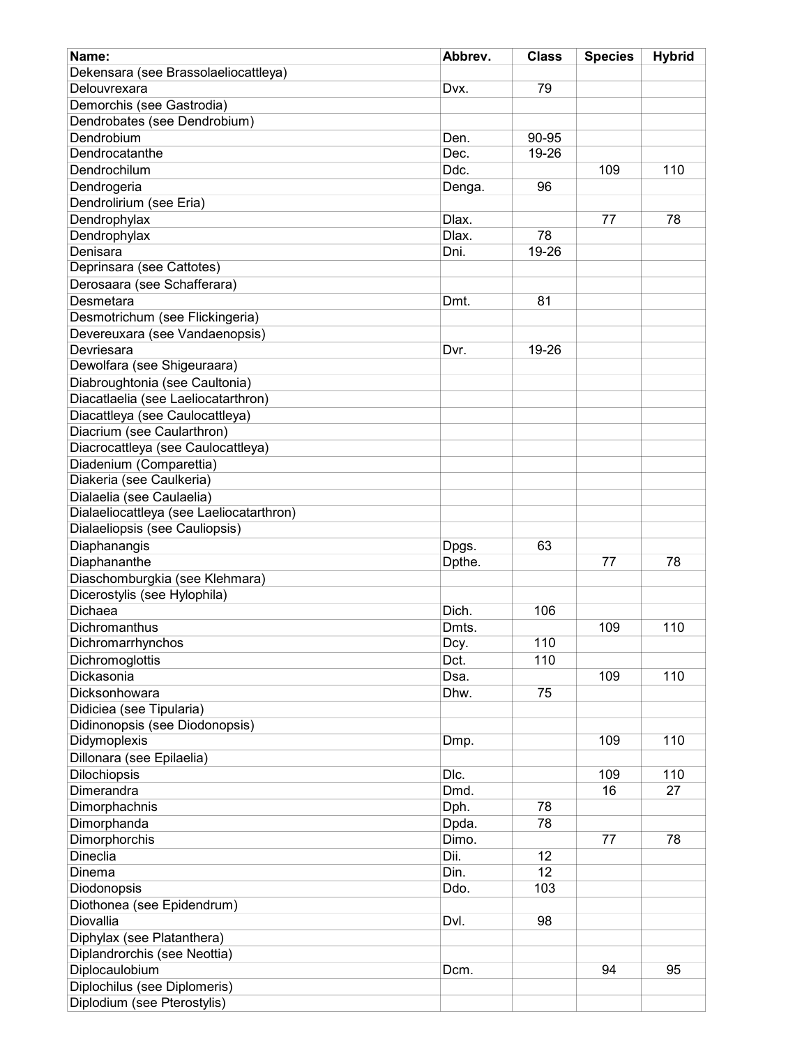| Name: | Abbrev. | Class | Species | Hybrid |
|---|---|---|---|---|
| Dekensara (see Brassolaeliocattleya) | | | | |
| Delouvrexara | Dvx. | 79 | | |
| Demorchis (see Gastrodia) | | | | |
| Dendrobates (see Dendrobium) | | | | |
| Dendrobium | Den. | 90-95 | | |
| Dendrocatanthe | Dec. | 19-26 | | |
| Dendrochilum | Ddc. | | 109 | 110 |
| Dendrogeria | Denga. | 96 | | |
| Dendrolirium (see Eria) | | | | |
| Dendrophylax | Dlax. | | 77 | 78 |
| Dendrophylax | Dlax. | 78 | | |
| Denisara | Dni. | 19-26 | | |
| Deprinsara (see Cattotes) | | | | |
| Derosaara (see Schafferara) | | | | |
| Desmetara | Dmt. | 81 | | |
| Desmotrichum (see Flickingeria) | | | | |
| Devereuxara (see Vandaenopsis) | | | | |
| Devriesara | Dvr. | 19-26 | | |
| Dewolfara (see Shigeuraara) | | | | |
| Diabroughtonia (see Caultonia) | | | | |
| Diacatlaelia (see Laeliocatarthron) | | | | |
| Diacattleya (see Caulocattleya) | | | | |
| Diacrium (see Caularthron) | | | | |
| Diacrocattleya (see Caulocattleya) | | | | |
| Diadenium (Comparettia) | | | | |
| Diakeria (see Caulkeria) | | | | |
| Dialaelia (see Caulaelia) | | | | |
| Dialaeliocattleya (see Laeliocatarthron) | | | | |
| Dialaeliopsis (see Cauliopsis) | | | | |
| Diaphanangis | Dpgs. | 63 | | |
| Diaphananthe | Dpthe. | | 77 | 78 |
| Diaschomburgkia (see Klehmara) | | | | |
| Dicerostylis (see Hylophila) | | | | |
| Dichaea | Dich. | 106 | | |
| Dichromanthus | Dmts. | | 109 | 110 |
| Dichromarrhynchos | Dcy. | 110 | | |
| Dichromoglottis | Dct. | 110 | | |
| Dickasonia | Dsa. | | 109 | 110 |
| Dicksonhowara | Dhw. | 75 | | |
| Didiciea (see Tipularia) | | | | |
| Didinonopsis (see Diodonopsis) | | | | |
| Didymoplexis | Dmp. | | 109 | 110 |
| Dillonara (see Epilaelia) | | | | |
| Dilochiopsis | Dlc. | | 109 | 110 |
| Dimerandra | Dmd. | | 16 | 27 |
| Dimorphachnis | Dph. | 78 | | |
| Dimorphanda | Dpda. | 78 | | |
| Dimorphorchis | Dimo. | | 77 | 78 |
| Dineclia | Dii. | 12 | | |
| Dinema | Din. | 12 | | |
| Diodonopsis | Ddo. | 103 | | |
| Diothonea (see Epidendrum) | | | | |
| Diovallia | Dvl. | 98 | | |
| Diphylax (see Platanthera) | | | | |
| Diplandrorchis (see Neottia) | | | | |
| Diplocaulobium | Dcm. | | 94 | 95 |
| Diplochilus (see Diplomeris) | | | | |
| Diplodium (see Pterostylis) | | | | |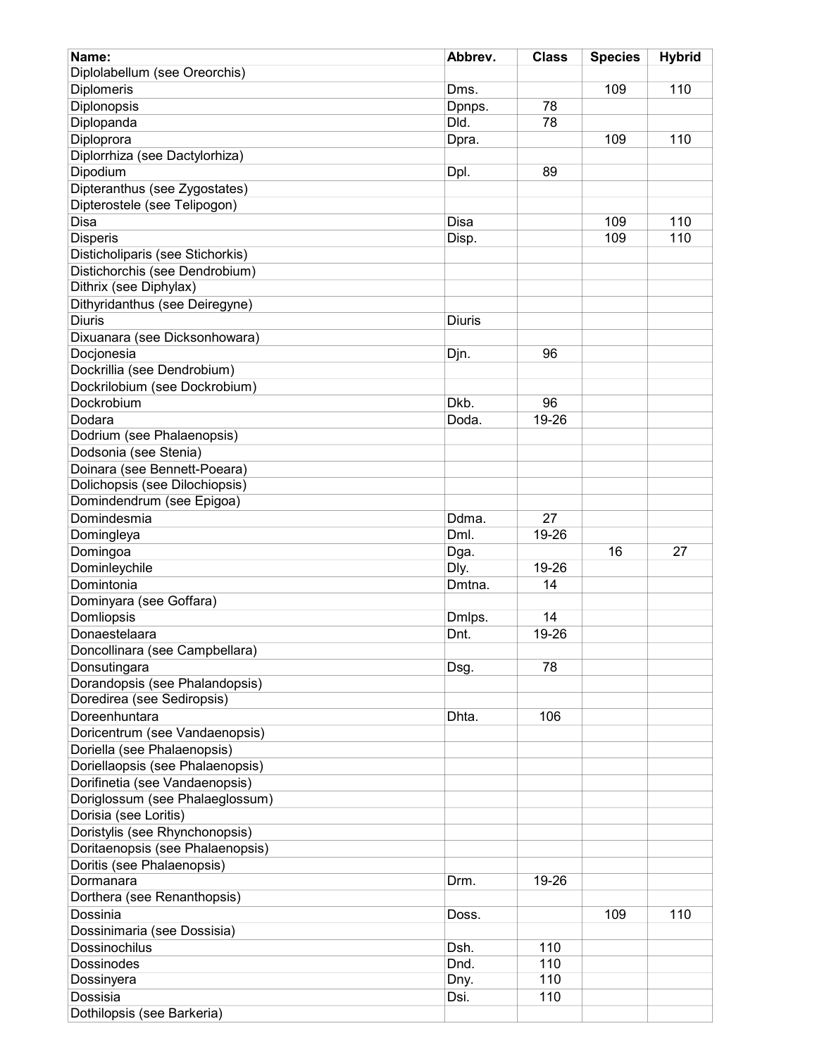| Name: | Abbrev. | Class | Species | Hybrid |
| --- | --- | --- | --- | --- |
| Diplolabellum (see Oreorchis) | | | | |
| Diplomeris | Dms. | | 109 | 110 |
| Diplonopsis | Dpnps. | 78 | | |
| Diplopanda | Dld. | 78 | | |
| Diploprora | Dpra. | | 109 | 110 |
| Diplorrhiza (see Dactylorhiza) | | | | |
| Dipodium | Dpl. | 89 | | |
| Dipteranthus (see Zygostates) | | | | |
| Dipterostele (see Telipogon) | | | | |
| Disa | Disa | | 109 | 110 |
| Disperis | Disp. | | 109 | 110 |
| Disticholiparis (see Stichorkis) | | | | |
| Distichorchis (see Dendrobium) | | | | |
| Dithrix (see Diphylax) | | | | |
| Dithyridanthus (see Deiregyne) | | | | |
| Diuris | Diuris | | | |
| Dixuanara (see Dicksonhowara) | | | | |
| Docjonesia | Djn. | 96 | | |
| Dockrillia (see Dendrobium) | | | | |
| Dockrilobium (see Dockrobium) | | | | |
| Dockrobium | Dkb. | 96 | | |
| Dodara | Doda. | 19-26 | | |
| Dodrium (see Phalaenopsis) | | | | |
| Dodsonia (see Stenia) | | | | |
| Doinara (see Bennett-Poeara) | | | | |
| Dolichopsis (see Dilochiopsis) | | | | |
| Domindendrum (see Epigoa) | | | | |
| Domindesmia | Ddma. | 27 | | |
| Domingleya | Dml. | 19-26 | | |
| Domingoa | Dga. | | 16 | 27 |
| Dominleychile | Dly. | 19-26 | | |
| Domintonia | Dmtna. | 14 | | |
| Dominyara (see Goffara) | | | | |
| Domliopsis | Dmlps. | 14 | | |
| Donaestelaara | Dnt. | 19-26 | | |
| Doncollinara (see Campbellara) | | | | |
| Donsutingara | Dsg. | 78 | | |
| Dorandopsis (see Phalandopsis) | | | | |
| Doredirea (see Sediropsis) | | | | |
| Doreenhuntara | Dhta. | 106 | | |
| Doricentrum (see Vandaenopsis) | | | | |
| Doriella (see Phalaenopsis) | | | | |
| Doriellaopsis (see Phalaenopsis) | | | | |
| Dorifinetia (see Vandaenopsis) | | | | |
| Doriglossum (see Phalaeglossum) | | | | |
| Dorisia (see Loritis) | | | | |
| Doristylis (see Rhynchonopsis) | | | | |
| Doritaenopsis (see Phalaenopsis) | | | | |
| Doritis (see Phalaenopsis) | | | | |
| Dormanara | Drm. | 19-26 | | |
| Dorthera (see Renanthopsis) | | | | |
| Dossinia | Doss. | | 109 | 110 |
| Dossinimaria (see Dossisia) | | | | |
| Dossinochilus | Dsh. | 110 | | |
| Dossinodes | Dnd. | 110 | | |
| Dossinyera | Dny. | 110 | | |
| Dossisia | Dsi. | 110 | | |
| Dothilopsis (see Barkeria) | | | | |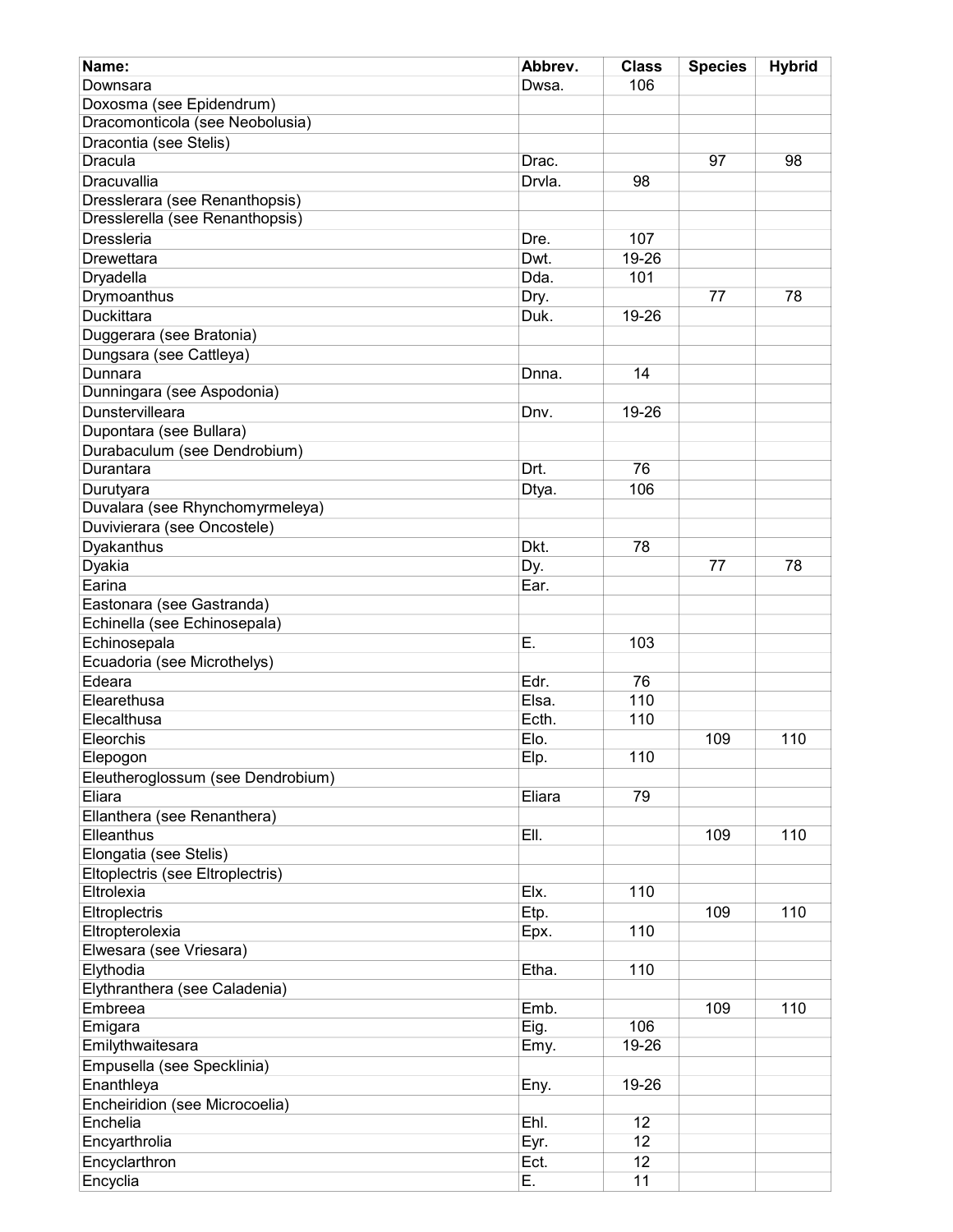| Name: | Abbrev. | Class | Species | Hybrid |
|---|---|---|---|---|
| Downsara | Dwsa. | 106 | | |
| Doxosma (see Epidendrum) | | | | |
| Dracomonticola (see Neobolusia) | | | | |
| Dracontia (see Stelis) | | | | |
| Dracula | Drac. | | 97 | 98 |
| Dracuvallia | Drvla. | 98 | | |
| Dresslerara (see Renanthopsis) | | | | |
| Dresslerella (see Renanthopsis) | | | | |
| Dressleria | Dre. | 107 | | |
| Drewettara | Dwt. | 19-26 | | |
| Dryadella | Dda. | 101 | | |
| Drymoanthus | Dry. | | 77 | 78 |
| Duckittara | Duk. | 19-26 | | |
| Duggerara (see Bratonia) | | | | |
| Dungsara (see Cattleya) | | | | |
| Dunnara | Dnna. | 14 | | |
| Dunningara (see Aspodonia) | | | | |
| Dunstervilleara | Dnv. | 19-26 | | |
| Dupontara (see Bullara) | | | | |
| Durabaculum (see Dendrobium) | | | | |
| Durantara | Drt. | 76 | | |
| Durutyara | Dtya. | 106 | | |
| Duvalara (see Rhynchomyrmeleya) | | | | |
| Duvivierara (see Oncostele) | | | | |
| Dyakanthus | Dkt. | 78 | | |
| Dyakia | Dy. | | 77 | 78 |
| Earina | Ear. | | | |
| Eastonara (see Gastranda) | | | | |
| Echinella (see Echinosepala) | | | | |
| Echinosepala | E. | 103 | | |
| Ecuadoria (see Microthelys) | | | | |
| Edeara | Edr. | 76 | | |
| Elearethusa | Elsa. | 110 | | |
| Elecalthusa | Ecth. | 110 | | |
| Eleorchis | Elo. | | 109 | 110 |
| Elepogon | Elp. | 110 | | |
| Eleutheroglossum (see Dendrobium) | | | | |
| Eliara | Eliara | 79 | | |
| Ellanthera (see Renanthera) | | | | |
| Elleanthus | Ell. | | 109 | 110 |
| Elongatia (see Stelis) | | | | |
| Eltoplectris (see Eltroplectris) | | | | |
| Eltrolexia | Elx. | 110 | | |
| Eltroplectris | Etp. | | 109 | 110 |
| Eltropterolexia | Epx. | 110 | | |
| Elwesara (see Vriesara) | | | | |
| Elythodia | Etha. | 110 | | |
| Elythranthera (see Caladenia) | | | | |
| Embreea | Emb. | | 109 | 110 |
| Emigara | Eig. | 106 | | |
| Emilythwaitesara | Emy. | 19-26 | | |
| Empusella (see Specklinia) | | | | |
| Enanthleya | Eny. | 19-26 | | |
| Encheiridion (see Microcoelia) | | | | |
| Enchelia | Ehl. | 12 | | |
| Encyarthrolia | Eyr. | 12 | | |
| Encyclarthron | Ect. | 12 | | |
| Encyclia | E. | 11 | | |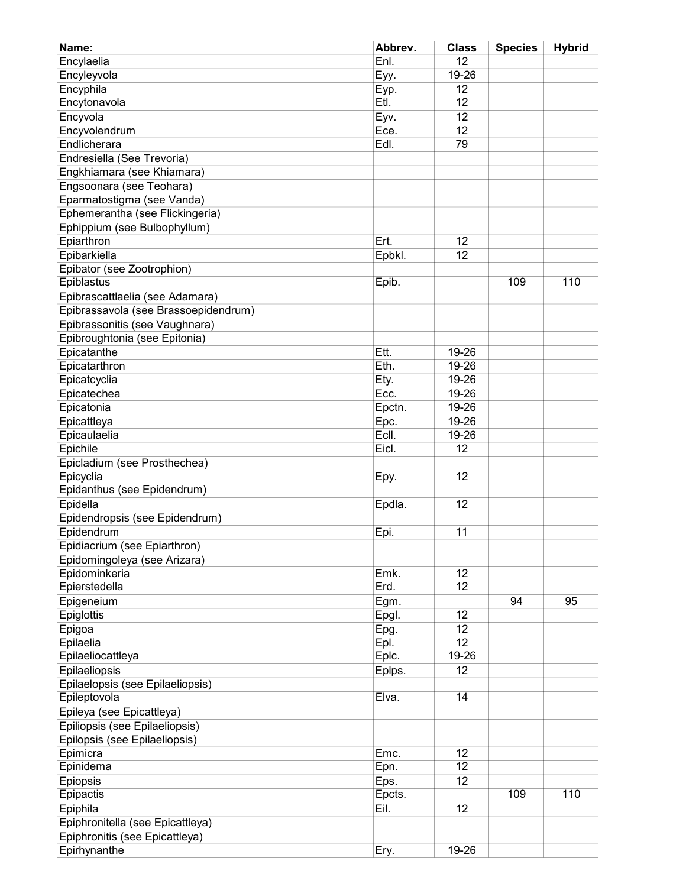| Name: | Abbrev. | Class | Species | Hybrid |
|---|---|---|---|---|
| Encylaelia | Enl. | 12 | | |
| Encyleyvola | Eyy. | 19-26 | | |
| Encyphila | Eyp. | 12 | | |
| Encytonavola | Etl. | 12 | | |
| Encyvola | Eyv. | 12 | | |
| Encyvolendrum | Ece. | 12 | | |
| Endlicherara | Edl. | 79 | | |
| Endresiella (See Trevoria) | | | | |
| Engkhiamara (see Khiamara) | | | | |
| Engsoonara (see Teohara) | | | | |
| Eparmatostigma (see Vanda) | | | | |
| Ephemerantha (see Flickingeria) | | | | |
| Ephippium (see Bulbophyllum) | | | | |
| Epiarthron | Ert. | 12 | | |
| Epibarkiella | Epbkl. | 12 | | |
| Epibator (see Zootrophion) | | | | |
| Epiblastus | Epib. | | 109 | 110 |
| Epibrascattlaelia (see Adamara) | | | | |
| Epibrassavola (see Brassoepidendrum) | | | | |
| Epibrassonitis (see Vaughnara) | | | | |
| Epibroughtonia (see Epitonia) | | | | |
| Epicatanthe | Ett. | 19-26 | | |
| Epicatarthron | Eth. | 19-26 | | |
| Epicatcyclia | Ety. | 19-26 | | |
| Epicatechea | Ecc. | 19-26 | | |
| Epicatonia | Epctn. | 19-26 | | |
| Epicattleya | Epc. | 19-26 | | |
| Epicaulaelia | Ecll. | 19-26 | | |
| Epichile | Eicl. | 12 | | |
| Epicladium (see Prosthechea) | | | | |
| Epicyclia | Epy. | 12 | | |
| Epidanthus (see Epidendrum) | | | | |
| Epidella | Epdla. | 12 | | |
| Epidendropsis (see Epidendrum) | | | | |
| Epidendrum | Epi. | 11 | | |
| Epidiacrium (see Epiarthron) | | | | |
| Epidomingoleya (see Arizara) | | | | |
| Epidominkeria | Emk. | 12 | | |
| Epierstedella | Erd. | 12 | | |
| Epigeneium | Egm. | | 94 | 95 |
| Epiglottis | Epgl. | 12 | | |
| Epigoa | Epg. | 12 | | |
| Epilaelia | Epl. | 12 | | |
| Epilaeliocattleya | Eplc. | 19-26 | | |
| Epilaeliopsis | Eplps. | 12 | | |
| Epilaelopsis (see Epilaeliopsis) | | | | |
| Epileptovola | Elva. | 14 | | |
| Epileya (see Epicattleya) | | | | |
| Epiliopsis (see Epilaeliopsis) | | | | |
| Epilopsis (see Epilaeliopsis) | | | | |
| Epimicra | Emc. | 12 | | |
| Epinidema | Epn. | 12 | | |
| Epiopsis | Eps. | 12 | | |
| Epipactis | Epcts. | | 109 | 110 |
| Epiphila | Eil. | 12 | | |
| Epiphronitella (see Epicattleya) | | | | |
| Epiphronitis (see Epicattleya) | | | | |
| Epirhynanthe | Ery. | 19-26 | | |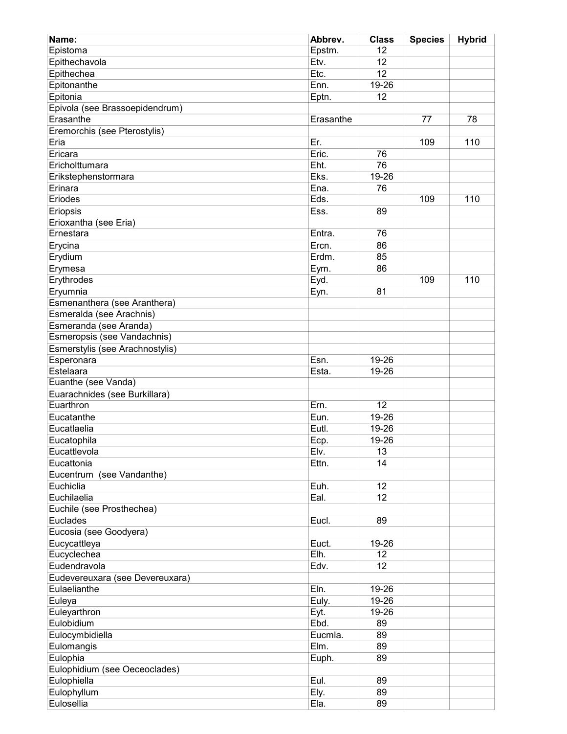| Name: | Abbrev. | Class | Species | Hybrid |
|---|---|---|---|---|
| Epistoma | Epstm. | 12 | | |
| Epithechavola | Etv. | 12 | | |
| Epithechea | Etc. | 12 | | |
| Epitonanthe | Enn. | 19-26 | | |
| Epitonia | Eptn. | 12 | | |
| Epivola (see Brassoepidendrum) | | | | |
| Erasanthe | Erasanthe | | 77 | 78 |
| Eremorchis (see Pterostylis) | | | | |
| Eria | Er. | | 109 | 110 |
| Ericara | Eric. | 76 | | |
| Ericholttumara | Eht. | 76 | | |
| Erikstephenstormara | Eks. | 19-26 | | |
| Erinara | Ena. | 76 | | |
| Eriodes | Eds. | | 109 | 110 |
| Eriopsis | Ess. | 89 | | |
| Erioxantha (see Eria) | | | | |
| Ernestara | Entra. | 76 | | |
| Erycina | Ercn. | 86 | | |
| Erydium | Erdm. | 85 | | |
| Erymesa | Eym. | 86 | | |
| Erythrodes | Eyd. | | 109 | 110 |
| Eryumnia | Eyn. | 81 | | |
| Esmenanthera (see Aranthera) | | | | |
| Esmeralda (see Arachnis) | | | | |
| Esmeranda (see Aranda) | | | | |
| Esmeropsis (see Vandachnis) | | | | |
| Esmerstylis (see Arachnostylis) | | | | |
| Esperonara | Esn. | 19-26 | | |
| Estelaara | Esta. | 19-26 | | |
| Euanthe (see Vanda) | | | | |
| Euarachnides (see Burkillara) | | | | |
| Euarthron | Ern. | 12 | | |
| Eucatanthe | Eun. | 19-26 | | |
| Eucatlaelia | Eutl. | 19-26 | | |
| Eucatophila | Ecp. | 19-26 | | |
| Eucattlevola | Elv. | 13 | | |
| Eucattonia | Ettn. | 14 | | |
| Eucentrum (see Vandanthe) | | | | |
| Euchiclia | Euh. | 12 | | |
| Euchilaelia | Eal. | 12 | | |
| Euchile (see Prosthechea) | | | | |
| Euclades | Eucl. | 89 | | |
| Eucosia (see Goodyera) | | | | |
| Eucycattleya | Euct. | 19-26 | | |
| Eucyclechea | Elh. | 12 | | |
| Eudendravola | Edv. | 12 | | |
| Eudevereuxara (see Devereuxara) | | | | |
| Eulaelianthe | Eln. | 19-26 | | |
| Euleya | Euly. | 19-26 | | |
| Euleyarthron | Eyt. | 19-26 | | |
| Eulobidium | Ebd. | 89 | | |
| Eulocymbidiella | Eucmla. | 89 | | |
| Eulomangis | Elm. | 89 | | |
| Eulophia | Euph. | 89 | | |
| Eulophidium (see Oeceoclades) | | | | |
| Eulophiella | Eul. | 89 | | |
| Eulophyllum | Ely. | 89 | | |
| Eulosellia | Ela. | 89 | | |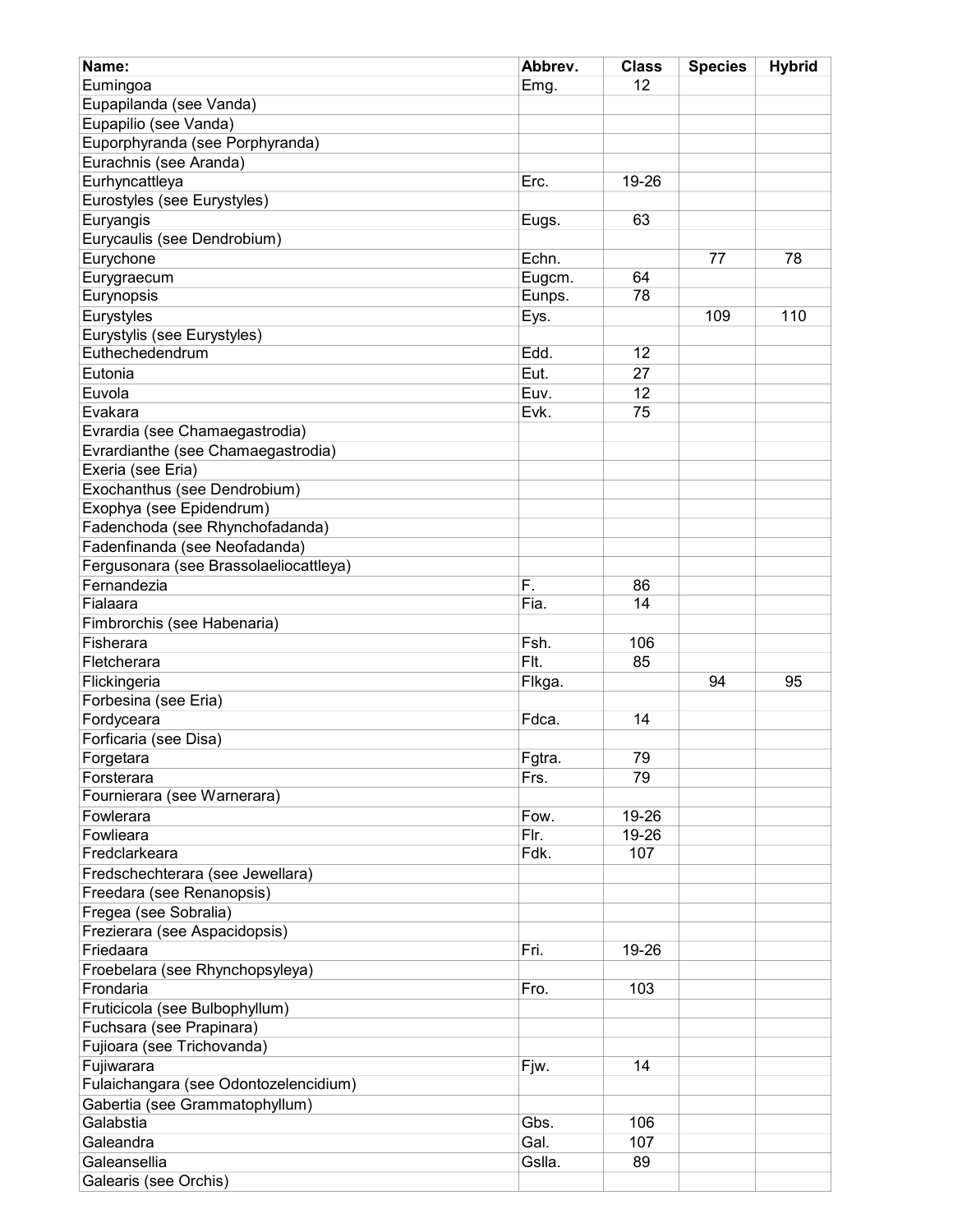| Name: | Abbrev. | Class | Species | Hybrid |
| --- | --- | --- | --- | --- |
| Eumingoa | Emg. | 12 | | |
| Eupapilanda (see Vanda) | | | | |
| Eupapilio (see Vanda) | | | | |
| Euporphyranda (see Porphyranda) | | | | |
| Eurachnis (see Aranda) | | | | |
| Eurhyncattleya | Erc. | 19-26 | | |
| Eurostyles (see Eurystyles) | | | | |
| Euryangis | Eugs. | 63 | | |
| Eurycaulis (see Dendrobium) | | | | |
| Eurychone | Echn. | | 77 | 78 |
| Eurygraecum | Eugcm. | 64 | | |
| Eurynopsis | Eunps. | 78 | | |
| Eurystyles | Eys. | | 109 | 110 |
| Eurystylis (see Eurystyles) | | | | |
| Euthechedendrum | Edd. | 12 | | |
| Eutonia | Eut. | 27 | | |
| Euvola | Euv. | 12 | | |
| Evakara | Evk. | 75 | | |
| Evrardia (see Chamaegastrodia) | | | | |
| Evrardianthe (see Chamaegastrodia) | | | | |
| Exeria (see Eria) | | | | |
| Exochanthus (see Dendrobium) | | | | |
| Exophya (see Epidendrum) | | | | |
| Fadenchoda (see Rhynchofadanda) | | | | |
| Fadenfinanda (see Neofadanda) | | | | |
| Fergusonara (see Brassolaeliocattleya) | | | | |
| Fernandezia | F. | 86 | | |
| Fialaara | Fia. | 14 | | |
| Fimbrorchis (see Habenaria) | | | | |
| Fisherara | Fsh. | 106 | | |
| Fletcherara | Flt. | 85 | | |
| Flickingeria | Flkga. | | 94 | 95 |
| Forbesina (see Eria) | | | | |
| Fordyceara | Fdca. | 14 | | |
| Forficaria (see Disa) | | | | |
| Forgetara | Fgtra. | 79 | | |
| Forsterara | Frs. | 79 | | |
| Fournierara (see Warnerara) | | | | |
| Fowlerara | Fow. | 19-26 | | |
| Fowlieara | Flr. | 19-26 | | |
| Fredclarkeara | Fdk. | 107 | | |
| Fredschechterara (see Jewellara) | | | | |
| Freedara (see Renanopsis) | | | | |
| Fregea (see Sobralia) | | | | |
| Frezierara (see Aspacidopsis) | | | | |
| Friedaara | Fri. | 19-26 | | |
| Froebelara (see Rhynchopsyleya) | | | | |
| Frondaria | Fro. | 103 | | |
| Fruticicola (see Bulbophyllum) | | | | |
| Fuchsara (see Prapinara) | | | | |
| Fujioara (see Trichovanda) | | | | |
| Fujiwarara | Fjw. | 14 | | |
| Fulaichangara (see Odontozelencidium) | | | | |
| Gabertia (see Grammatophyllum) | | | | |
| Galabstia | Gbs. | 106 | | |
| Galeandra | Gal. | 107 | | |
| Galeansellia | Gslla. | 89 | | |
| Galearis (see Orchis) | | | | |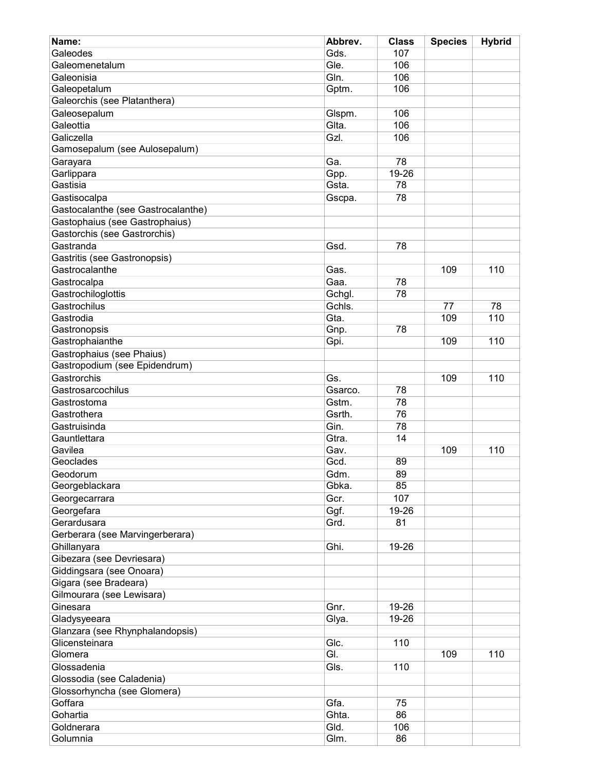| Name: | Abbrev. | Class | Species | Hybrid |
|---|---|---|---|---|
| Galeodes | Gds. | 107 | | |
| Galeomenetalum | Gle. | 106 | | |
| Galeonisia | Gln. | 106 | | |
| Galeopetalum | Gptm. | 106 | | |
| Galeorchis (see Platanthera) | | | | |
| Galeosepalum | Glspm. | 106 | | |
| Galeottia | Glta. | 106 | | |
| Galiczella | Gzl. | 106 | | |
| Gamosepalum (see Aulosepalum) | | | | |
| Garayara | Ga. | 78 | | |
| Garlippara | Gpp. | 19-26 | | |
| Gastisia | Gsta. | 78 | | |
| Gastisocalpa | Gscpa. | 78 | | |
| Gastocalanthe (see Gastrocalanthe) | | | | |
| Gastophaius (see Gastrophaius) | | | | |
| Gastorchis (see Gastrorchis) | | | | |
| Gastranda | Gsd. | 78 | | |
| Gastritis (see Gastronopsis) | | | | |
| Gastrocalanthe | Gas. | | 109 | 110 |
| Gastrocalpa | Gaa. | 78 | | |
| Gastrochiloglottis | Gchgl. | 78 | | |
| Gastrochilus | Gchls. | | 77 | 78 |
| Gastrodia | Gta. | | 109 | 110 |
| Gastronopsis | Gnp. | 78 | | |
| Gastrophaianthe | Gpi. | | 109 | 110 |
| Gastrophaius (see Phaius) | | | | |
| Gastropodium (see Epidendrum) | | | | |
| Gastrorchis | Gs. | | 109 | 110 |
| Gastrosarcochilus | Gsarco. | 78 | | |
| Gastrostoma | Gstm. | 78 | | |
| Gastrothera | Gsrth. | 76 | | |
| Gastruisinda | Gin. | 78 | | |
| Gauntlettara | Gtra. | 14 | | |
| Gavilea | Gav. | | 109 | 110 |
| Geoclades | Gcd. | 89 | | |
| Geodorum | Gdm. | 89 | | |
| Georgeblackara | Gbka. | 85 | | |
| Georgecarrara | Gcr. | 107 | | |
| Georgefara | Ggf. | 19-26 | | |
| Gerardusara | Grd. | 81 | | |
| Gerberara (see Marvingerberara) | | | | |
| Ghillanyara | Ghi. | 19-26 | | |
| Gibezara (see Devriesara) | | | | |
| Giddingsara (see Onoara) | | | | |
| Gigara (see Bradeara) | | | | |
| Gilmourara (see Lewisara) | | | | |
| Ginesara | Gnr. | 19-26 | | |
| Gladysyeeara | Glya. | 19-26 | | |
| Glanzara (see Rhynphalandopsis) | | | | |
| Glicensteinara | Glc. | 110 | | |
| Glomera | Gl. | | 109 | 110 |
| Glossadenia | Gls. | 110 | | |
| Glossodia (see Caladenia) | | | | |
| Glossorhyncha (see Glomera) | | | | |
| Goffara | Gfa. | 75 | | |
| Gohartia | Ghta. | 86 | | |
| Goldnerara | Gld. | 106 | | |
| Golumnia | Glm. | 86 | | |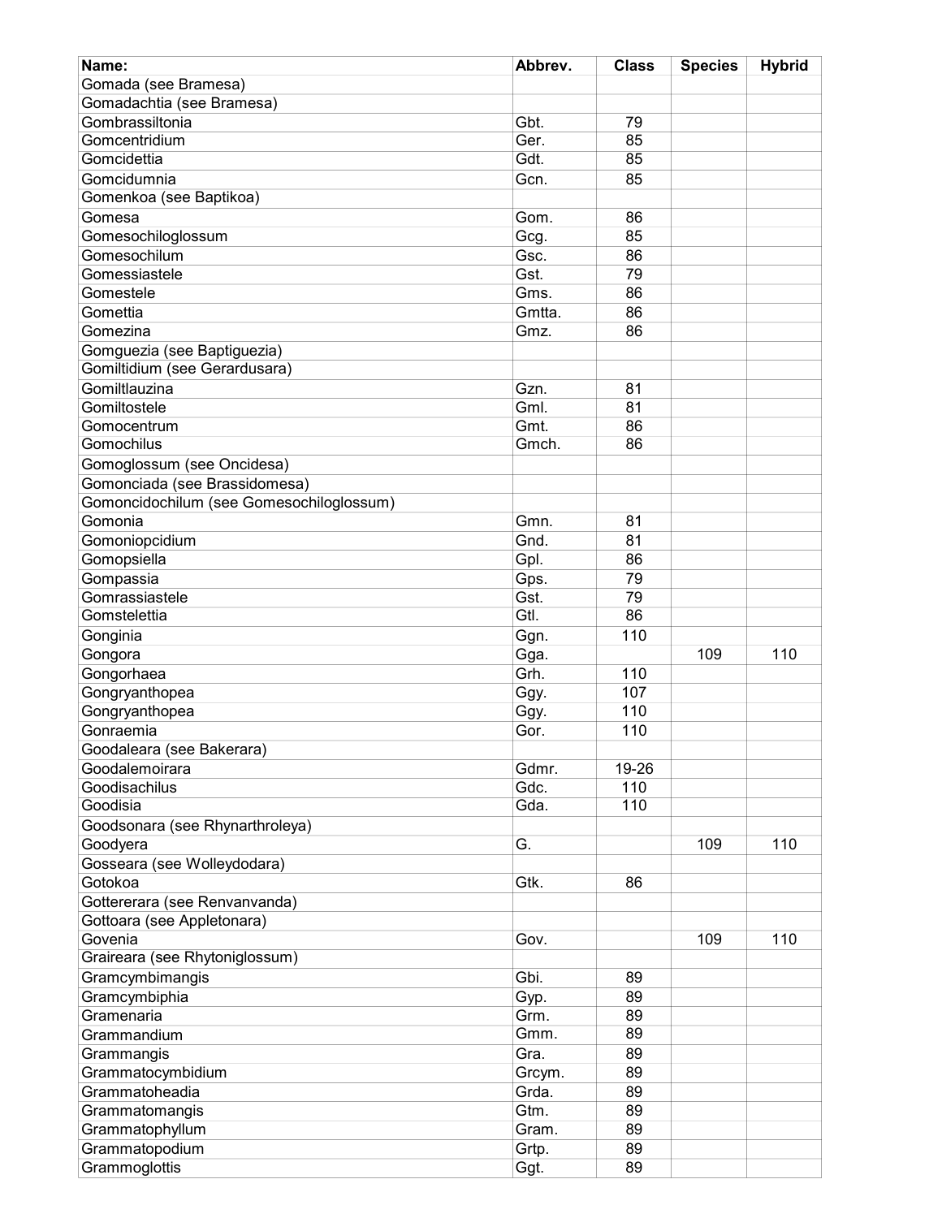| Name: | Abbrev. | Class | Species | Hybrid |
| --- | --- | --- | --- | --- |
| Gomada (see Bramesa) | | | | |
| Gomadachtia (see Bramesa) | | | | |
| Gombrassiltonia | Gbt. | 79 | | |
| Gomcentridium | Ger. | 85 | | |
| Gomcidettia | Gdt. | 85 | | |
| Gomcidumnia | Gcn. | 85 | | |
| Gomenkoa (see Baptikoa) | | | | |
| Gomesa | Gom. | 86 | | |
| Gomesochiloglossum | Gcg. | 85 | | |
| Gomesochilum | Gsc. | 86 | | |
| Gomessiastele | Gst. | 79 | | |
| Gomestele | Gms. | 86 | | |
| Gomettia | Gmtta. | 86 | | |
| Gomezina | Gmz. | 86 | | |
| Gomguezia (see Baptiguezia) | | | | |
| Gomiltidium (see Gerardusara) | | | | |
| Gomiltlauzina | Gzn. | 81 | | |
| Gomiltostele | Gml. | 81 | | |
| Gomocentrum | Gmt. | 86 | | |
| Gomochilus | Gmch. | 86 | | |
| Gomoglossum (see Oncidesa) | | | | |
| Gomonciada (see Brassidomesa) | | | | |
| Gomoncidochilum (see Gomesochiloglossum) | | | | |
| Gomonia | Gmn. | 81 | | |
| Gomoniopcidium | Gnd. | 81 | | |
| Gomopsiella | Gpl. | 86 | | |
| Gompassia | Gps. | 79 | | |
| Gomrassiastele | Gst. | 79 | | |
| Gomstelettia | Gtl. | 86 | | |
| Gonginia | Ggn. | 110 | | |
| Gongora | Gga. | | 109 | 110 |
| Gongorhaea | Grh. | 110 | | |
| Gongryanthopea | Ggy. | 107 | | |
| Gongryanthopea | Ggy. | 110 | | |
| Gonraemia | Gor. | 110 | | |
| Goodaleara (see Bakerara) | | | | |
| Goodalemoirara | Gdmr. | 19-26 | | |
| Goodisachilus | Gdc. | 110 | | |
| Goodisia | Gda. | 110 | | |
| Goodsonara (see Rhynarthroleya) | | | | |
| Goodyera | G. | | 109 | 110 |
| Gosseara (see Wolleydodara) | | | | |
| Gotokoa | Gtk. | 86 | | |
| Gottererara (see Renvanvanda) | | | | |
| Gottoara (see Appletonara) | | | | |
| Govenia | Gov. | | 109 | 110 |
| Graireara (see Rhytoniglossum) | | | | |
| Gramcymbimangis | Gbi. | 89 | | |
| Gramcymbiphia | Gyp. | 89 | | |
| Gramenaria | Grm. | 89 | | |
| Grammandium | Gmm. | 89 | | |
| Grammangis | Gra. | 89 | | |
| Grammatocymbidium | Grcym. | 89 | | |
| Grammatoheadia | Grda. | 89 | | |
| Grammatomangis | Gtm. | 89 | | |
| Grammatophyllum | Gram. | 89 | | |
| Grammatopodium | Grtp. | 89 | | |
| Grammoglottis | Ggt. | 89 | | |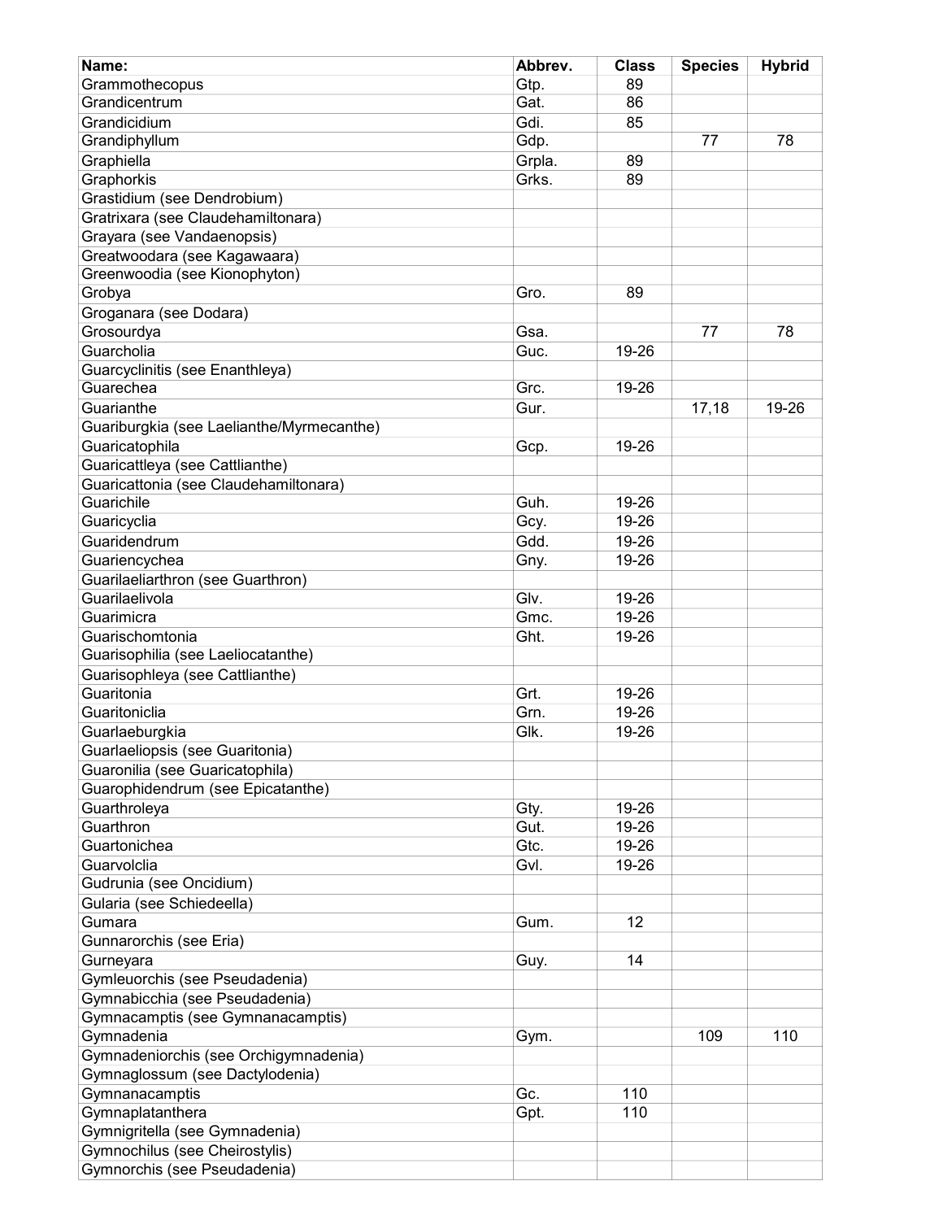| Name: | Abbrev. | Class | Species | Hybrid |
| --- | --- | --- | --- | --- |
| Grammothecopus | Gtp. | 89 | | |
| Grandicentrum | Gat. | 86 | | |
| Grandicidium | Gdi. | 85 | | |
| Grandiphyllum | Gdp. | | 77 | 78 |
| Graphiella | Grpla. | 89 | | |
| Graphorkis | Grks. | 89 | | |
| Grastidium (see Dendrobium) | | | | |
| Gratrixara (see Claudehamiltonara) | | | | |
| Grayara (see Vandaenopsis) | | | | |
| Greatwoodara (see Kagawaara) | | | | |
| Greenwoodia (see Kionophyton) | | | | |
| Grobya | Gro. | 89 | | |
| Groganara (see Dodara) | | | | |
| Grosourdya | Gsa. | | 77 | 78 |
| Guarcholia | Guc. | 19-26 | | |
| Guarcyclinitis (see Enanthleya) | | | | |
| Guarechea | Grc. | 19-26 | | |
| Guarianthe | Gur. | | 17,18 | 19-26 |
| Guariburgkia (see Laelianthe/Myrmecanthe) | | | | |
| Guaricatophila | Gcp. | 19-26 | | |
| Guaricattleya (see Cattlianthe) | | | | |
| Guaricattonia (see Claudehamiltonara) | | | | |
| Guarichile | Guh. | 19-26 | | |
| Guaricyclia | Gcy. | 19-26 | | |
| Guaridendrum | Gdd. | 19-26 | | |
| Guariencychea | Gny. | 19-26 | | |
| Guarilaeliarthron (see Guarthron) | | | | |
| Guarilaelivola | Glv. | 19-26 | | |
| Guarimicra | Gmc. | 19-26 | | |
| Guarischomtonia | Ght. | 19-26 | | |
| Guarisophilia (see Laeliocatanthe) | | | | |
| Guarisophleya (see Cattlianthe) | | | | |
| Guaritonia | Grt. | 19-26 | | |
| Guaritoniclia | Grn. | 19-26 | | |
| Guarlaeburgkia | Glk. | 19-26 | | |
| Guarlaeliopsis (see Guaritonia) | | | | |
| Guaronilia (see Guaricatophila) | | | | |
| Guarophidendrum (see Epicatanthe) | | | | |
| Guarthroleya | Gty. | 19-26 | | |
| Guarthron | Gut. | 19-26 | | |
| Guartonichea | Gtc. | 19-26 | | |
| Guarvolclia | Gvl. | 19-26 | | |
| Gudrunia (see Oncidium) | | | | |
| Gularia (see Schiedeella) | | | | |
| Gumara | Gum. | 12 | | |
| Gunnarorchis (see Eria) | | | | |
| Gurneyara | Guy. | 14 | | |
| Gymleuorchis (see Pseudadenia) | | | | |
| Gymnabicchia (see Pseudadenia) | | | | |
| Gymnacamptis (see Gymnanacamptis) | | | | |
| Gymnadenia | Gym. | | 109 | 110 |
| Gymnadeniorchis (see Orchigymnadenia) | | | | |
| Gymnaglossum (see Dactylodenia) | | | | |
| Gymnanacamptis | Gc. | 110 | | |
| Gymnaplatanthera | Gpt. | 110 | | |
| Gymnigritella (see Gymnadenia) | | | | |
| Gymnochilus (see Cheirostylis) | | | | |
| Gymnorchis (see Pseudadenia) | | | | |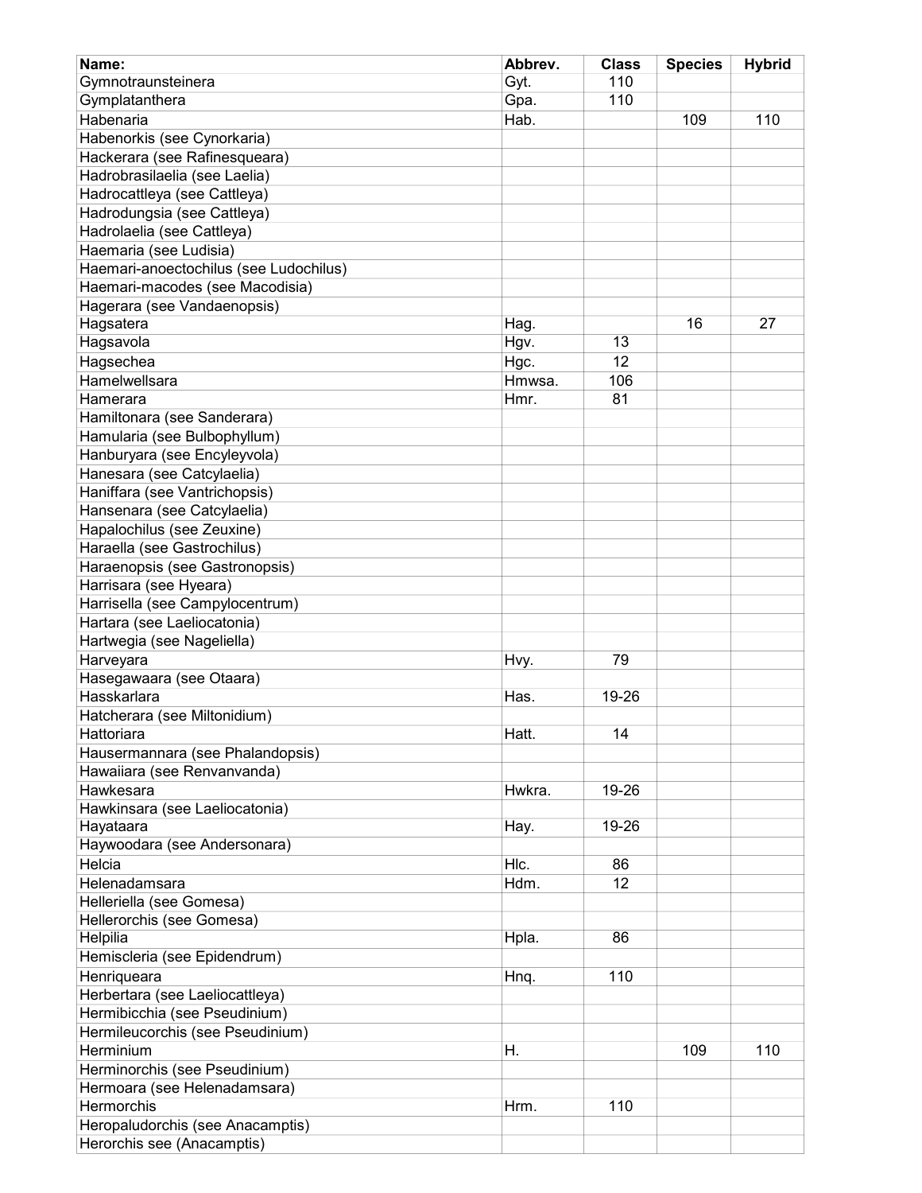| Name: | Abbrev. | Class | Species | Hybrid |
|---|---|---|---|---|
| Gymnotraunsteinera | Gyt. | 110 | | |
| Gymplatanthera | Gpa. | 110 | | |
| Habenaria | Hab. | | 109 | 110 |
| Habenorkis (see Cynorkaria) | | | | |
| Hackerara (see Rafinesqueara) | | | | |
| Hadrobrasilaelia (see Laelia) | | | | |
| Hadrocattleya (see Cattleya) | | | | |
| Hadrodungsia (see Cattleya) | | | | |
| Hadrolaelia (see Cattleya) | | | | |
| Haemaria (see Ludisia) | | | | |
| Haemari-anoectochilus (see Ludochilus) | | | | |
| Haemari-macodes (see Macodisia) | | | | |
| Hagerara (see Vandaenopsis) | | | | |
| Hagsatera | Hag. | | 16 | 27 |
| Hagsavola | Hgv. | 13 | | |
| Hagsechea | Hgc. | 12 | | |
| Hamelwellsara | Hmwsa. | 106 | | |
| Hamerara | Hmr. | 81 | | |
| Hamiltonara (see Sanderara) | | | | |
| Hamularia (see Bulbophyllum) | | | | |
| Hanburyara (see Encyleyvola) | | | | |
| Hanesara (see Catcylaelia) | | | | |
| Haniffara (see Vantrichopsis) | | | | |
| Hansenara (see Catcylaelia) | | | | |
| Hapalochilus (see Zeuxine) | | | | |
| Haraella (see Gastrochilus) | | | | |
| Haraenopsis (see Gastronopsis) | | | | |
| Harrisara (see Hyeara) | | | | |
| Harrisella (see Campylocentrum) | | | | |
| Hartara (see Laeliocatonia) | | | | |
| Hartwegia (see Nageliella) | | | | |
| Harveyara | Hvy. | 79 | | |
| Hasegawaara (see Otaara) | | | | |
| Hasskarlara | Has. | 19-26 | | |
| Hatcherara (see Miltonidium) | | | | |
| Hattoriara | Hatt. | 14 | | |
| Hausermannara (see Phalandopsis) | | | | |
| Hawaiiara (see Renvanvanda) | | | | |
| Hawkesara | Hwkra. | 19-26 | | |
| Hawkinsara (see Laeliocatonia) | | | | |
| Hayataara | Hay. | 19-26 | | |
| Haywoodara (see Andersonara) | | | | |
| Helcia | Hlc. | 86 | | |
| Helenadamsara | Hdm. | 12 | | |
| Helleriella (see Gomesa) | | | | |
| Hellerorchis (see Gomesa) | | | | |
| Helpilia | Hpla. | 86 | | |
| Hemiscleria (see Epidendrum) | | | | |
| Henriqueara | Hnq. | 110 | | |
| Herbertara (see Laeliocattleya) | | | | |
| Hermibicchia (see Pseudinium) | | | | |
| Hermileucorchis (see Pseudinium) | | | | |
| Herminium | H. | | 109 | 110 |
| Herminorchis (see Pseudinium) | | | | |
| Hermoara (see Helenadamsara) | | | | |
| Hermorchis | Hrm. | 110 | | |
| Heropaludorchis (see Anacamptis) | | | | |
| Herorchis see (Anacamptis) | | | | |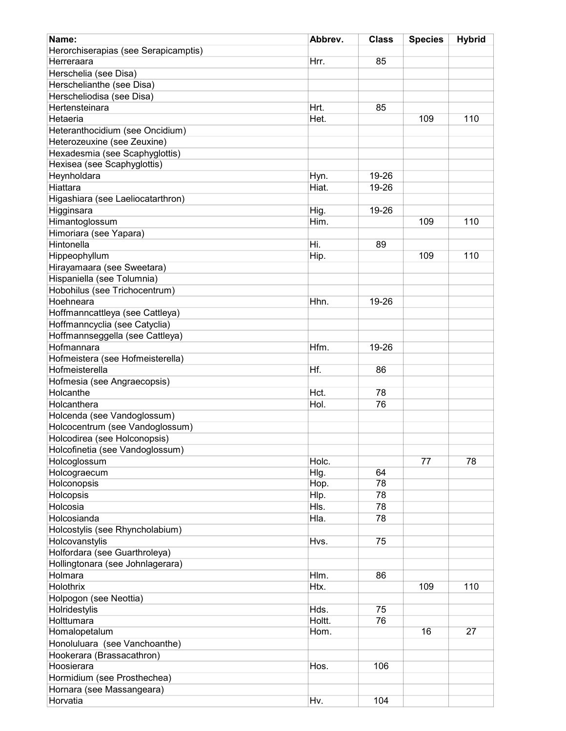| Name: | Abbrev. | Class | Species | Hybrid |
|---|---|---|---|---|
| Herorchiserapias (see Serapicamptis) | | | | |
| Herreraara | Hrr. | 85 | | |
| Herschelia (see Disa) | | | | |
| Herschelianthe (see Disa) | | | | |
| Herscheliodisa (see Disa) | | | | |
| Hertensteinara | Hrt. | 85 | | |
| Hetaeria | Het. | | 109 | 110 |
| Heteranthocidium (see Oncidium) | | | | |
| Heterozeuxine (see Zeuxine) | | | | |
| Hexadesmia (see Scaphyglottis) | | | | |
| Hexisea (see Scaphyglottis) | | | | |
| Heynholdara | Hyn. | 19-26 | | |
| Hiattara | Hiat. | 19-26 | | |
| Higashiara (see Laeliocatarthron) | | | | |
| Higginsara | Hig. | 19-26 | | |
| Himantoglossum | Him. | | 109 | 110 |
| Himoriara (see Yapara) | | | | |
| Hintonella | Hi. | 89 | | |
| Hippeophyllum | Hip. | | 109 | 110 |
| Hirayamaara (see Sweetara) | | | | |
| Hispaniella (see Tolumnia) | | | | |
| Hobohilus (see Trichocentrum) | | | | |
| Hoehneara | Hhn. | 19-26 | | |
| Hoffmanncattleya (see Cattleya) | | | | |
| Hoffmanncyclia (see Catyclia) | | | | |
| Hoffmannseggella (see Cattleya) | | | | |
| Hofmannara | Hfm. | 19-26 | | |
| Hofmeistera (see Hofmeisterella) | | | | |
| Hofmeisterella | Hf. | 86 | | |
| Hofmesia (see Angraecopsis) | | | | |
| Holcanthe | Hct. | 78 | | |
| Holcanthera | Hol. | 76 | | |
| Holcenda (see Vandoglossum) | | | | |
| Holcocentrum (see Vandoglossum) | | | | |
| Holcodirea (see Holconopsis) | | | | |
| Holcofinetia (see Vandoglossum) | | | | |
| Holcoglossum | Holc. | | 77 | 78 |
| Holcograecum | Hlg. | 64 | | |
| Holconopsis | Hop. | 78 | | |
| Holcopsis | Hlp. | 78 | | |
| Holcosia | Hls. | 78 | | |
| Holcosianda | Hla. | 78 | | |
| Holcostylis (see Rhyncholabium) | | | | |
| Holcovanstylis | Hvs. | 75 | | |
| Holfordara (see Guarthroleya) | | | | |
| Hollingtonara (see Johnlagerara) | | | | |
| Holmara | Hlm. | 86 | | |
| Holothrix | Htx. | | 109 | 110 |
| Holpogon (see Neottia) | | | | |
| Holridestylis | Hds. | 75 | | |
| Holttumara | Holtt. | 76 | | |
| Homalopetalum | Hom. | | 16 | 27 |
| Honoluluara (see Vanchoanthe) | | | | |
| Hookerara (Brassacathron) | | | | |
| Hoosierara | Hos. | 106 | | |
| Hormidium (see Prosthechea) | | | | |
| Hornara (see Massangeara) | | | | |
| Horvatia | Hv. | 104 | | |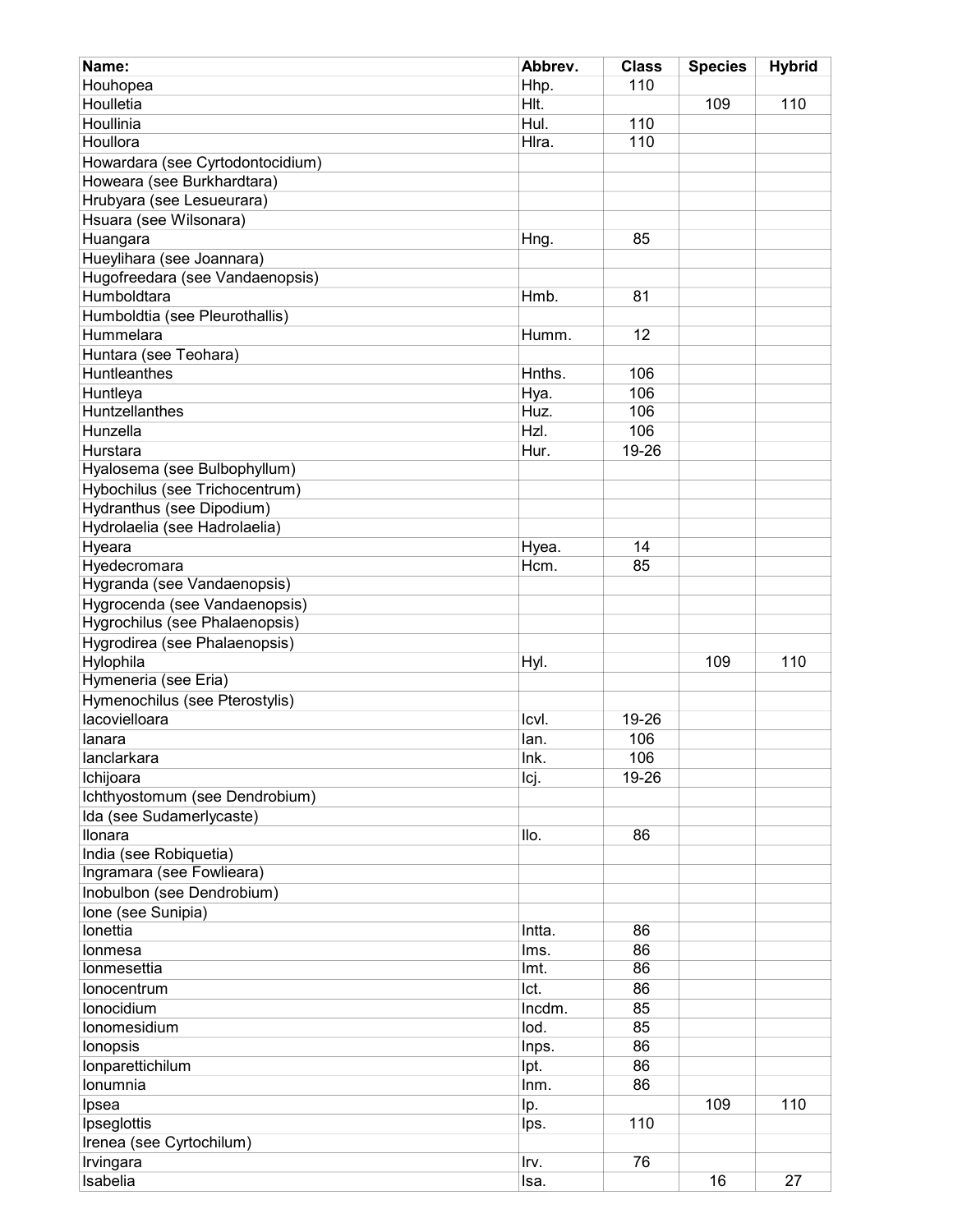| Name: | Abbrev. | Class | Species | Hybrid |
|---|---|---|---|---|
| Houhopea | Hhp. | 110 | | |
| Houlletia | Hlt. | | 109 | 110 |
| Houllinia | Hul. | 110 | | |
| Houllora | Hlra. | 110 | | |
| Howardara (see Cyrtodontocidium) | | | | |
| Howeara (see Burkhardtara) | | | | |
| Hrubyara (see Lesueurara) | | | | |
| Hsuara (see Wilsonara) | | | | |
| Huangara | Hng. | 85 | | |
| Hueylihara (see Joannara) | | | | |
| Hugofreedara (see Vandaenopsis) | | | | |
| Humboldtara | Hmb. | 81 | | |
| Humboldtia (see Pleurothallis) | | | | |
| Hummelara | Humm. | 12 | | |
| Huntara (see Teohara) | | | | |
| Huntleanthes | Hnths. | 106 | | |
| Huntleya | Hya. | 106 | | |
| Huntzellanthes | Huz. | 106 | | |
| Hunzella | Hzl. | 106 | | |
| Hurstara | Hur. | 19-26 | | |
| Hyalosema (see Bulbophyllum) | | | | |
| Hybochilus (see Trichocentrum) | | | | |
| Hydranthus (see Dipodium) | | | | |
| Hydrolaelia (see Hadrolaelia) | | | | |
| Hyeara | Hyea. | 14 | | |
| Hyedecromara | Hcm. | 85 | | |
| Hygranda (see Vandaenopsis) | | | | |
| Hygrocenda (see Vandaenopsis) | | | | |
| Hygrochilus (see Phalaenopsis) | | | | |
| Hygrodirea (see Phalaenopsis) | | | | |
| Hylophila | Hyl. | | 109 | 110 |
| Hymeneria (see Eria) | | | | |
| Hymenochilus (see Pterostylis) | | | | |
| Iacovielloara | Icvl. | 19-26 | | |
| Ianara | Ian. | 106 | | |
| Ianclarkara | Ink. | 106 | | |
| Ichijoara | Icj. | 19-26 | | |
| Ichthyostomum (see Dendrobium) | | | | |
| Ida (see Sudamerlycaste) | | | | |
| Ilonara | Ilo. | 86 | | |
| India (see Robiquetia) | | | | |
| Ingramara (see Fowlieara) | | | | |
| Inobulbon (see Dendrobium) | | | | |
| Ione (see Sunipia) | | | | |
| Ionettia | Intta. | 86 | | |
| Ionmesa | Ims. | 86 | | |
| Ionmesettia | Imt. | 86 | | |
| Ionocentrum | Ict. | 86 | | |
| Ionocidium | Incdm. | 85 | | |
| Ionomesidium | Iod. | 85 | | |
| Ionopsis | Inps. | 86 | | |
| Ionparettichilum | Ipt. | 86 | | |
| Ionumnia | Inm. | 86 | | |
| Ipsea | Ip. | | 109 | 110 |
| Ipseglottis | Ips. | 110 | | |
| Irenea (see Cyrtochilum) | | | | |
| Irvingara | Irv. | 76 | | |
| Isabelia | Isa. | | 16 | 27 |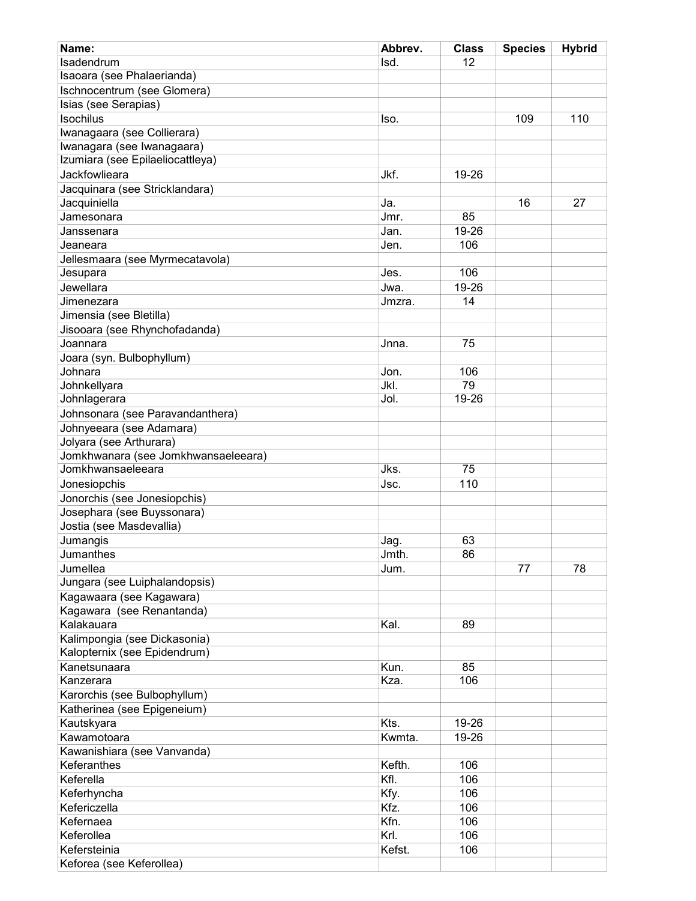| Name: | Abbrev. | Class | Species | Hybrid |
|---|---|---|---|---|
| Isadendrum | Isd. | 12 | | |
| Isaoara (see Phalaerianda) | | | | |
| Ischnocentrum (see Glomera) | | | | |
| Isias (see Serapias) | | | | |
| Isochilus | Iso. | | 109 | 110 |
| Iwanagaara (see Collierara) | | | | |
| Iwanagara (see Iwanagaara) | | | | |
| Izumiara (see Epilaeliocattleya) | | | | |
| Jackfowlieara | Jkf. | 19-26 | | |
| Jacquinara (see Stricklandara) | | | | |
| Jacquiniella | Ja. | | 16 | 27 |
| Jamesonara | Jmr. | 85 | | |
| Janssenara | Jan. | 19-26 | | |
| Jeaneara | Jen. | 106 | | |
| Jellesmaara (see Myrmecatavola) | | | | |
| Jesupara | Jes. | 106 | | |
| Jewellara | Jwa. | 19-26 | | |
| Jimenezara | Jmzra. | 14 | | |
| Jimensia (see Bletilla) | | | | |
| Jisooara (see Rhynchofadanda) | | | | |
| Joannara | Jnna. | 75 | | |
| Joara (syn. Bulbophyllum) | | | | |
| Johnara | Jon. | 106 | | |
| Johnkellyara | Jkl. | 79 | | |
| Johnlagerara | Jol. | 19-26 | | |
| Johnsonara (see Paravandanthera) | | | | |
| Johnyeeara (see Adamara) | | | | |
| Jolyara (see Arthurara) | | | | |
| Jomkhwanara (see Jomkhwansaeleeara) | | | | |
| Jomkhwansaeleeara | Jks. | 75 | | |
| Jonesiopchis | Jsc. | 110 | | |
| Jonorchis (see Jonesiopchis) | | | | |
| Josephara (see Buyssonara) | | | | |
| Jostia (see Masdevallia) | | | | |
| Jumangis | Jag. | 63 | | |
| Jumanthes | Jmth. | 86 | | |
| Jumellea | Jum. | | 77 | 78 |
| Jungara (see Luiphalandopsis) | | | | |
| Kagawaara (see Kagawara) | | | | |
| Kagawara  (see Renantanda) | | | | |
| Kalakauara | Kal. | 89 | | |
| Kalimpongia (see Dickasonia) | | | | |
| Kalopternix (see Epidendrum) | | | | |
| Kanetsunaara | Kun. | 85 | | |
| Kanzerara | Kza. | 106 | | |
| Karorchis (see Bulbophyllum) | | | | |
| Katherinea (see Epigeneium) | | | | |
| Kautskyara | Kts. | 19-26 | | |
| Kawamotoara | Kwmta. | 19-26 | | |
| Kawanishiara (see Vanvanda) | | | | |
| Keferanthes | Kefth. | 106 | | |
| Keferella | Kfl. | 106 | | |
| Keferhyncha | Kfy. | 106 | | |
| Kefericzella | Kfz. | 106 | | |
| Kefernaea | Kfn. | 106 | | |
| Keferollea | Krl. | 106 | | |
| Kefersteinia | Kefst. | 106 | | |
| Keforea (see Keferollea) | | | | |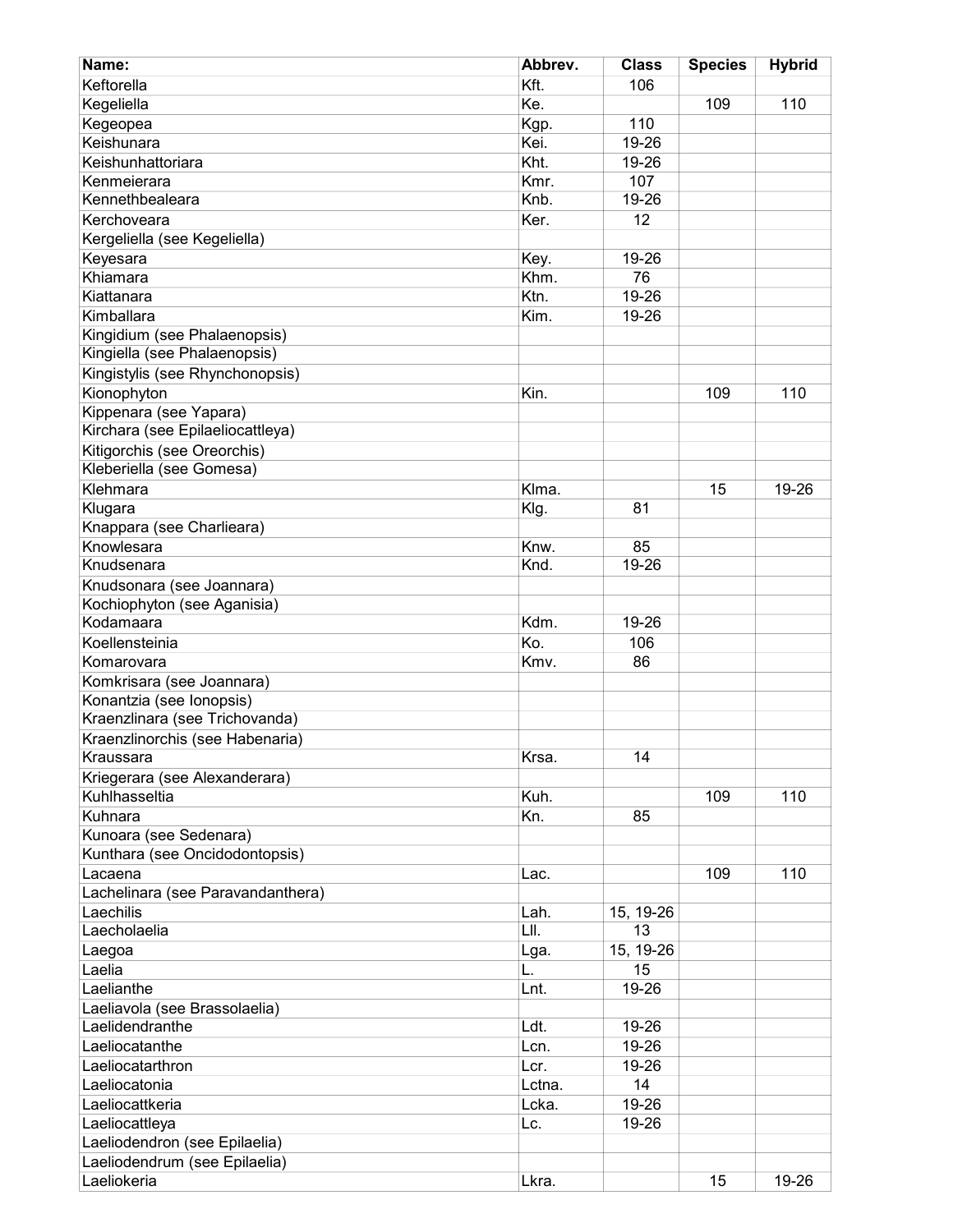| Name: | Abbrev. | Class | Species | Hybrid |
|---|---|---|---|---|
| Keftorella | Kft. | 106 | | |
| Kegeliella | Ke. | | 109 | 110 |
| Kegeopea | Kgp. | 110 | | |
| Keishunara | Kei. | 19-26 | | |
| Keishunhattoriara | Kht. | 19-26 | | |
| Kenmeierara | Kmr. | 107 | | |
| Kennethbealeara | Knb. | 19-26 | | |
| Kerchoveara | Ker. | 12 | | |
| Kergeliella (see Kegeliella) | | | | |
| Keyesara | Key. | 19-26 | | |
| Khiamara | Khm. | 76 | | |
| Kiattanara | Ktn. | 19-26 | | |
| Kimballara | Kim. | 19-26 | | |
| Kingidium (see Phalaenopsis) | | | | |
| Kingiella (see Phalaenopsis) | | | | |
| Kingistylis (see Rhynchonopsis) | | | | |
| Kionophyton | Kin. | | 109 | 110 |
| Kippenara (see Yapara) | | | | |
| Kirchara (see Epilaeliocattleya) | | | | |
| Kitigorchis (see Oreorchis) | | | | |
| Kleberiella (see Gomesa) | | | | |
| Klehmara | Klma. | | 15 | 19-26 |
| Klugara | Klg. | 81 | | |
| Knappara (see Charlieara) | | | | |
| Knowlesara | Knw. | 85 | | |
| Knudsenara | Knd. | 19-26 | | |
| Knudsonara (see Joannara) | | | | |
| Kochiophyton (see Aganisia) | | | | |
| Kodamaara | Kdm. | 19-26 | | |
| Koellensteinia | Ko. | 106 | | |
| Komarovara | Kmv. | 86 | | |
| Komkrisara (see Joannara) | | | | |
| Konantzia (see Ionopsis) | | | | |
| Kraenzlinara (see Trichovanda) | | | | |
| Kraenzlinorchis (see Habenaria) | | | | |
| Kraussara | Krsa. | 14 | | |
| Kriegerara (see Alexanderara) | | | | |
| Kuhlhasseltia | Kuh. | | 109 | 110 |
| Kuhnara | Kn. | 85 | | |
| Kunoara (see Sedenara) | | | | |
| Kunthara (see Oncidodontopsis) | | | | |
| Lacaena | Lac. | | 109 | 110 |
| Lachelinara (see Paravandanthera) | | | | |
| Laechilis | Lah. | 15, 19-26 | | |
| Laecholaelia | Lll. | 13 | | |
| Laegoa | Lga. | 15, 19-26 | | |
| Laelia | L. | 15 | | |
| Laelianthe | Lnt. | 19-26 | | |
| Laeliavola (see Brassolaelia) | | | | |
| Laelidendranthe | Ldt. | 19-26 | | |
| Laeliocatanthe | Lcn. | 19-26 | | |
| Laeliocatarthron | Lcr. | 19-26 | | |
| Laeliocatonia | Lctna. | 14 | | |
| Laeliocattkeria | Lcka. | 19-26 | | |
| Laeliocattleya | Lc. | 19-26 | | |
| Laeliodendron (see Epilaelia) | | | | |
| Laeliodendrum (see Epilaelia) | | | | |
| Laeliokeria | Lkra. | | 15 | 19-26 |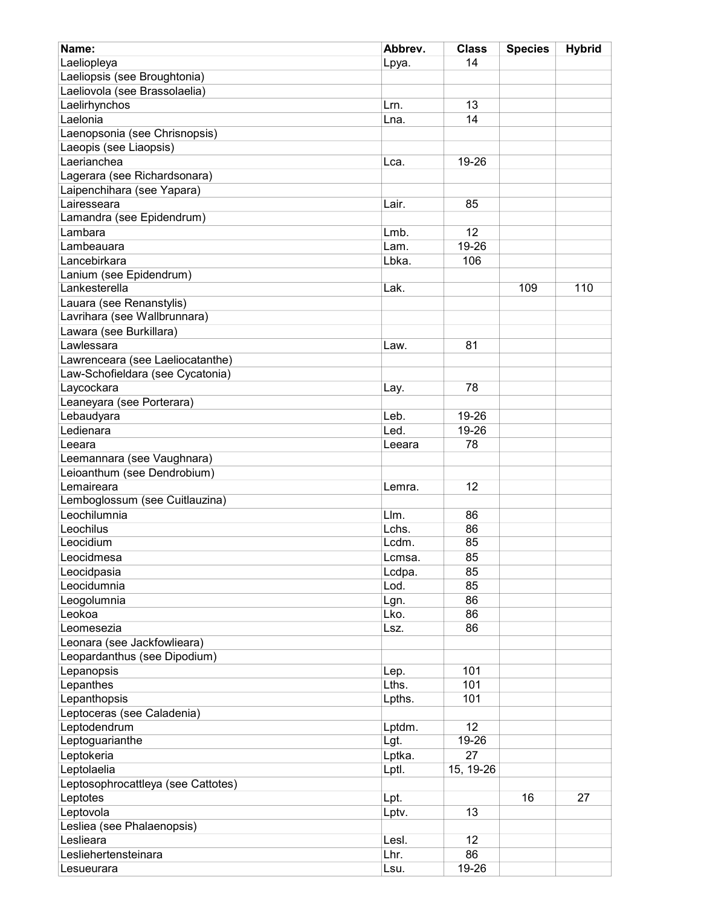| Name: | Abbrev. | Class | Species | Hybrid |
|---|---|---|---|---|
| Laeliopleya | Lpya. | 14 | | |
| Laeliopsis (see Broughtonia) | | | | |
| Laeliovola (see Brassolaelia) | | | | |
| Laelirhynchos | Lrn. | 13 | | |
| Laelonia | Lna. | 14 | | |
| Laenopsonia (see Chrisnopsis) | | | | |
| Laeopis (see Liaopsis) | | | | |
| Laerianchea | Lca. | 19-26 | | |
| Lagerara (see Richardsonara) | | | | |
| Laipenchihara (see Yapara) | | | | |
| Lairesseara | Lair. | 85 | | |
| Lamandra (see Epidendrum) | | | | |
| Lambara | Lmb. | 12 | | |
| Lambeauara | Lam. | 19-26 | | |
| Lancebirkara | Lbka. | 106 | | |
| Lanium (see Epidendrum) | | | | |
| Lankesterella | Lak. | | 109 | 110 |
| Lauara (see Renanstylis) | | | | |
| Lavrihara (see Wallbrunnara) | | | | |
| Lawara (see Burkillara) | | | | |
| Lawlessara | Law. | 81 | | |
| Lawrenceara (see Laeliocatanthe) | | | | |
| Law-Schofieldara (see Cycatonia) | | | | |
| Laycockara | Lay. | 78 | | |
| Leaneyara (see Porterara) | | | | |
| Lebaudyara | Leb. | 19-26 | | |
| Ledienara | Led. | 19-26 | | |
| Leeara | Leeara | 78 | | |
| Leemannara (see Vaughnara) | | | | |
| Leioanthum (see Dendrobium) | | | | |
| Lemaireara | Lemra. | 12 | | |
| Lemboglossum (see Cuitlauzina) | | | | |
| Leochilumnia | Llm. | 86 | | |
| Leochilus | Lchs. | 86 | | |
| Leocidium | Lcdm. | 85 | | |
| Leocidmesa | Lcmsa. | 85 | | |
| Leocidpasia | Lcdpa. | 85 | | |
| Leocidumnia | Lod. | 85 | | |
| Leogolumnia | Lgn. | 86 | | |
| Leokoa | Lko. | 86 | | |
| Leomesezia | Lsz. | 86 | | |
| Leonara (see Jackfowlieara) | | | | |
| Leopardanthus (see Dipodium) | | | | |
| Lepanopsis | Lep. | 101 | | |
| Lepanthes | Lths. | 101 | | |
| Lepanthopsis | Lpths. | 101 | | |
| Leptoceras (see Caladenia) | | | | |
| Leptodendrum | Lptdm. | 12 | | |
| Leptoguarianthe | Lgt. | 19-26 | | |
| Leptokeria | Lptka. | 27 | | |
| Leptolaelia | Lptl. | 15, 19-26 | | |
| Leptosophrocattleya (see Cattotes) | | | | |
| Leptotes | Lpt. | | 16 | 27 |
| Leptovola | Lptv. | 13 | | |
| Lesliea (see Phalaenopsis) | | | | |
| Leslieara | Lesl. | 12 | | |
| Lesliehertensteinara | Lhr. | 86 | | |
| Lesueurara | Lsu. | 19-26 | | |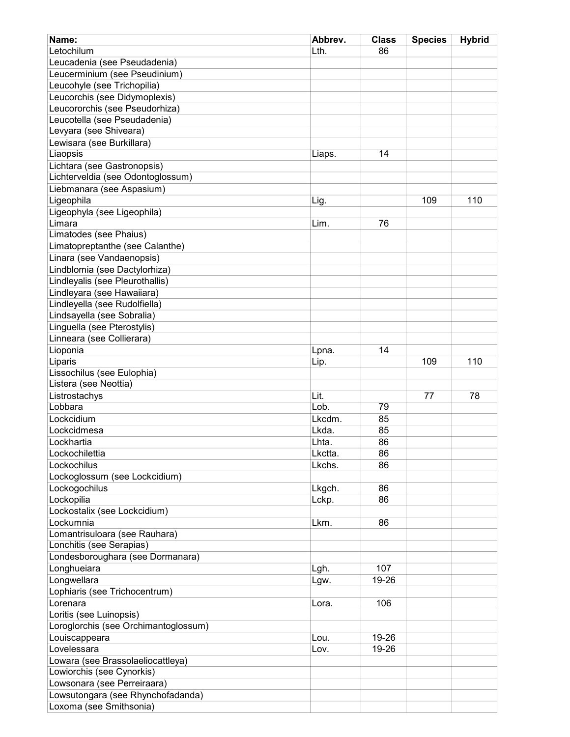| Name: | Abbrev. | Class | Species | Hybrid |
|---|---|---|---|---|
| Letochilum | Lth. | 86 | | |
| Leucadenia (see Pseudadenia) | | | | |
| Leucerminium (see Pseudinium) | | | | |
| Leucohyle (see Trichopilia) | | | | |
| Leucorchis (see Didymoplexis) | | | | |
| Leucororchis (see Pseudorhiza) | | | | |
| Leucotella (see Pseudadenia) | | | | |
| Levyara (see Shiveara) | | | | |
| Lewisara (see Burkillara) | | | | |
| Liaopsis | Liaps. | 14 | | |
| Lichtara (see Gastronopsis) | | | | |
| Lichterveldia (see Odontoglossum) | | | | |
| Liebmanara (see Aspasium) | | | | |
| Ligeophila | Lig. | | 109 | 110 |
| Ligeophyla (see Ligeophila) | | | | |
| Limara | Lim. | 76 | | |
| Limatodes (see Phaius) | | | | |
| Limatopreptanthe (see Calanthe) | | | | |
| Linara (see Vandaenopsis) | | | | |
| Lindblomia (see Dactylorhiza) | | | | |
| Lindleyalis (see Pleurothallis) | | | | |
| Lindleyara (see Hawaiiara) | | | | |
| Lindleyella (see Rudolfiella) | | | | |
| Lindsayella (see Sobralia) | | | | |
| Linguella (see Pterostylis) | | | | |
| Linneara (see Collierara) | | | | |
| Lioponia | Lpna. | 14 | | |
| Liparis | Lip. | | 109 | 110 |
| Lissochilus (see Eulophia) | | | | |
| Listera (see Neottia) | | | | |
| Listrostachys | Lit. | | 77 | 78 |
| Lobbara | Lob. | 79 | | |
| Lockcidium | Lkcdm. | 85 | | |
| Lockcidmesa | Lkda. | 85 | | |
| Lockhartia | Lhta. | 86 | | |
| Lockochilettia | Lkctta. | 86 | | |
| Lockochilus | Lkchs. | 86 | | |
| Lockoglossum (see Lockcidium) | | | | |
| Lockogochilus | Lkgch. | 86 | | |
| Lockopilia | Lckp. | 86 | | |
| Lockostalix (see Lockcidium) | | | | |
| Lockumnia | Lkm. | 86 | | |
| Lomantrisuloara (see Rauhara) | | | | |
| Lonchitis (see Serapias) | | | | |
| Londesboroughara (see Dormanara) | | | | |
| Longhueiara | Lgh. | 107 | | |
| Longwellara | Lgw. | 19-26 | | |
| Lophiaris (see Trichocentrum) | | | | |
| Lorenara | Lora. | 106 | | |
| Loritis (see Luinopsis) | | | | |
| Loroglorchis (see Orchimantoglossum) | | | | |
| Louiscappeara | Lou. | 19-26 | | |
| Lovelessara | Lov. | 19-26 | | |
| Lowara (see Brassolaeliocattleya) | | | | |
| Lowiorchis (see Cynorkis) | | | | |
| Lowsonara (see Perreiraara) | | | | |
| Lowsutongara (see Rhynchofadanda) | | | | |
| Loxoma (see Smithsonia) | | | | |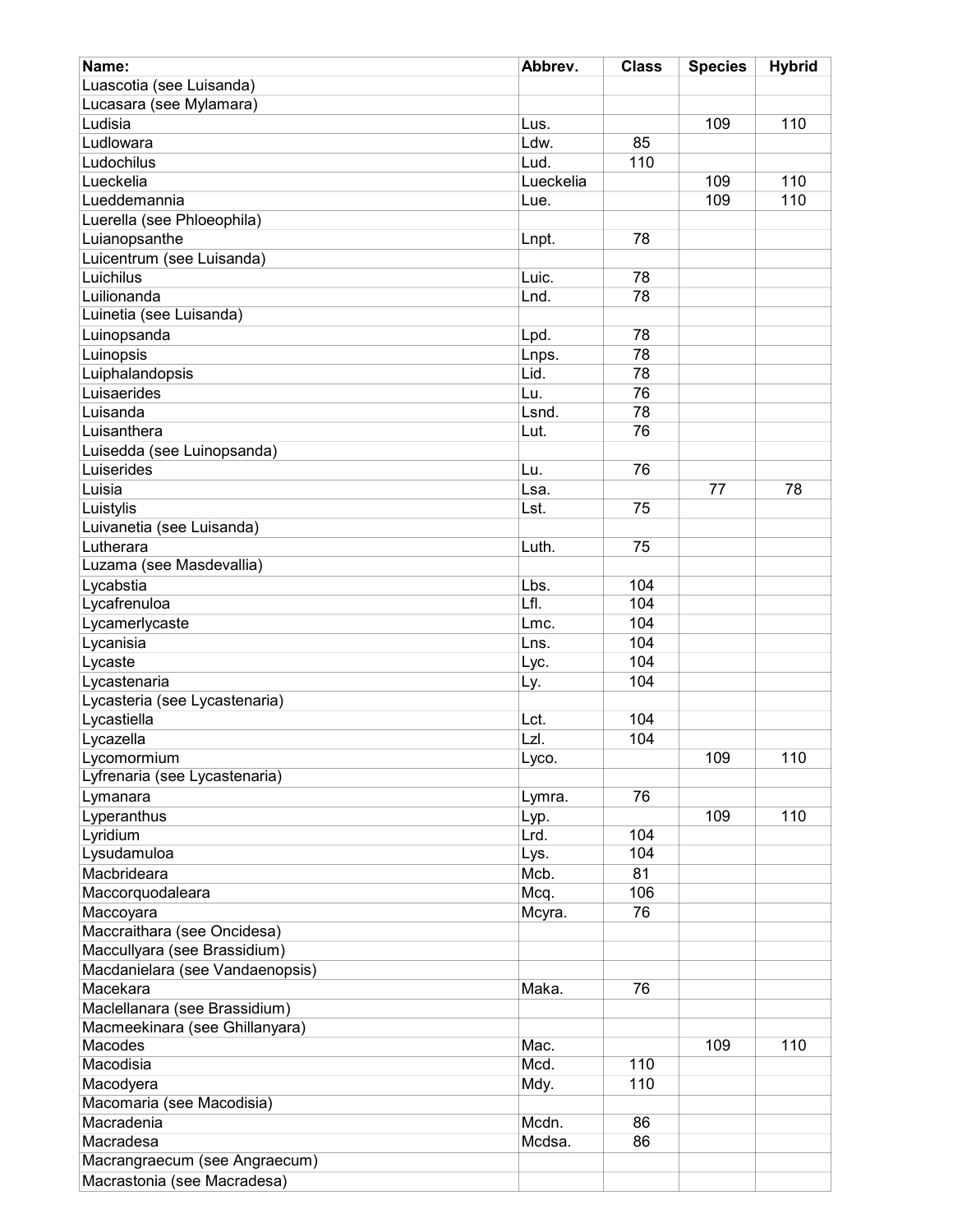| Name: | Abbrev. | Class | Species | Hybrid |
|---|---|---|---|---|
| Luascotia (see Luisanda) | | | | |
| Lucasara (see Mylamara) | | | | |
| Ludisia | Lus. | | 109 | 110 |
| Ludlowara | Ldw. | 85 | | |
| Ludochilus | Lud. | 110 | | |
| Lueckelia | Lueckelia | | 109 | 110 |
| Lueddemannia | Lue. | | 109 | 110 |
| Luerella (see Phloeophila) | | | | |
| Luianopsanthe | Lnpt. | 78 | | |
| Luicentrum (see Luisanda) | | | | |
| Luichilus | Luic. | 78 | | |
| Luilionanda | Lnd. | 78 | | |
| Luinetia (see Luisanda) | | | | |
| Luinopsanda | Lpd. | 78 | | |
| Luinopsis | Lnps. | 78 | | |
| Luiphalandopsis | Lid. | 78 | | |
| Luisaerides | Lu. | 76 | | |
| Luisanda | Lsnd. | 78 | | |
| Luisanthera | Lut. | 76 | | |
| Luisedda (see Luinopsanda) | | | | |
| Luiserides | Lu. | 76 | | |
| Luisia | Lsa. | | 77 | 78 |
| Luistylis | Lst. | 75 | | |
| Luivanetia (see Luisanda) | | | | |
| Lutherara | Luth. | 75 | | |
| Luzama (see Masdevallia) | | | | |
| Lycabstia | Lbs. | 104 | | |
| Lycafrenuloa | Lfl. | 104 | | |
| Lycamerlycaste | Lmc. | 104 | | |
| Lycanisia | Lns. | 104 | | |
| Lycaste | Lyc. | 104 | | |
| Lycastenaria | Ly. | 104 | | |
| Lycasteria (see Lycastenaria) | | | | |
| Lycastiella | Lct. | 104 | | |
| Lycazella | Lzl. | 104 | | |
| Lycomormium | Lyco. | | 109 | 110 |
| Lyfrenaria (see Lycastenaria) | | | | |
| Lymanara | Lymra. | 76 | | |
| Lyperanthus | Lyp. | | 109 | 110 |
| Lyridium | Lrd. | 104 | | |
| Lysudamuloa | Lys. | 104 | | |
| Macbrideara | Mcb. | 81 | | |
| Maccorquodaleara | Mcq. | 106 | | |
| Maccoyara | Mcyra. | 76 | | |
| Maccraithara (see Oncidesa) | | | | |
| Maccullyara (see Brassidium) | | | | |
| Macdanielara (see Vandaenopsis) | | | | |
| Macekara | Maka. | 76 | | |
| Maclellanara (see Brassidium) | | | | |
| Macmeekinara (see Ghillanyara) | | | | |
| Macodes | Mac. | | 109 | 110 |
| Macodisia | Mcd. | 110 | | |
| Macodyera | Mdy. | 110 | | |
| Macomaria (see Macodisia) | | | | |
| Macradenia | Mcdn. | 86 | | |
| Macradesa | Mcdsa. | 86 | | |
| Macrangraecum (see Angraecum) | | | | |
| Macrastonia (see Macradesa) | | | | |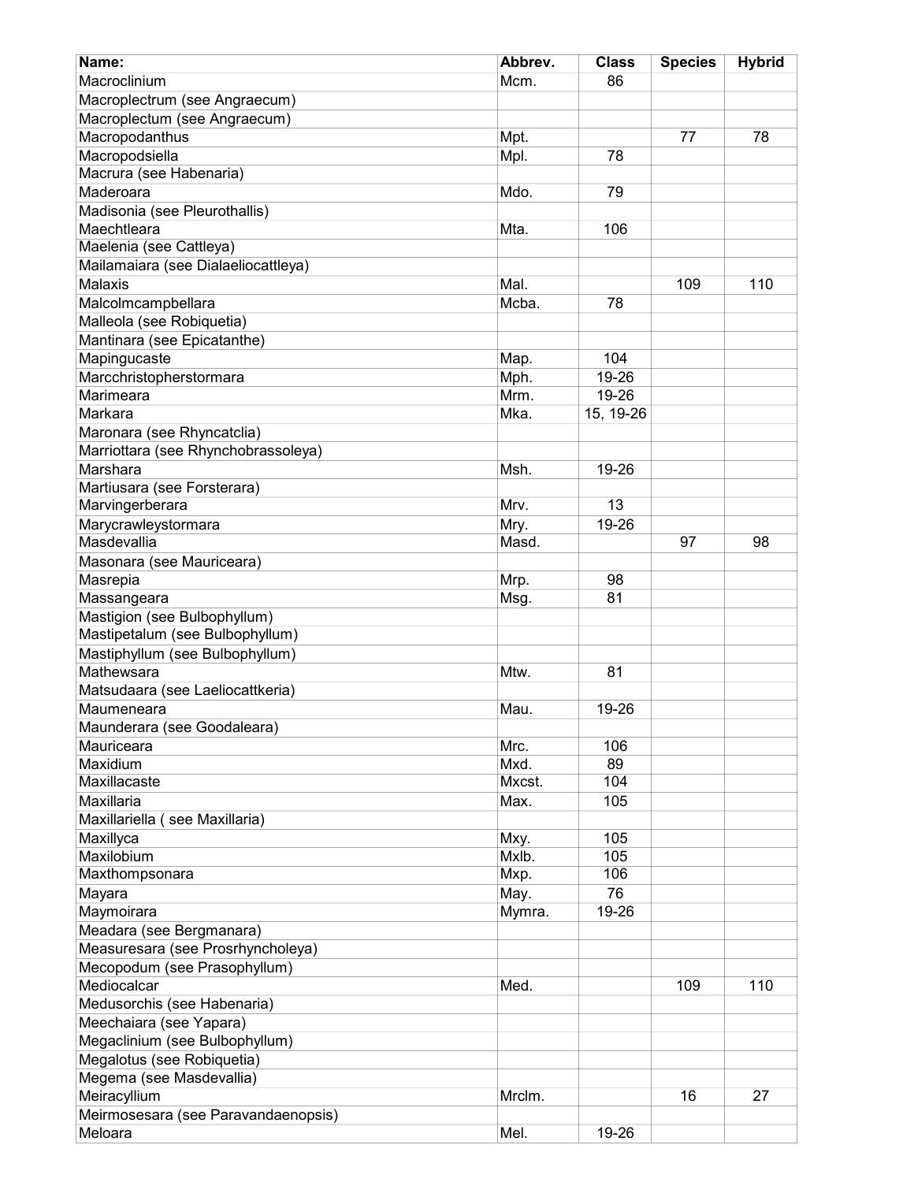| Name: | Abbrev. | Class | Species | Hybrid |
| --- | --- | --- | --- | --- |
| Macroclinium | Mcm. | 86 | | |
| Macroplectrum (see Angraecum) | | | | |
| Macroplectum (see Angraecum) | | | | |
| Macropodanthus | Mpt. | | 77 | 78 |
| Macropodsiella | Mpl. | 78 | | |
| Macrura (see Habenaria) | | | | |
| Maderoara | Mdo. | 79 | | |
| Madisonia (see Pleurothallis) | | | | |
| Maechtleara | Mta. | 106 | | |
| Maelenia (see Cattleya) | | | | |
| Mailamaiara (see Dialaeliocattleya) | | | | |
| Malaxis | Mal. | | 109 | 110 |
| Malcolmcampbellara | Mcba. | 78 | | |
| Malleola (see Robiquetia) | | | | |
| Mantinara (see Epicatanthe) | | | | |
| Mapingucaste | Map. | 104 | | |
| Marcchristopherstormara | Mph. | 19-26 | | |
| Marimeara | Mrm. | 19-26 | | |
| Markara | Mka. | 15, 19-26 | | |
| Maronara (see Rhyncatclia) | | | | |
| Marriottara (see Rhynchobrassoleya) | | | | |
| Marshara | Msh. | 19-26 | | |
| Martiusara (see Forsterara) | | | | |
| Marvingerberara | Mrv. | 13 | | |
| Marycrawleystormara | Mry. | 19-26 | | |
| Masdevallia | Masd. | | 97 | 98 |
| Masonara (see Mauriceara) | | | | |
| Masrepia | Mrp. | 98 | | |
| Massangeara | Msg. | 81 | | |
| Mastigion (see Bulbophyllum) | | | | |
| Mastipetalum (see Bulbophyllum) | | | | |
| Mastiphyllum (see Bulbophyllum) | | | | |
| Mathewsara | Mtw. | 81 | | |
| Matsudaara (see Laeliocattkeria) | | | | |
| Maumeneara | Mau. | 19-26 | | |
| Maunderara (see Goodaleara) | | | | |
| Mauriceara | Mrc. | 106 | | |
| Maxidium | Mxd. | 89 | | |
| Maxillacaste | Mxcst. | 104 | | |
| Maxillaria | Max. | 105 | | |
| Maxillariella ( see Maxillaria) | | | | |
| Maxillyca | Mxy. | 105 | | |
| Maxilobium | Mxlb. | 105 | | |
| Maxthompsonara | Mxp. | 106 | | |
| Mayara | May. | 76 | | |
| Maymoirara | Mymra. | 19-26 | | |
| Meadara (see Bergmanara) | | | | |
| Measuresara (see Prosrhyncholeya) | | | | |
| Mecopodum (see Prasophyllum) | | | | |
| Mediocalcar | Med. | | 109 | 110 |
| Medusorchis (see Habenaria) | | | | |
| Meechaiara (see Yapara) | | | | |
| Megaclinium (see Bulbophyllum) | | | | |
| Megalotus (see Robiquetia) | | | | |
| Megema (see Masdevallia) | | | | |
| Meiracyllium | Mrclm. | | 16 | 27 |
| Meirmosesara (see Paravandaenopsis) | | | | |
| Meloara | Mel. | 19-26 | | |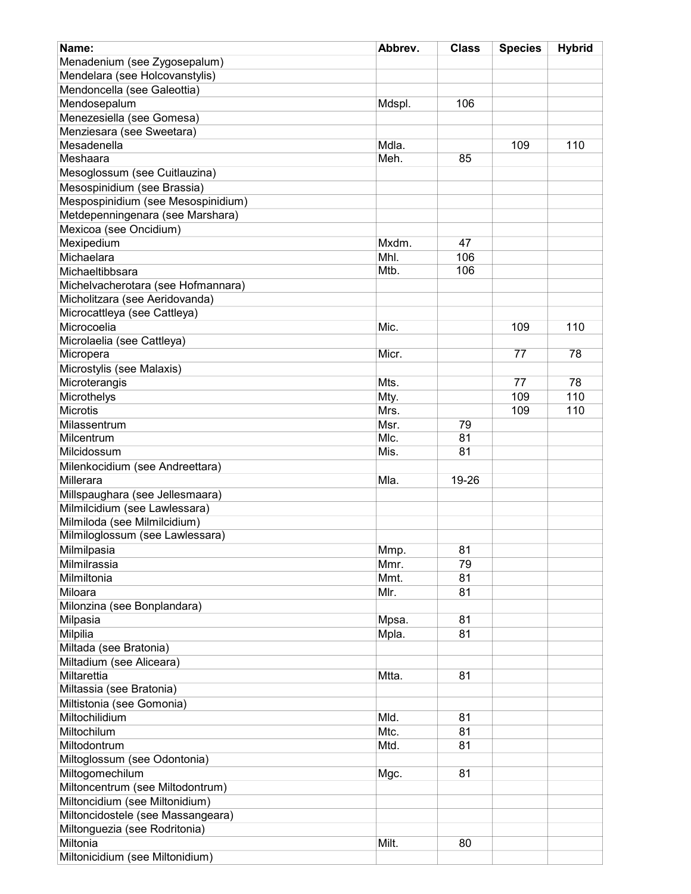| Name: | Abbrev. | Class | Species | Hybrid |
|---|---|---|---|---|
| Menadenium (see Zygosepalum) | | | | |
| Mendelara (see Holcovanstylis) | | | | |
| Mendoncella (see Galeottia) | | | | |
| Mendosepalum | Mdspl. | 106 | | |
| Menezesiella (see Gomesa) | | | | |
| Menziesara (see Sweetara) | | | | |
| Mesadenella | Mdla. | | 109 | 110 |
| Meshaara | Meh. | 85 | | |
| Mesoglossum (see Cuitlauzina) | | | | |
| Mesospinidium (see Brassia) | | | | |
| Mespospinidium (see Mesospinidium) | | | | |
| Metdepenningenara (see Marshara) | | | | |
| Mexicoa (see Oncidium) | | | | |
| Mexipedium | Mxdm. | 47 | | |
| Michaelara | Mhl. | 106 | | |
| Michaeltibbsara | Mtb. | 106 | | |
| Michelvacherotara (see Hofmannara) | | | | |
| Micholitzara (see Aeridovanda) | | | | |
| Microcattleya (see Cattleya) | | | | |
| Micrococelia | Mic. | | 109 | 110 |
| Microlaelia (see Cattleya) | | | | |
| Micropera | Micr. | | 77 | 78 |
| Microstylis (see Malaxis) | | | | |
| Microterangis | Mts. | | 77 | 78 |
| Microthelys | Mty. | | 109 | 110 |
| Microtis | Mrs. | | 109 | 110 |
| Milassentrum | Msr. | 79 | | |
| Milcentrum | Mlc. | 81 | | |
| Milcidossum | Mis. | 81 | | |
| Milenkocidium (see Andreettara) | | | | |
| Millerara | Mla. | 19-26 | | |
| Millspaughara (see Jellesmaara) | | | | |
| Milmilcidium (see Lawlessara) | | | | |
| Milmiloda (see Milmilcidium) | | | | |
| Milmiloglossum (see Lawlessara) | | | | |
| Milmilpasia | Mmp. | 81 | | |
| Milmilrassia | Mmr. | 79 | | |
| Milmiltonia | Mmt. | 81 | | |
| Miloara | Mlr. | 81 | | |
| Milonzina (see Bonplandara) | | | | |
| Milpasia | Mpsa. | 81 | | |
| Milpilia | Mpla. | 81 | | |
| Miltada (see Bratonia) | | | | |
| Miltadium (see Aliceara) | | | | |
| Miltarettia | Mtta. | 81 | | |
| Miltassia (see Bratonia) | | | | |
| Miltistonia (see Gomonia) | | | | |
| Miltochilidium | Mld. | 81 | | |
| Miltochilum | Mtc. | 81 | | |
| Miltodontrum | Mtd. | 81 | | |
| Miltoglossum (see Odontonia) | | | | |
| Miltogomechilum | Mgc. | 81 | | |
| Miltoncentrum (see Miltodontrum) | | | | |
| Miltoncidium (see Miltonidium) | | | | |
| Miltoncidostele (see Massangeara) | | | | |
| Miltonguezia (see Rodritonia) | | | | |
| Miltonia | Milt. | 80 | | |
| Miltonicidium (see Miltonidium) | | | | |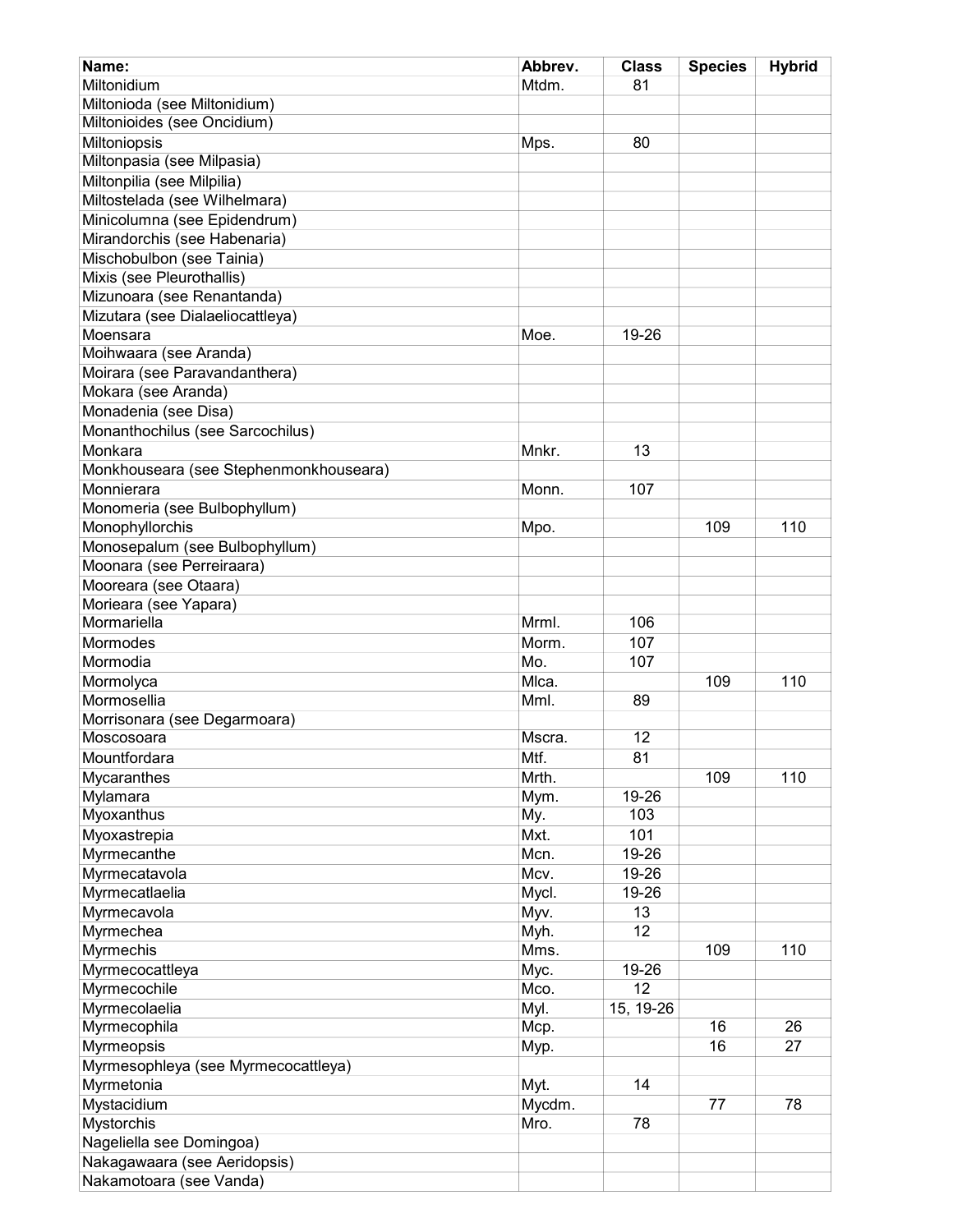| Name: | Abbrev. | Class | Species | Hybrid |
|---|---|---|---|---|
| Miltonidium | Mtdm. | 81 | | |
| Miltonioda (see Miltonidium) | | | | |
| Miltonioides (see Oncidium) | | | | |
| Miltoniopsis | Mps. | 80 | | |
| Miltonpasia (see Milpasia) | | | | |
| Miltonpilia (see Milpilia) | | | | |
| Miltostelada (see Wilhelmara) | | | | |
| Minicolumna (see Epidendrum) | | | | |
| Mirandorchis (see Habenaria) | | | | |
| Mischobulbon (see Tainia) | | | | |
| Mixis (see Pleurothallis) | | | | |
| Mizunoara (see Renantanda) | | | | |
| Mizutara (see Dialaeliocattleya) | | | | |
| Moensara | Moe. | 19-26 | | |
| Moihwaara (see Aranda) | | | | |
| Moirara (see Paravandanthera) | | | | |
| Mokara (see Aranda) | | | | |
| Monadenia (see Disa) | | | | |
| Monanthochilus (see Sarcochilus) | | | | |
| Monkara | Mnkr. | 13 | | |
| Monkhouseara (see Stephenmonkhouseara) | | | | |
| Monnierara | Monn. | 107 | | |
| Monomeria (see Bulbophyllum) | | | | |
| Monophyllorchis | Mpo. | | 109 | 110 |
| Monosepalum (see Bulbophyllum) | | | | |
| Moonara (see Perreiraara) | | | | |
| Mooreara (see Otaara) | | | | |
| Morieara (see Yapara) | | | | |
| Mormariella | Mrml. | 106 | | |
| Mormodes | Morm. | 107 | | |
| Mormodia | Mo. | 107 | | |
| Mormolyca | Mlca. | | 109 | 110 |
| Mormosellia | Mml. | 89 | | |
| Morrisonara (see Degarmoara) | | | | |
| Moscosoara | Mscra. | 12 | | |
| Mountfordara | Mtf. | 81 | | |
| Mycaranthes | Mrth. | | 109 | 110 |
| Mylamara | Mym. | 19-26 | | |
| Myoxanthus | My. | 103 | | |
| Myoxastrepia | Mxt. | 101 | | |
| Myrmecanthe | Mcn. | 19-26 | | |
| Myrmecatavola | Mcv. | 19-26 | | |
| Myrmecatlaelia | Mycl. | 19-26 | | |
| Myrmecavola | Myv. | 13 | | |
| Myrmechea | Myh. | 12 | | |
| Myrmechis | Mms. | | 109 | 110 |
| Myrmecocattleya | Myc. | 19-26 | | |
| Myrmecochile | Mco. | 12 | | |
| Myrmecolaelia | Myl. | 15, 19-26 | | |
| Myrmecophila | Mcp. | | 16 | 26 |
| Myrmeopsis | Myp. | | 16 | 27 |
| Myrmesophleya (see Myrmecocattleya) | | | | |
| Myrmetonia | Myt. | 14 | | |
| Mystacidium | Mycdm. | | 77 | 78 |
| Mystorchis | Mro. | 78 | | |
| Nageliella see Domingoa) | | | | |
| Nakagawaara (see Aeridopsis) | | | | |
| Nakamotoara (see Vanda) | | | | |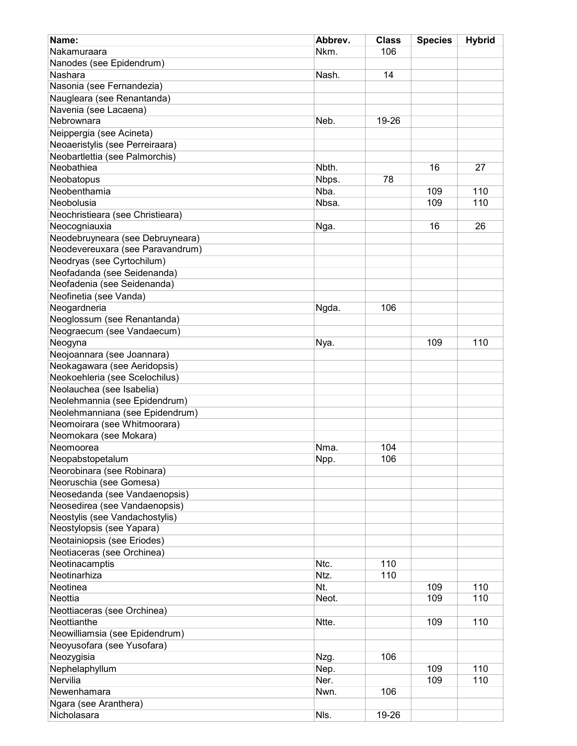| Name: | Abbrev. | Class | Species | Hybrid |
|---|---|---|---|---|
| Nakamuraara | Nkm. | 106 | | |
| Nanodes (see Epidendrum) | | | | |
| Nashara | Nash. | 14 | | |
| Nasonia (see Fernandezia) | | | | |
| Naugleara (see Renantanda) | | | | |
| Navenia (see Lacaena) | | | | |
| Nebrownara | Neb. | 19-26 | | |
| Neippergia (see Acineta) | | | | |
| Neoaeristylis (see Perreiraara) | | | | |
| Neobartlettia (see Palmorchis) | | | | |
| Neobathiea | Nbth. | | 16 | 27 |
| Neobatopus | Nbps. | 78 | | |
| Neobenthamia | Nba. | | 109 | 110 |
| Neobolusia | Nbsa. | | 109 | 110 |
| Neochristieara (see Christieara) | | | | |
| Neocogniauxia | Nga. | | 16 | 26 |
| Neodebruyneara (see Debruyneara) | | | | |
| Neodevereuxara (see Paravandrum) | | | | |
| Neodryas (see Cyrtochilum) | | | | |
| Neofadanda (see Seidenanda) | | | | |
| Neofadenia (see Seidenanda) | | | | |
| Neofinetia (see Vanda) | | | | |
| Neogardneria | Ngda. | 106 | | |
| Neoglossum (see Renantanda) | | | | |
| Neograecum (see Vandaecum) | | | | |
| Neogyna | Nya. | | 109 | 110 |
| Neojoannara (see Joannara) | | | | |
| Neokagawara (see Aeridopsis) | | | | |
| Neokoehleria (see Scelochilus) | | | | |
| Neolauchea (see Isabelia) | | | | |
| Neolehmannia (see Epidendrum) | | | | |
| Neolehmanniana (see Epidendrum) | | | | |
| Neomoirara (see Whitmoorara) | | | | |
| Neomokara (see Mokara) | | | | |
| Neomoorea | Nma. | 104 | | |
| Neopabstopetalum | Npp. | 106 | | |
| Neorobinara (see Robinara) | | | | |
| Neoruschia (see Gomesa) | | | | |
| Neosedanda (see Vandaenopsis) | | | | |
| Neosedirea (see Vandaenopsis) | | | | |
| Neostylis (see Vandachostylis) | | | | |
| Neostylopsis (see Yapara) | | | | |
| Neotainiopsis (see Eriodes) | | | | |
| Neotiaceras (see Orchinea) | | | | |
| Neotinacamptis | Ntc. | 110 | | |
| Neotinarhiza | Ntz. | 110 | | |
| Neotinea | Nt. | | 109 | 110 |
| Neottia | Neot. | | 109 | 110 |
| Neottiaceras (see Orchinea) | | | | |
| Neottianthe | Ntte. | | 109 | 110 |
| Neowilliamsia (see Epidendrum) | | | | |
| Neoyusofara (see Yusofara) | | | | |
| Neozygisia | Nzg. | 106 | | |
| Nephelaphyllum | Nep. | | 109 | 110 |
| Nervilia | Ner. | | 109 | 110 |
| Newenhamara | Nwn. | 106 | | |
| Ngara (see Aranthera) | | | | |
| Nicholasara | Nls. | 19-26 | | |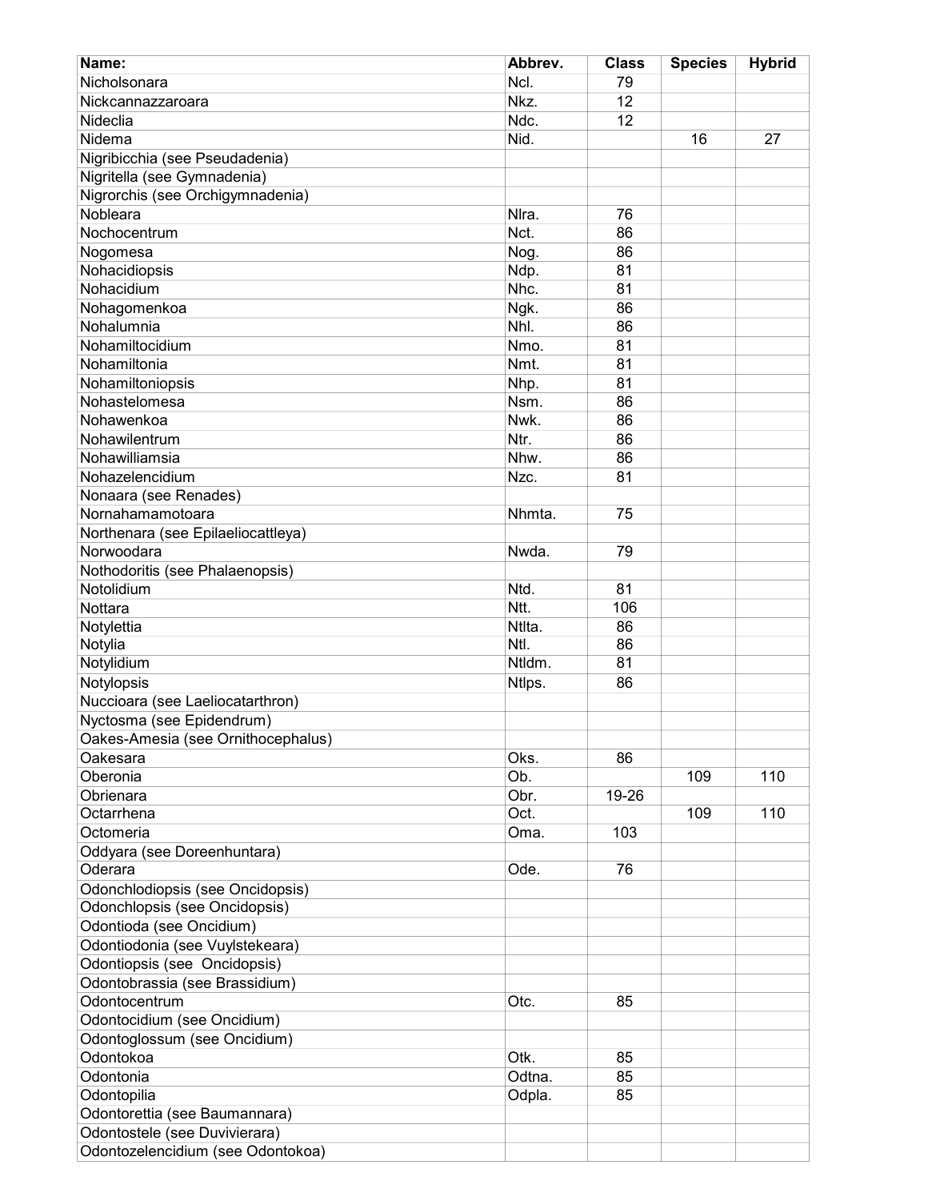| Name: | Abbrev. | Class | Species | Hybrid |
|---|---|---|---|---|
| Nicholsonara | Ncl. | 79 | | |
| Nickcannazzaroara | Nkz. | 12 | | |
| Nideclia | Ndc. | 12 | | |
| Nidema | Nid. | | 16 | 27 |
| Nigribicchia (see Pseudadenia) | | | | |
| Nigritella (see Gymnadenia) | | | | |
| Nigrorchis (see Orchigymnadenia) | | | | |
| Nobleara | Nlra. | 76 | | |
| Nochocentrum | Nct. | 86 | | |
| Nogomesa | Nog. | 86 | | |
| Nohacidiopsis | Ndp. | 81 | | |
| Nohacidium | Nhc. | 81 | | |
| Nohagomenkoa | Ngk. | 86 | | |
| Nohalumnia | Nhl. | 86 | | |
| Nohamiltocidium | Nmo. | 81 | | |
| Nohamiltonia | Nmt. | 81 | | |
| Nohamiltoniopsis | Nhp. | 81 | | |
| Nohastelomesa | Nsm. | 86 | | |
| Nohawenkoa | Nwk. | 86 | | |
| Nohawilentrum | Ntr. | 86 | | |
| Nohawilliamsia | Nhw. | 86 | | |
| Nohazelencidium | Nzc. | 81 | | |
| Nonaara (see Renades) | | | | |
| Nornahamamotoara | Nhmta. | 75 | | |
| Northenara (see Epilaeliocattleya) | | | | |
| Norwoodara | Nwda. | 79 | | |
| Nothodoritis (see Phalaenopsis) | | | | |
| Notolidium | Ntd. | 81 | | |
| Nottara | Ntt. | 106 | | |
| Notylettia | Ntlta. | 86 | | |
| Notylia | Ntl. | 86 | | |
| Notylidium | Ntldm. | 81 | | |
| Notylopsis | Ntlps. | 86 | | |
| Nuccioara (see Laeliocatarthron) | | | | |
| Nyctosma (see Epidendrum) | | | | |
| Oakes-Amesia (see Ornithocephalus) | | | | |
| Oakesara | Oks. | 86 | | |
| Oberonia | Ob. | | 109 | 110 |
| Obrienara | Obr. | 19-26 | | |
| Octarrhena | Oct. | | 109 | 110 |
| Octomeria | Oma. | 103 | | |
| Oddyara (see Doreenhuntara) | | | | |
| Oderara | Ode. | 76 | | |
| Odonchlodiopsis (see Oncidopsis) | | | | |
| Odonchlopsis (see Oncidopsis) | | | | |
| Odontioda (see Oncidium) | | | | |
| Odontiodonia (see Vuylstekeara) | | | | |
| Odontiopsis (see Oncidopsis) | | | | |
| Odontobrassia (see Brassidium) | | | | |
| Odontocentrum | Otc. | 85 | | |
| Odontocidium (see Oncidium) | | | | |
| Odontoglossum (see Oncidium) | | | | |
| Odontokoa | Otk. | 85 | | |
| Odontonia | Odtna. | 85 | | |
| Odontopilia | Odpla. | 85 | | |
| Odontorettia (see Baumannara) | | | | |
| Odontostele (see Duvivierara) | | | | |
| Odontozelencidium (see Odontokoa) | | | | |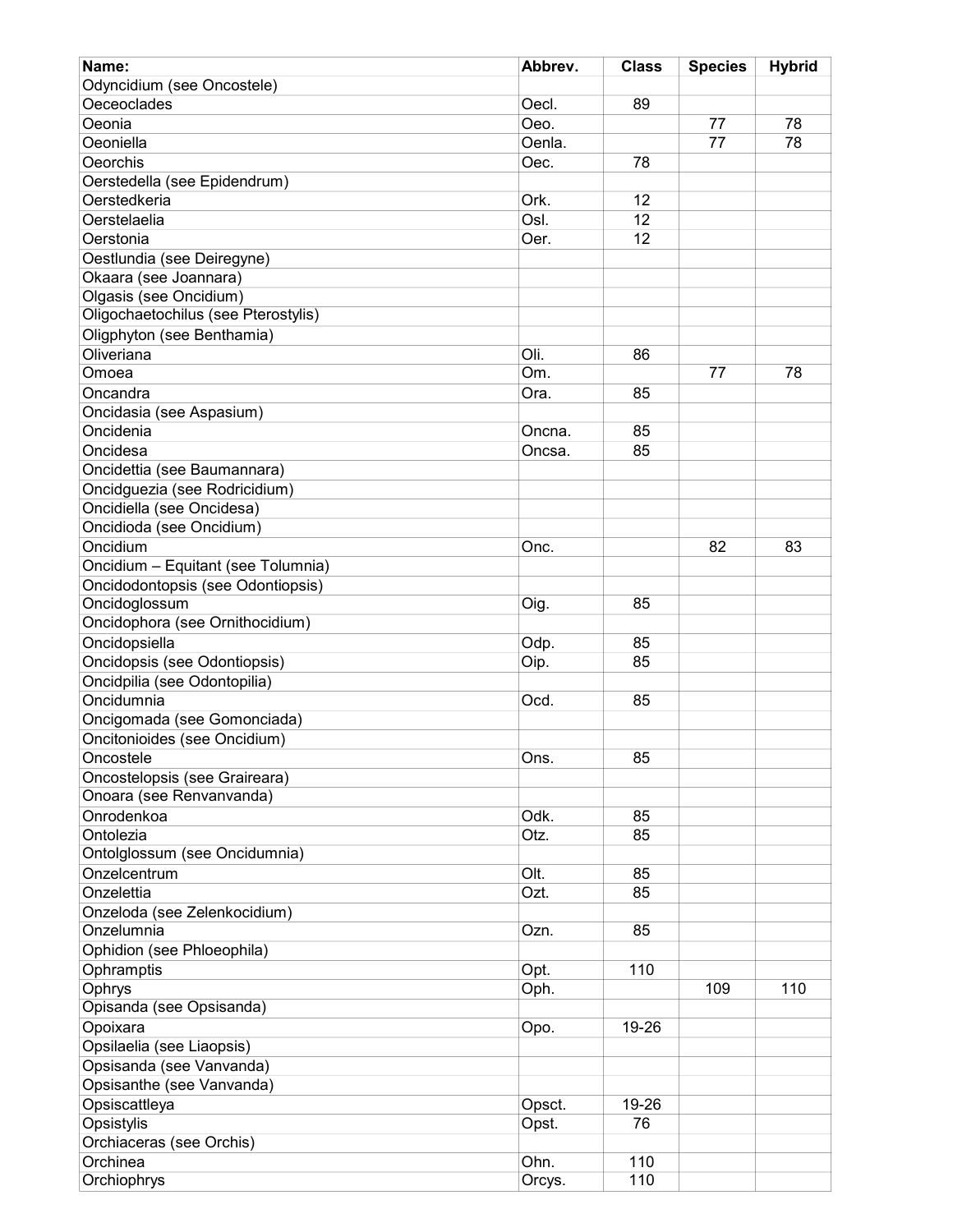| Name: | Abbrev. | Class | Species | Hybrid |
|---|---|---|---|---|
| Odyncidium (see Oncostele) | | | | |
| Oeceoclades | Oecl. | 89 | | |
| Oeonia | Oeo. | | 77 | 78 |
| Oeoniella | Oenla. | | 77 | 78 |
| Oeorchis | Oec. | 78 | | |
| Oerstedella (see Epidendrum) | | | | |
| Oerstedkeria | Ork. | 12 | | |
| Oerstelaelia | Osl. | 12 | | |
| Oerstonia | Oer. | 12 | | |
| Oestlundia (see Deiregyne) | | | | |
| Okaara (see Joannara) | | | | |
| Olgasis (see Oncidium) | | | | |
| Oligochaetochilus (see Pterostylis) | | | | |
| Oligphyton (see Benthamia) | | | | |
| Oliveriana | Oli. | 86 | | |
| Omoea | Om. | | 77 | 78 |
| Oncandra | Ora. | 85 | | |
| Oncidasia (see Aspasium) | | | | |
| Oncidenia | Oncna. | 85 | | |
| Oncidesa | Oncsa. | 85 | | |
| Oncidettia (see Baumannara) | | | | |
| Oncidguezia (see Rodricidium) | | | | |
| Oncidiella (see Oncidesa) | | | | |
| Oncidioda (see Oncidium) | | | | |
| Oncidium | Onc. | | 82 | 83 |
| Oncidium – Equitant (see Tolumnia) | | | | |
| Oncidodontopsis (see Odontiopsis) | | | | |
| Oncidoglossum | Oig. | 85 | | |
| Oncidophora (see Ornithocidium) | | | | |
| Oncidopsiella | Odp. | 85 | | |
| Oncidopsis (see Odontiopsis) | Oip. | 85 | | |
| Oncidpilia (see Odontopilia) | | | | |
| Oncidumnia | Ocd. | 85 | | |
| Oncigomada (see Gomonciada) | | | | |
| Oncitonioides (see Oncidium) | | | | |
| Oncostele | Ons. | 85 | | |
| Oncostelopsis (see Graireara) | | | | |
| Onoara (see Renvanvanda) | | | | |
| Onrodenkoa | Odk. | 85 | | |
| Ontolezia | Otz. | 85 | | |
| Ontolglossum (see Oncidumnia) | | | | |
| Onzelcentrum | Olt. | 85 | | |
| Onzelettia | Ozt. | 85 | | |
| Onzeloda (see Zelenkocidium) | | | | |
| Onzelumnia | Ozn. | 85 | | |
| Ophidion (see Phloeophila) | | | | |
| Ophramptis | Opt. | 110 | | |
| Ophrys | Oph. | | 109 | 110 |
| Opisanda (see Opsisanda) | | | | |
| Opoixara | Opo. | 19-26 | | |
| Opsilaelia (see Liaopsis) | | | | |
| Opsisanda (see Vanvanda) | | | | |
| Opsisanthe (see Vanvanda) | | | | |
| Opsiscattleya | Opsct. | 19-26 | | |
| Opsistylis | Opst. | 76 | | |
| Orchiaceras (see Orchis) | | | | |
| Orchinea | Ohn. | 110 | | |
| Orchiophrys | Orcys. | 110 | | |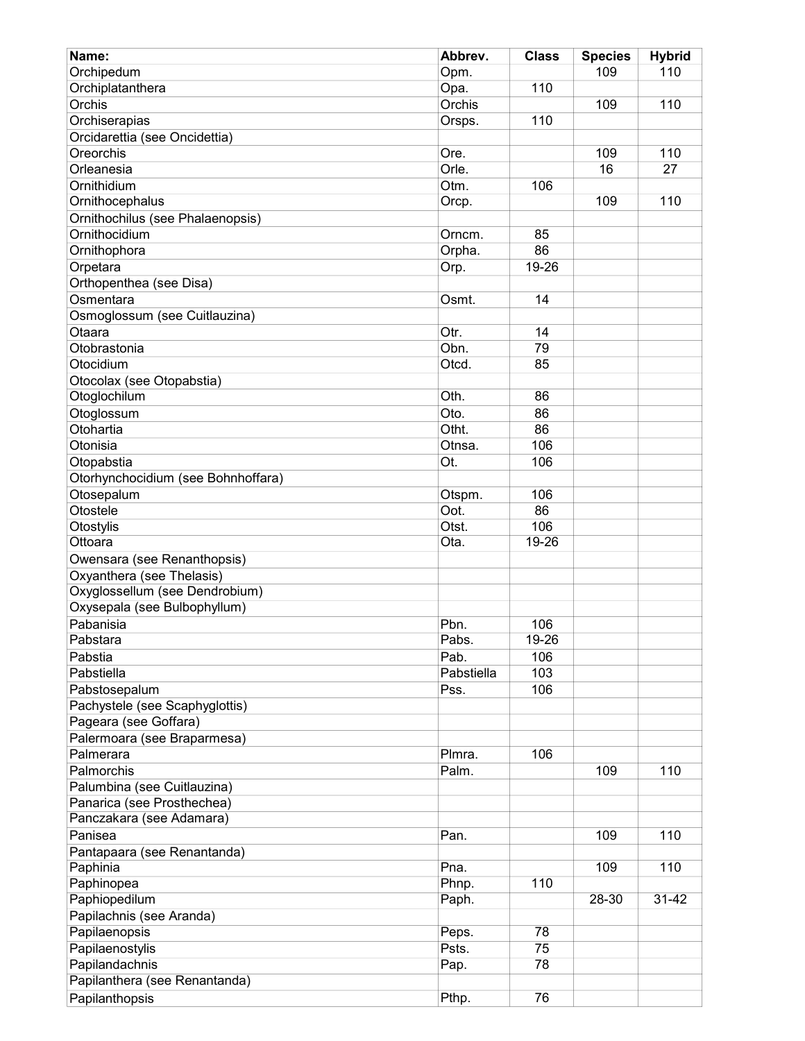| Name: | Abbrev. | Class | Species | Hybrid |
|---|---|---|---|---|
| Orchipedum | Opm. | | 109 | 110 |
| Orchiplatanthera | Opa. | 110 | | |
| Orchis | Orchis | | 109 | 110 |
| Orchiserapias | Orsps. | 110 | | |
| Orcidarettia (see Oncidettia) | | | | |
| Oreorchis | Ore. | | 109 | 110 |
| Orleanesia | Orle. | | 16 | 27 |
| Ornithidium | Otm. | 106 | | |
| Ornithocephalus | Orcp. | | 109 | 110 |
| Ornithochilus (see Phalaenopsis) | | | | |
| Ornithocidium | Orncm. | 85 | | |
| Ornithophora | Orpha. | 86 | | |
| Orpetara | Orp. | 19-26 | | |
| Orthopenthea (see Disa) | | | | |
| Osmentara | Osmt. | 14 | | |
| Osmoglossum (see Cuitlauzina) | | | | |
| Otaara | Otr. | 14 | | |
| Otobrastonia | Obn. | 79 | | |
| Otocidium | Otcd. | 85 | | |
| Otocolax (see Otopabstia) | | | | |
| Otoglochilum | Oth. | 86 | | |
| Otoglossum | Oto. | 86 | | |
| Otohartia | Otht. | 86 | | |
| Otonisia | Otnsa. | 106 | | |
| Otopabstia | Ot. | 106 | | |
| Otorhynchocidium (see Bohnhoffara) | | | | |
| Otosepalum | Otspm. | 106 | | |
| Otostele | Oot. | 86 | | |
| Otostylis | Otst. | 106 | | |
| Ottoara | Ota. | 19-26 | | |
| Owensara (see Renanthopsis) | | | | |
| Oxyanthera (see Thelasis) | | | | |
| Oxyglossellum (see Dendrobium) | | | | |
| Oxysepala (see Bulbophyllum) | | | | |
| Pabanisia | Pbn. | 106 | | |
| Pabstara | Pabs. | 19-26 | | |
| Pabstia | Pab. | 106 | | |
| Pabstiella | Pabstiella | 103 | | |
| Pabstosepalum | Pss. | 106 | | |
| Pachystele (see Scaphyglottis) | | | | |
| Pageara (see Goffara) | | | | |
| Palermoara (see Braparmesa) | | | | |
| Palmerara | Plmra. | 106 | | |
| Palmorchis | Palm. | | 109 | 110 |
| Palumbina (see Cuitlauzina) | | | | |
| Panarica (see Prosthechea) | | | | |
| Panczakara (see Adamara) | | | | |
| Panisea | Pan. | | 109 | 110 |
| Pantapaara (see Renantanda) | | | | |
| Paphinia | Pna. | | 109 | 110 |
| Paphinopea | Phnp. | 110 | | |
| Paphiopedilum | Paph. | | 28-30 | 31-42 |
| Papilachnis (see Aranda) | | | | |
| Papilaenopsis | Peps. | 78 | | |
| Papilaenostylis | Psts. | 75 | | |
| Papilandachnis | Pap. | 78 | | |
| Papilanthera (see Renantanda) | | | | |
| Papilanthopsis | Pthp. | 76 | | |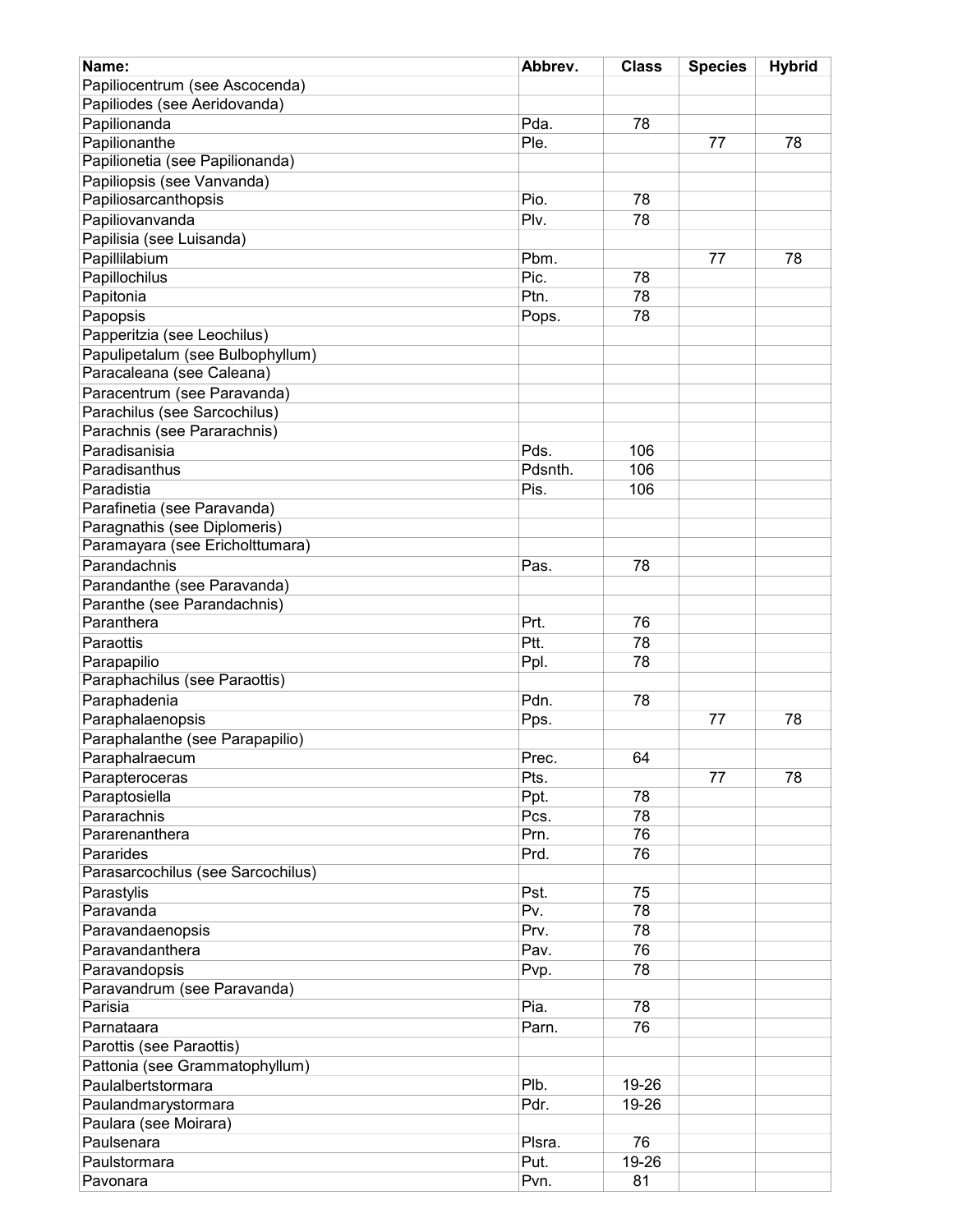| Name: | Abbrev. | Class | Species | Hybrid |
|---|---|---|---|---|
| Papiliocentrum (see Ascocenda) | | | | |
| Papiliodes (see Aeridovanda) | | | | |
| Papilionanda | Pda. | 78 | | |
| Papilionanthe | Ple. | | 77 | 78 |
| Papilionetia (see Papilionanda) | | | | |
| Papiliopsis (see Vanvanda) | | | | |
| Papiliosarcanthopsis | Pio. | 78 | | |
| Papiliovanvanda | Plv. | 78 | | |
| Papilisia (see Luisanda) | | | | |
| Papillilabium | Pbm. | | 77 | 78 |
| Papillochilus | Pic. | 78 | | |
| Papitonia | Ptn. | 78 | | |
| Papopsis | Pops. | 78 | | |
| Papperitzia (see Leochilus) | | | | |
| Papulipetalum (see Bulbophyllum) | | | | |
| Paracaleana (see Caleana) | | | | |
| Paracentrum (see Paravanda) | | | | |
| Parachilus (see Sarcochilus) | | | | |
| Parachnis (see Pararachnis) | | | | |
| Paradisanisia | Pds. | 106 | | |
| Paradisanthus | Pdsnth. | 106 | | |
| Paradistia | Pis. | 106 | | |
| Parafinetia (see Paravanda) | | | | |
| Paragnathis (see Diplomeris) | | | | |
| Paramayara (see Ericholttumara) | | | | |
| Parandachnis | Pas. | 78 | | |
| Parandanthe (see Paravanda) | | | | |
| Paranthe (see Parandachnis) | | | | |
| Paranthera | Prt. | 76 | | |
| Paraottis | Ptt. | 78 | | |
| Parapapilio | Ppl. | 78 | | |
| Paraphachilus (see Paraottis) | | | | |
| Paraphadenia | Pdn. | 78 | | |
| Paraphalaenopsis | Pps. | | 77 | 78 |
| Paraphalanthe (see Parapapilio) | | | | |
| Paraphalraecum | Prec. | 64 | | |
| Parapteroceras | Pts. | | 77 | 78 |
| Paraptosiella | Ppt. | 78 | | |
| Pararachnis | Pcs. | 78 | | |
| Pararenanthera | Prn. | 76 | | |
| Pararides | Prd. | 76 | | |
| Parasarcochilus (see Sarcochilus) | | | | |
| Parastylis | Pst. | 75 | | |
| Paravanda | Pv. | 78 | | |
| Paravandaenopsis | Prv. | 78 | | |
| Paravandanthera | Pav. | 76 | | |
| Paravandopsis | Pvp. | 78 | | |
| Paravandrum (see Paravanda) | | | | |
| Parisia | Pia. | 78 | | |
| Parnataara | Parn. | 76 | | |
| Parottis (see Paraottis) | | | | |
| Pattonia (see Grammatophyllum) | | | | |
| Paulalbertstormara | Plb. | 19-26 | | |
| Paulandmarystormara | Pdr. | 19-26 | | |
| Paulara (see Moirara) | | | | |
| Paulsenara | Plsra. | 76 | | |
| Paulstormara | Put. | 19-26 | | |
| Pavonara | Pvn. | 81 | | |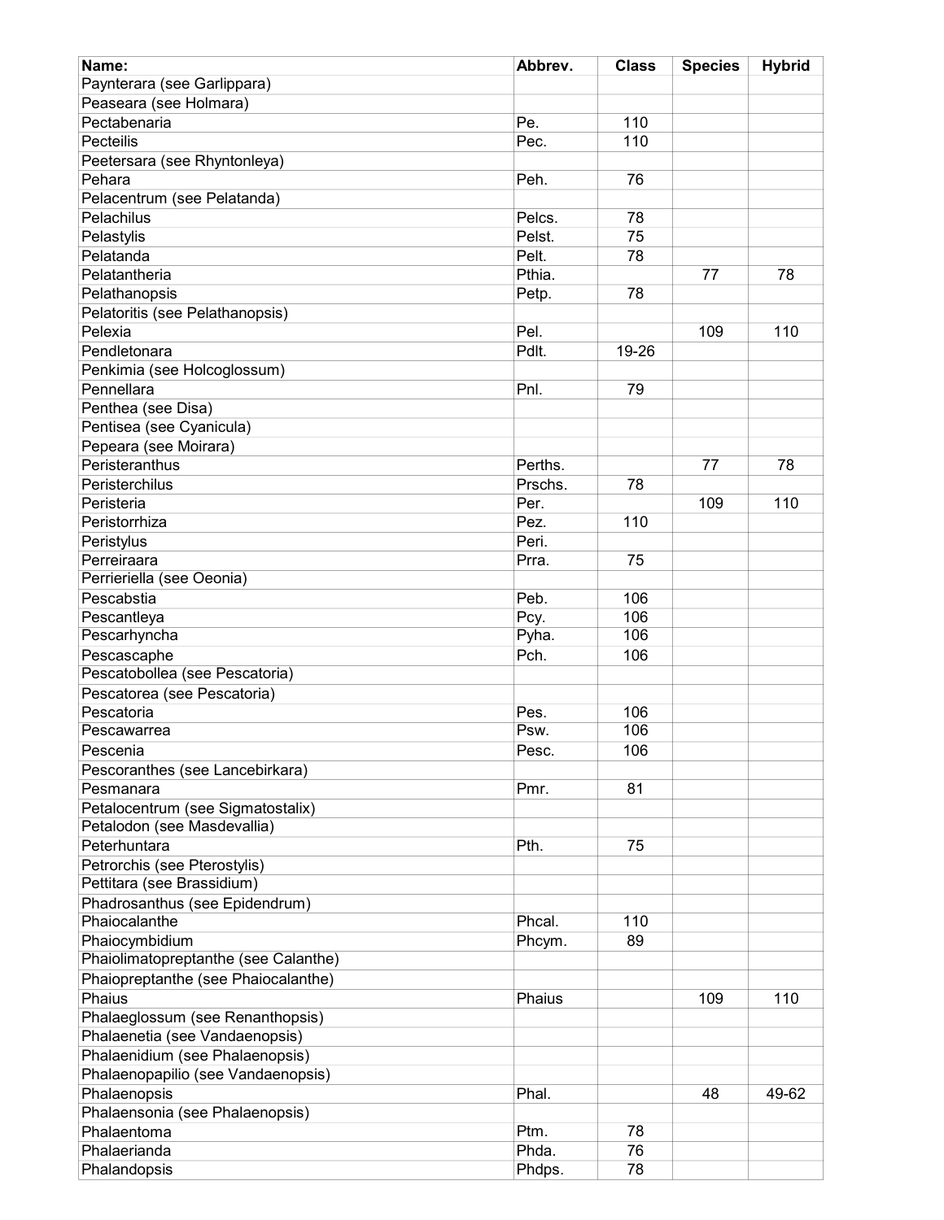| Name: | Abbrev. | Class | Species | Hybrid |
|---|---|---|---|---|
| Paynterara (see Garlippara) | | | | |
| Peaseara (see Holmara) | | | | |
| Pectabenaria | Pe. | 110 | | |
| Pecteilis | Pec. | 110 | | |
| Peetersara (see Rhyntonleya) | | | | |
| Pehara | Peh. | 76 | | |
| Pelacentrum (see Pelatanda) | | | | |
| Pelachilus | Pelcs. | 78 | | |
| Pelastylis | Pelst. | 75 | | |
| Pelatanda | Pelt. | 78 | | |
| Pelatantheria | Pthia. | | 77 | 78 |
| Pelathanopsis | Petp. | 78 | | |
| Pelatoritis (see Pelathanopsis) | | | | |
| Pelexia | Pel. | | 109 | 110 |
| Pendletonara | Pdlt. | 19-26 | | |
| Penkimia (see Holcoglossum) | | | | |
| Pennellara | Pnl. | 79 | | |
| Penthea (see Disa) | | | | |
| Pentisea (see Cyanicula) | | | | |
| Pepeara (see Moirara) | | | | |
| Peristeranthus | Perths. | | 77 | 78 |
| Peristerchilus | Prschs. | 78 | | |
| Peristeria | Per. | | 109 | 110 |
| Peristorrhiza | Pez. | 110 | | |
| Peristylus | Peri. | | | |
| Perreiraara | Prra. | 75 | | |
| Perrieriella (see Oeonia) | | | | |
| Pescabstia | Peb. | 106 | | |
| Pescantleya | Pcy. | 106 | | |
| Pescarhyncha | Pyha. | 106 | | |
| Pescascaphe | Pch. | 106 | | |
| Pescatobollea (see Pescatoria) | | | | |
| Pescatorea (see Pescatoria) | | | | |
| Pescatoria | Pes. | 106 | | |
| Pescawarrea | Psw. | 106 | | |
| Pescenia | Pesc. | 106 | | |
| Pescoranthes (see Lancebirkara) | | | | |
| Pesmanara | Pmr. | 81 | | |
| Petalocentrum (see Sigmatostalix) | | | | |
| Petalodon (see Masdevallia) | | | | |
| Peterhuntara | Pth. | 75 | | |
| Petrorchis (see Pterostylis) | | | | |
| Pettitara (see Brassidium) | | | | |
| Phadrosanthus (see Epidendrum) | | | | |
| Phaiocalanthe | Phcal. | 110 | | |
| Phaiocymbidium | Phcym. | 89 | | |
| Phaiolimatopreptanthe (see Calanthe) | | | | |
| Phaiopreptanthe (see Phaiocalanthe) | | | | |
| Phaius | Phaius | | 109 | 110 |
| Phalaeglossum (see Renanthopsis) | | | | |
| Phalaenetia (see Vandaenopsis) | | | | |
| Phalaenidium (see Phalaenopsis) | | | | |
| Phalaenopapilio (see Vandaenopsis) | | | | |
| Phalaenopsis | Phal. | | 48 | 49-62 |
| Phalaensonia (see Phalaenopsis) | | | | |
| Phalaentoma | Ptm. | 78 | | |
| Phalaerianda | Phda. | 76 | | |
| Phalandopsis | Phdps. | 78 | | |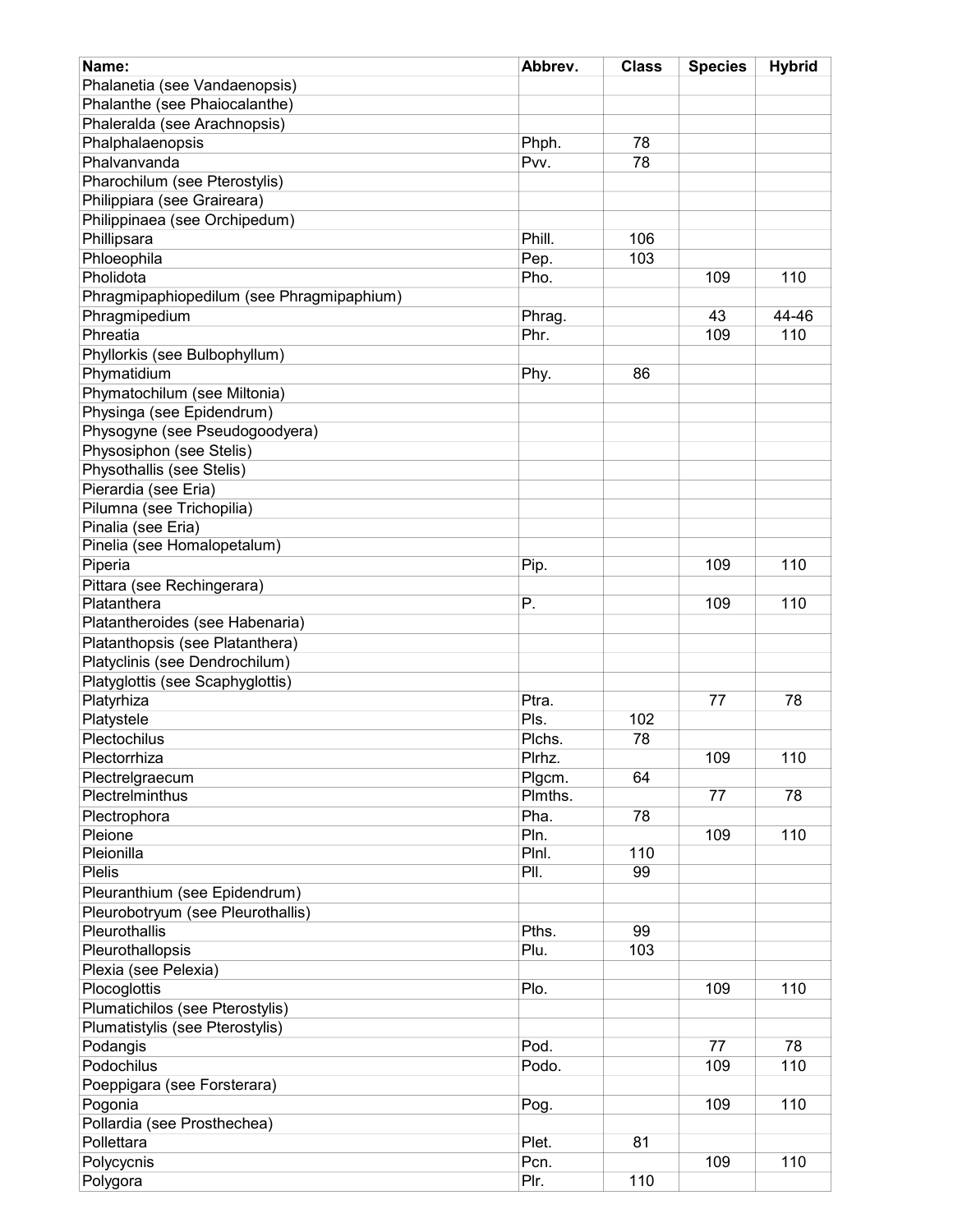| Name: | Abbrev. | Class | Species | Hybrid |
|---|---|---|---|---|
| Phalanetia (see Vandaenopsis) | | | | |
| Phalanthe (see Phaiocalanthe) | | | | |
| Phaleralda (see Arachnopsis) | | | | |
| Phalphalaenopsis | Phph. | 78 | | |
| Phalvanvanda | Pvv. | 78 | | |
| Pharochilum (see Pterostylis) | | | | |
| Philippiara (see Graireara) | | | | |
| Philippinaea (see Orchipedum) | | | | |
| Phillipsara | Phill. | 106 | | |
| Phloeophila | Pep. | 103 | | |
| Pholidota | Pho. | | 109 | 110 |
| Phragmipaphiopedilum (see Phragmipaphium) | | | | |
| Phragmipedium | Phrag. | | 43 | 44-46 |
| Phreatia | Phr. | | 109 | 110 |
| Phyllorkis (see Bulbophyllum) | | | | |
| Phymatidium | Phy. | 86 | | |
| Phymatochilum (see Miltonia) | | | | |
| Physinga (see Epidendrum) | | | | |
| Physogyne (see Pseudogoodyera) | | | | |
| Physosiphon (see Stelis) | | | | |
| Physothallis (see Stelis) | | | | |
| Pierardia (see Eria) | | | | |
| Pilumna (see Trichopilia) | | | | |
| Pinalia (see Eria) | | | | |
| Pinelia (see Homalopetalum) | | | | |
| Piperia | Pip. | | 109 | 110 |
| Pittara (see Rechingerara) | | | | |
| Platanthera | P. | | 109 | 110 |
| Platantheroides (see Habenaria) | | | | |
| Platanthopsis (see Platanthera) | | | | |
| Platyclinis (see Dendrochilum) | | | | |
| Platyglottis (see Scaphyglottis) | | | | |
| Platyrhiza | Ptra. | | 77 | 78 |
| Platystele | Pls. | 102 | | |
| Plectochilus | Plchs. | 78 | | |
| Plectorrhiza | Plrhz. | | 109 | 110 |
| Plectrelgraecum | Plgcm. | 64 | | |
| Plectrelminthus | Plmths. | | 77 | 78 |
| Plectrophora | Pha. | 78 | | |
| Pleione | Pln. | | 109 | 110 |
| Pleionilla | Plnl. | 110 | | |
| Plelis | Pll. | 99 | | |
| Pleuranthium (see Epidendrum) | | | | |
| Pleurobotryum (see Pleurothallis) | | | | |
| Pleurothallis | Pths. | 99 | | |
| Pleurothallopsis | Plu. | 103 | | |
| Plexia (see Pelexia) | | | | |
| Plocoglottis | Plo. | | 109 | 110 |
| Plumatichilos (see Pterostylis) | | | | |
| Plumatistylis (see Pterostylis) | | | | |
| Podangis | Pod. | | 77 | 78 |
| Podochilus | Podo. | | 109 | 110 |
| Poeppigara (see Forsterara) | | | | |
| Pogonia | Pog. | | 109 | 110 |
| Pollardia (see Prosthechea) | | | | |
| Pollettara | Plet. | 81 | | |
| Polycycnis | Pcn. | | 109 | 110 |
| Polygora | Plr. | 110 | | |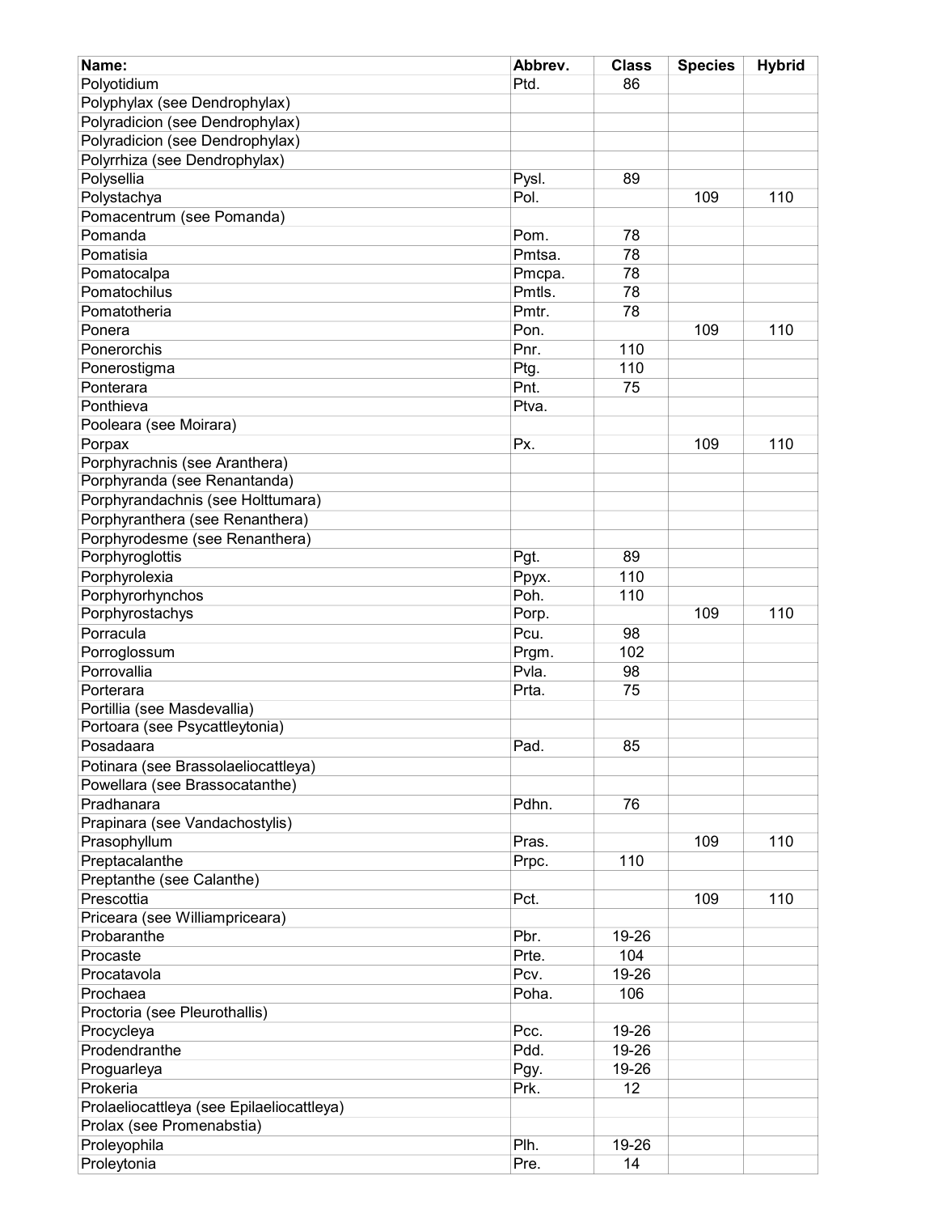| Name: | Abbrev. | Class | Species | Hybrid |
|---|---|---|---|---|
| Polyotidium | Ptd. | 86 | | |
| Polyphylax (see Dendrophylax) | | | | |
| Polyradicion (see Dendrophylax) | | | | |
| Polyradicion (see Dendrophylax) | | | | |
| Polyrrhiza (see Dendrophylax) | | | | |
| Polysellia | Pysl. | 89 | | |
| Polystachya | Pol. | | 109 | 110 |
| Pomacentrum (see Pomanda) | | | | |
| Pomanda | Pom. | 78 | | |
| Pomatisia | Pmtsa. | 78 | | |
| Pomatocalpa | Pmcpa. | 78 | | |
| Pomatochilus | Pmtls. | 78 | | |
| Pomatotheria | Pmtr. | 78 | | |
| Ponera | Pon. | | 109 | 110 |
| Ponerorchis | Pnr. | 110 | | |
| Ponerostigma | Ptg. | 110 | | |
| Ponterara | Pnt. | 75 | | |
| Ponthieva | Ptva. | | | |
| Pooleara (see Moirara) | | | | |
| Porpax | Px. | | 109 | 110 |
| Porphyrachnis (see Aranthera) | | | | |
| Porphyranda (see Renantanda) | | | | |
| Porphyrandachnis (see Holttumara) | | | | |
| Porphyranthera (see Renanthera) | | | | |
| Porphyrodesme (see Renanthera) | | | | |
| Porphyroglottis | Pgt. | 89 | | |
| Porphyrolexia | Ppyx. | 110 | | |
| Porphyrorhynchos | Poh. | 110 | | |
| Porphyrostachys | Porp. | | 109 | 110 |
| Porracula | Pcu. | 98 | | |
| Porroglossum | Prgm. | 102 | | |
| Porrovallia | Pvla. | 98 | | |
| Porterara | Prta. | 75 | | |
| Portillia (see Masdevallia) | | | | |
| Portoara (see Psycattleytonia) | | | | |
| Posadaara | Pad. | 85 | | |
| Potinara (see Brassolaeliocattleya) | | | | |
| Powellara (see Brassocatanthe) | | | | |
| Pradhanara | Pdhn. | 76 | | |
| Prapinara (see Vandachostylis) | | | | |
| Prasophyllum | Pras. | | 109 | 110 |
| Preptacalanthe | Prpc. | 110 | | |
| Preptanthe (see Calanthe) | | | | |
| Prescottia | Pct. | | 109 | 110 |
| Priceara (see Williampriceara) | | | | |
| Probaranthe | Pbr. | 19-26 | | |
| Procaste | Prte. | 104 | | |
| Procatavola | Pcv. | 19-26 | | |
| Prochaea | Poha. | 106 | | |
| Proctoria (see Pleurothallis) | | | | |
| Procycleya | Pcc. | 19-26 | | |
| Prodendranthe | Pdd. | 19-26 | | |
| Proguarleya | Pgy. | 19-26 | | |
| Prokeria | Prk. | 12 | | |
| Prolaeliocattleya (see Epilaeliocattleya) | | | | |
| Prolax (see Promenabstia) | | | | |
| Proleyophila | Plh. | 19-26 | | |
| Proleytonia | Pre. | 14 | | |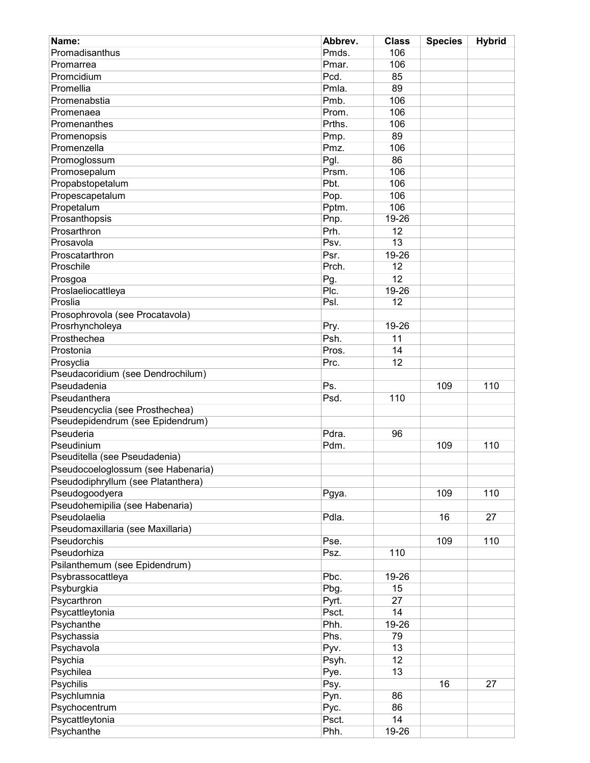| Name: | Abbrev. | Class | Species | Hybrid |
|---|---|---|---|---|
| Promadisanthus | Pmds. | 106 | | |
| Promarrea | Pmar. | 106 | | |
| Promcidium | Pcd. | 85 | | |
| Promellia | Pmla. | 89 | | |
| Promenabstia | Pmb. | 106 | | |
| Promenaea | Prom. | 106 | | |
| Promenanthes | Prths. | 106 | | |
| Promenopsis | Pmp. | 89 | | |
| Promenzella | Pmz. | 106 | | |
| Promoglossum | Pgl. | 86 | | |
| Promosepalum | Prsm. | 106 | | |
| Propabstopetalum | Pbt. | 106 | | |
| Propescapetalum | Pop. | 106 | | |
| Propetalum | Pptm. | 106 | | |
| Prosanthopsis | Pnp. | 19-26 | | |
| Prosarthron | Prh. | 12 | | |
| Prosavola | Psv. | 13 | | |
| Proscatarthron | Psr. | 19-26 | | |
| Proschile | Prch. | 12 | | |
| Prosgoa | Pg. | 12 | | |
| Proslaeliocattleya | Plc. | 19-26 | | |
| Proslia | Psl. | 12 | | |
| Prosophrovola (see Procatavola) | | | | |
| Prosrhyncholeya | Pry. | 19-26 | | |
| Prosthechea | Psh. | 11 | | |
| Prostonia | Pros. | 14 | | |
| Prosyclia | Prc. | 12 | | |
| Pseudacoridium (see Dendrochilum) | | | | |
| Pseudadenia | Ps. | | 109 | 110 |
| Pseudanthera | Psd. | 110 | | |
| Pseudencyclia (see Prosthechea) | | | | |
| Pseudepidendrum (see Epidendrum) | | | | |
| Pseuderia | Pdra. | 96 | | |
| Pseudinium | Pdm. | | 109 | 110 |
| Pseuditella (see Pseudadenia) | | | | |
| Pseudocoeloglossum (see Habenaria) | | | | |
| Pseudodiphryllum (see Platanthera) | | | | |
| Pseudogoodyera | Pgya. | | 109 | 110 |
| Pseudohemipilia (see Habenaria) | | | | |
| Pseudolaelia | Pdla. | | 16 | 27 |
| Pseudomaxillaria (see Maxillaria) | | | | |
| Pseudorchis | Pse. | | 109 | 110 |
| Pseudorhiza | Psz. | 110 | | |
| Psilanthemum (see Epidendrum) | | | | |
| Psybrassocattleya | Pbc. | 19-26 | | |
| Psyburgkia | Pbg. | 15 | | |
| Psycarthron | Pyrt. | 27 | | |
| Psycattleytonia | Psct. | 14 | | |
| Psychanthe | Phh. | 19-26 | | |
| Psychassia | Phs. | 79 | | |
| Psychavola | Pyv. | 13 | | |
| Psychia | Psyh. | 12 | | |
| Psychilea | Pye. | 13 | | |
| Psychilis | Psy. | | 16 | 27 |
| Psychlumnia | Pyn. | 86 | | |
| Psychocentrum | Pyc. | 86 | | |
| Psycattleytonia | Psct. | 14 | | |
| Psychanthe | Phh. | 19-26 | | |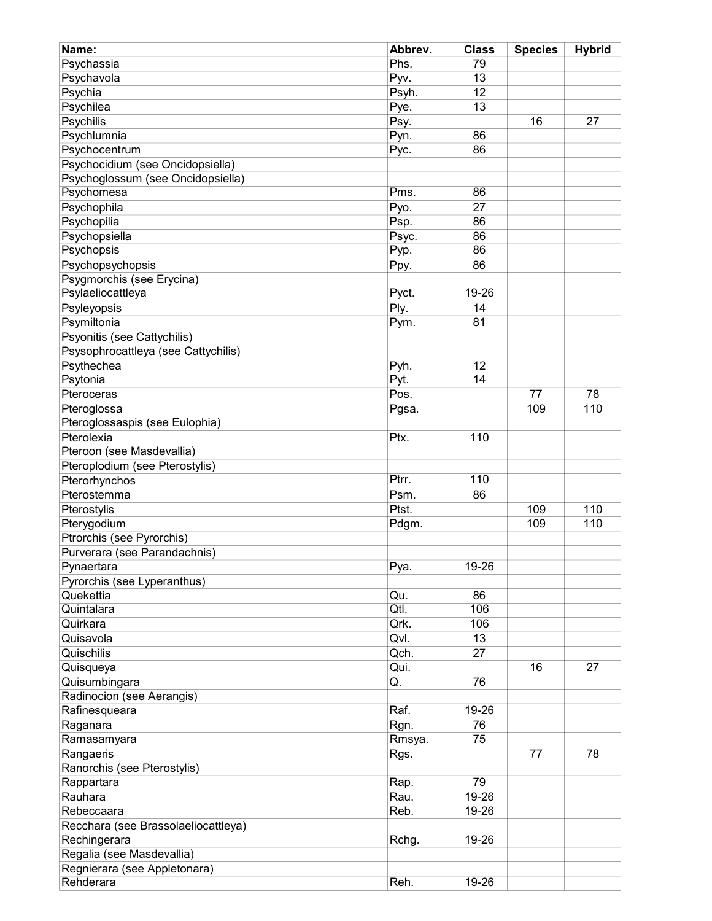| Name: | Abbrev. | Class | Species | Hybrid |
|---|---|---|---|---|
| Psychassia | Phs. | 79 | | |
| Psychavola | Pyv. | 13 | | |
| Psychia | Psyh. | 12 | | |
| Psychilea | Pye. | 13 | | |
| Psychilis | Psy. | | 16 | 27 |
| Psychlumnia | Pyn. | 86 | | |
| Psychocentrum | Pyc. | 86 | | |
| Psychocidium (see Oncidopsiella) | | | | |
| Psychoglossum (see Oncidopsiella) | | | | |
| Psychomesa | Pms. | 86 | | |
| Psychophila | Pyo. | 27 | | |
| Psychopilia | Psp. | 86 | | |
| Psychopsiella | Psyc. | 86 | | |
| Psychopsis | Pyp. | 86 | | |
| Psychopsychopsis | Ppy. | 86 | | |
| Psygmorchis (see Erycina) | | | | |
| Psylaeliocattleya | Pyct. | 19-26 | | |
| Psyleyopsis | Ply. | 14 | | |
| Psymiltonia | Pym. | 81 | | |
| Psyonitis (see Cattychilis) | | | | |
| Psysophrocattleya (see Cattychilis) | | | | |
| Psythechea | Pyh. | 12 | | |
| Psytonia | Pyt. | 14 | | |
| Pteroceras | Pos. | | 77 | 78 |
| Pteroglossa | Pgsa. | | 109 | 110 |
| Pteroglossaspis (see Eulophia) | | | | |
| Pterolexia | Ptx. | 110 | | |
| Pteroon (see Masdevallia) | | | | |
| Pteroplodium (see Pterostylis) | | | | |
| Pterorhynchos | Ptrr. | 110 | | |
| Pterostemma | Psm. | 86 | | |
| Pterostylis | Ptst. | | 109 | 110 |
| Pterygodium | Pdgm. | | 109 | 110 |
| Ptrorchis (see Pyrorchis) | | | | |
| Purverara (see Parandachnis) | | | | |
| Pynaertara | Pya. | 19-26 | | |
| Pyrorchis (see Lyperanthus) | | | | |
| Quekettia | Qu. | 86 | | |
| Quintalara | Qtl. | 106 | | |
| Quirkara | Qrk. | 106 | | |
| Quisavola | Qvl. | 13 | | |
| Quischilis | Qch. | 27 | | |
| Quisqueya | Qui. | | 16 | 27 |
| Quisumbingara | Q. | 76 | | |
| Radinocion (see Aerangis) | | | | |
| Rafinesqueara | Raf. | 19-26 | | |
| Raganara | Rgn. | 76 | | |
| Ramasamyara | Rmsya. | 75 | | |
| Rangaeris | Rgs. | | 77 | 78 |
| Ranorchis (see Pterostylis) | | | | |
| Rappartara | Rap. | 79 | | |
| Rauhara | Rau. | 19-26 | | |
| Rebeccaara | Reb. | 19-26 | | |
| Recchara (see Brassolaeliocattleya) | | | | |
| Rechingerara | Rchg. | 19-26 | | |
| Regalia (see Masdevallia) | | | | |
| Regnierara (see Appletonara) | | | | |
| Rehderara | Reh. | 19-26 | | |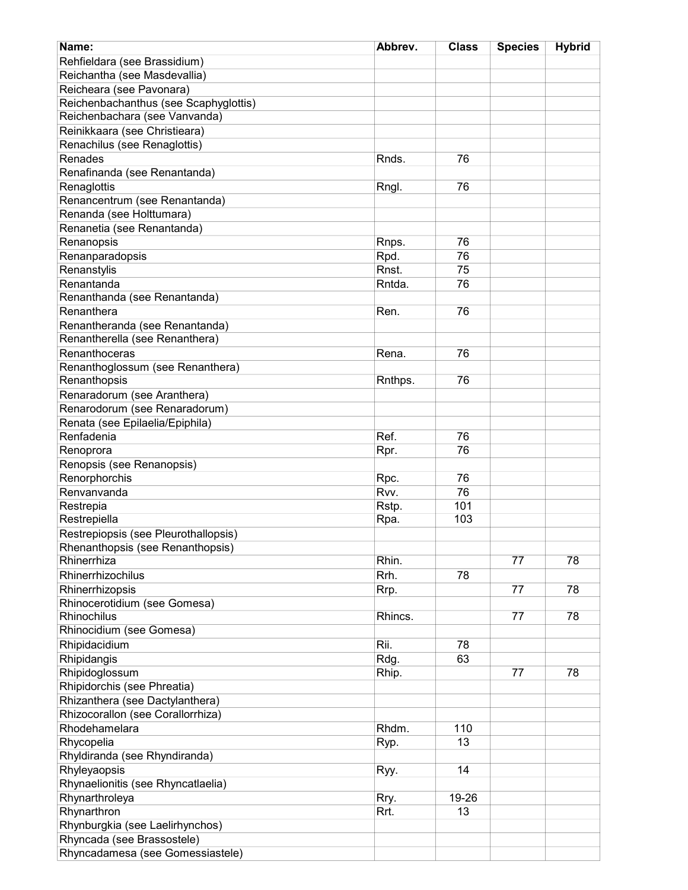| Name: | Abbrev. | Class | Species | Hybrid |
|---|---|---|---|---|
| Rehfieldara (see Brassidium) | | | | |
| Reichantha (see Masdevallia) | | | | |
| Reicheara (see Pavonara) | | | | |
| Reichenbachanthus (see Scaphyglottis) | | | | |
| Reichenbachara (see Vanvanda) | | | | |
| Reinikkaara (see Christieara) | | | | |
| Renachilus (see Renaglottis) | | | | |
| Renades | Rnds. | 76 | | |
| Renafinanda (see Renantanda) | | | | |
| Renaglottis | Rngl. | 76 | | |
| Renancentrum (see Renantanda) | | | | |
| Renanda (see Holttumara) | | | | |
| Renanetia (see Renantanda) | | | | |
| Renanopsis | Rnps. | 76 | | |
| Renanparadopsis | Rpd. | 76 | | |
| Renanstylis | Rnst. | 75 | | |
| Renantanda | Rntda. | 76 | | |
| Renanthanda (see Renantanda) | | | | |
| Renanthera | Ren. | 76 | | |
| Renantheranda (see Renantanda) | | | | |
| Renantherella (see Renanthera) | | | | |
| Renanthoceras | Rena. | 76 | | |
| Renanthoglossum (see Renanthera) | | | | |
| Renanthopsis | Rnthps. | 76 | | |
| Renaradorum (see Aranthera) | | | | |
| Renarodorum (see Renaradorum) | | | | |
| Renata (see Epilaelia/Epiphila) | | | | |
| Renfadenia | Ref. | 76 | | |
| Renoprora | Rpr. | 76 | | |
| Renopsis (see Renanopsis) | | | | |
| Renorphorchis | Rpc. | 76 | | |
| Renvanvanda | Rvv. | 76 | | |
| Restrepia | Rstp. | 101 | | |
| Restrepiella | Rpa. | 103 | | |
| Restrepiopsis (see Pleurothallopsis) | | | | |
| Rhenanthopsis (see Renanthopsis) | | | | |
| Rhinerrhiza | Rhin. | | 77 | 78 |
| Rhinerrhizochilus | Rrh. | 78 | | |
| Rhinerrhizopsis | Rrp. | | 77 | 78 |
| Rhinocerotidium (see Gomesa) | | | | |
| Rhinochilus | Rhincs. | | 77 | 78 |
| Rhinocidium (see Gomesa) | | | | |
| Rhipidacidium | Rii. | 78 | | |
| Rhipidangis | Rdg. | 63 | | |
| Rhipidoglossum | Rhip. | | 77 | 78 |
| Rhipidorchis (see Phreatia) | | | | |
| Rhizanthera (see Dactylanthera) | | | | |
| Rhizocorallon (see Corallorrhiza) | | | | |
| Rhodehamelara | Rhdm. | 110 | | |
| Rhycopelia | Ryp. | 13 | | |
| Rhyldiranda (see Rhyndiranda) | | | | |
| Rhyleyaopsis | Ryy. | 14 | | |
| Rhynaelionitis (see Rhyncatlaelia) | | | | |
| Rhynarthroleya | Rry. | 19-26 | | |
| Rhynarthron | Rrt. | 13 | | |
| Rhynburgkia (see Laelirhynchos) | | | | |
| Rhyncada (see Brassostele) | | | | |
| Rhyncadamesa (see Gomessiastele) | | | | |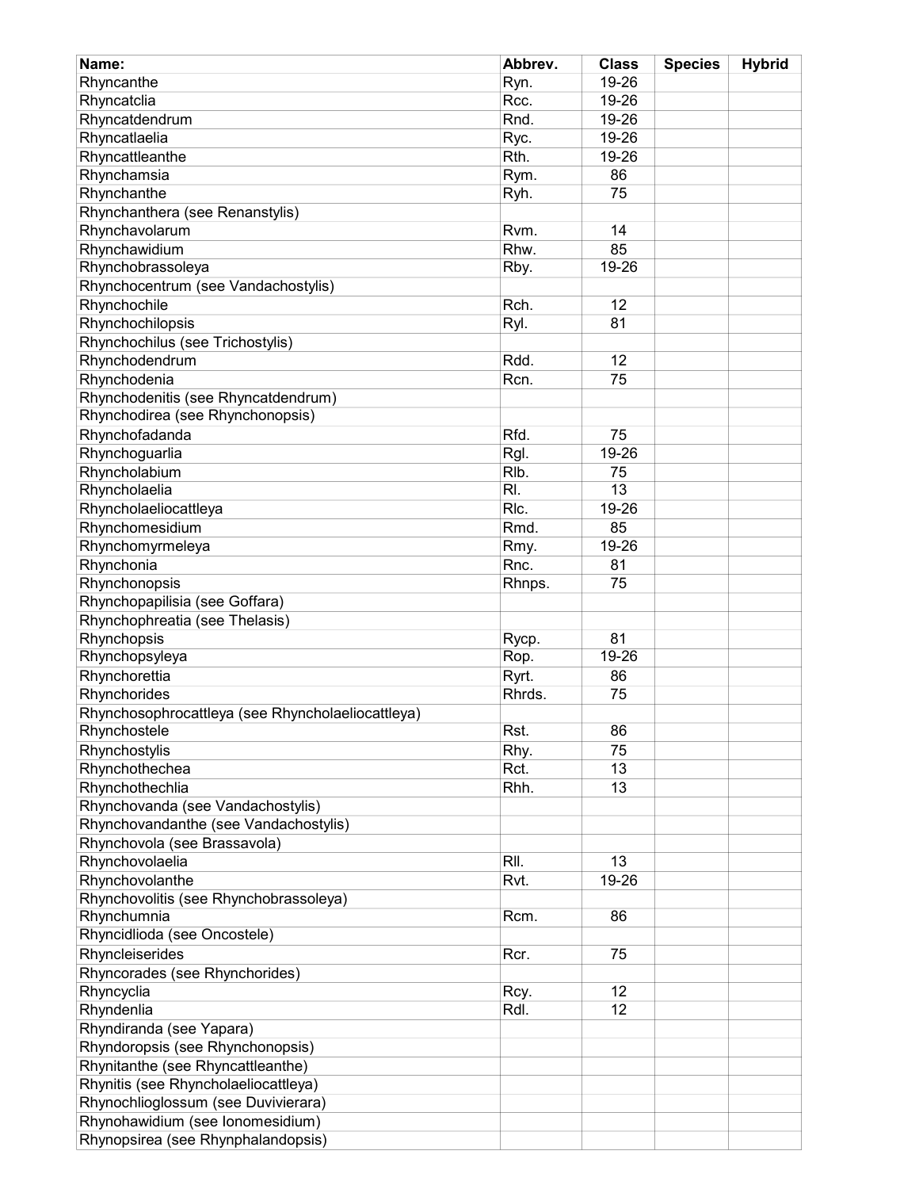| Name: | Abbrev. | Class | Species | Hybrid |
|---|---|---|---|---|
| Rhyncanthe | Ryn. | 19-26 | | |
| Rhyncatclia | Rcc. | 19-26 | | |
| Rhyncatdendrum | Rnd. | 19-26 | | |
| Rhyncatlaelia | Ryc. | 19-26 | | |
| Rhyncattleanthe | Rth. | 19-26 | | |
| Rhynchamsia | Rym. | 86 | | |
| Rhynchanthe | Ryh. | 75 | | |
| Rhynchanthera (see Renanstylis) | | | | |
| Rhynchavolarum | Rvm. | 14 | | |
| Rhynchawidium | Rhw. | 85 | | |
| Rhynchobrassoleya | Rby. | 19-26 | | |
| Rhynchocentrum (see Vandachostylis) | | | | |
| Rhynchochile | Rch. | 12 | | |
| Rhynchochilopsis | Ryl. | 81 | | |
| Rhynchochilus (see Trichostylis) | | | | |
| Rhynchodendrum | Rdd. | 12 | | |
| Rhynchodenia | Rcn. | 75 | | |
| Rhynchodenitis (see Rhyncatdendrum) | | | | |
| Rhynchodirea (see Rhynchonopsis) | | | | |
| Rhynchofadanda | Rfd. | 75 | | |
| Rhynchoguarlia | Rgl. | 19-26 | | |
| Rhyncholabium | Rlb. | 75 | | |
| Rhyncholaelia | Rl. | 13 | | |
| Rhyncholaeliocattleya | Rlc. | 19-26 | | |
| Rhynchomesidium | Rmd. | 85 | | |
| Rhynchomyrmeleya | Rmy. | 19-26 | | |
| Rhynchonia | Rnc. | 81 | | |
| Rhynchonopsis | Rhnps. | 75 | | |
| Rhynchopapilisia (see Goffara) | | | | |
| Rhynchophreatia (see Thelasis) | | | | |
| Rhynchopsis | Rycp. | 81 | | |
| Rhynchopsyleya | Rop. | 19-26 | | |
| Rhynchorettia | Ryrt. | 86 | | |
| Rhynchorides | Rhrds. | 75 | | |
| Rhynchosophrocattleya (see Rhyncholaeliocattleya) | | | | |
| Rhynchostele | Rst. | 86 | | |
| Rhynchostylis | Rhy. | 75 | | |
| Rhynchothechea | Rct. | 13 | | |
| Rhynchothechlia | Rhh. | 13 | | |
| Rhynchovanda (see Vandachostylis) | | | | |
| Rhynchovandanthe (see Vandachostylis) | | | | |
| Rhynchovola (see Brassavola) | | | | |
| Rhynchovolaelia | Rll. | 13 | | |
| Rhynchovolanthe | Rvt. | 19-26 | | |
| Rhynchovolitis (see Rhynchobrassoleya) | | | | |
| Rhynchumnia | Rcm. | 86 | | |
| Rhyncidlioda (see Oncostele) | | | | |
| Rhyncleiserides | Rcr. | 75 | | |
| Rhyncorades (see Rhynchorides) | | | | |
| Rhyncyclia | Rcy. | 12 | | |
| Rhyndenlia | Rdl. | 12 | | |
| Rhyndiranda (see Yapara) | | | | |
| Rhyndoropsis (see Rhynchonopsis) | | | | |
| Rhynitanthe (see Rhyncattleanthe) | | | | |
| Rhynitis (see Rhyncholaeliocattleya) | | | | |
| Rhynochlioglossum (see Duvivierara) | | | | |
| Rhynohawidium (see Ionomesidium) | | | | |
| Rhynopsirea (see Rhynphalandopsis) | | | | |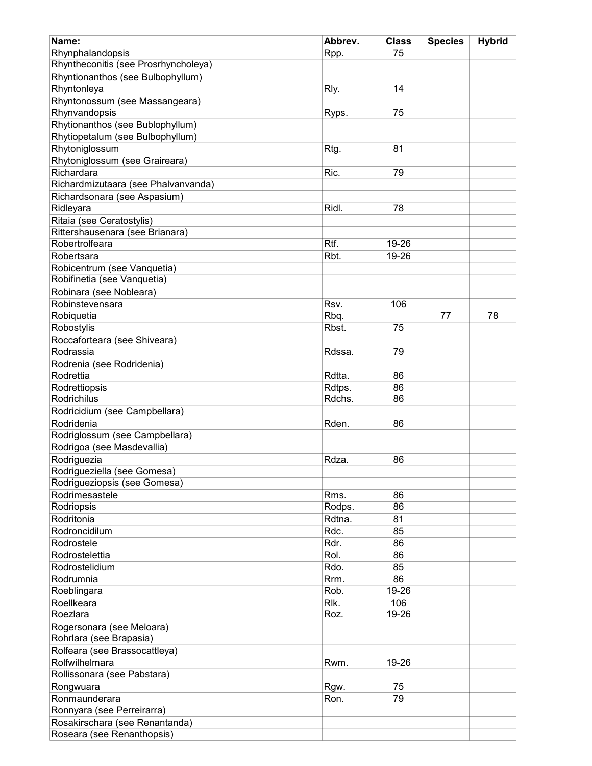| Name: | Abbrev. | Class | Species | Hybrid |
|---|---|---|---|---|
| Rhynphalandopsis | Rpp. | 75 | | |
| Rhyntheconitis (see Prosrhyncholeya) | | | | |
| Rhyntionanthos (see Bulbophyllum) | | | | |
| Rhyntonleya | Rly. | 14 | | |
| Rhyntonossum (see Massangeara) | | | | |
| Rhynvandopsis | Ryps. | 75 | | |
| Rhytionanthos (see Bublophyllum) | | | | |
| Rhytiopetalum (see Bulbophyllum) | | | | |
| Rhytoniglossum | Rtg. | 81 | | |
| Rhytoniglossum (see Graireara) | | | | |
| Richardara | Ric. | 79 | | |
| Richardmizutaara (see Phalvanvanda) | | | | |
| Richardsonara (see Aspasium) | | | | |
| Ridleyara | Ridl. | 78 | | |
| Ritaia (see Ceratostylis) | | | | |
| Rittershausenara (see Brianara) | | | | |
| Robertrolfeara | Rtf. | 19-26 | | |
| Robertsara | Rbt. | 19-26 | | |
| Robicentrum (see Vanquetia) | | | | |
| Robifinetia (see Vanquetia) | | | | |
| Robinara (see Nobleara) | | | | |
| Robinstevensara | Rsv. | 106 | | |
| Robiquetia | Rbq. | | 77 | 78 |
| Robostylis | Rbst. | 75 | | |
| Roccaforteara (see Shiveara) | | | | |
| Rodrassia | Rdssa. | 79 | | |
| Rodrenia (see Rodridenia) | | | | |
| Rodrettia | Rdtta. | 86 | | |
| Rodrettiopsis | Rdtps. | 86 | | |
| Rodrichilus | Rdchs. | 86 | | |
| Rodricidium (see Campbellara) | | | | |
| Rodridenia | Rden. | 86 | | |
| Rodriglossum (see Campbellara) | | | | |
| Rodrigoa (see Masdevallia) | | | | |
| Rodriguezia | Rdza. | 86 | | |
| Rodrigueziella (see Gomesa) | | | | |
| Rodrigueziopsis (see Gomesa) | | | | |
| Rodrimesastele | Rms. | 86 | | |
| Rodriopsis | Rodps. | 86 | | |
| Rodritonia | Rdtna. | 81 | | |
| Rodroncidilum | Rdc. | 85 | | |
| Rodrostele | Rdr. | 86 | | |
| Rodrostelettia | Rol. | 86 | | |
| Rodrostelidium | Rdo. | 85 | | |
| Rodrumnia | Rrm. | 86 | | |
| Roeblingara | Rob. | 19-26 | | |
| Roellkeara | Rlk. | 106 | | |
| Roezlara | Roz. | 19-26 | | |
| Rogersonara (see Meloara) | | | | |
| Rohrlara (see Brapasia) | | | | |
| Rolfeara (see Brassocattleya) | | | | |
| Rolfwilhelmara | Rwm. | 19-26 | | |
| Rollissonara (see Pabstara) | | | | |
| Rongwuara | Rgw. | 75 | | |
| Ronmaunderara | Ron. | 79 | | |
| Ronnyara (see Perreirarra) | | | | |
| Rosakirschara (see Renantanda) | | | | |
| Roseara (see Renanthopsis) | | | | |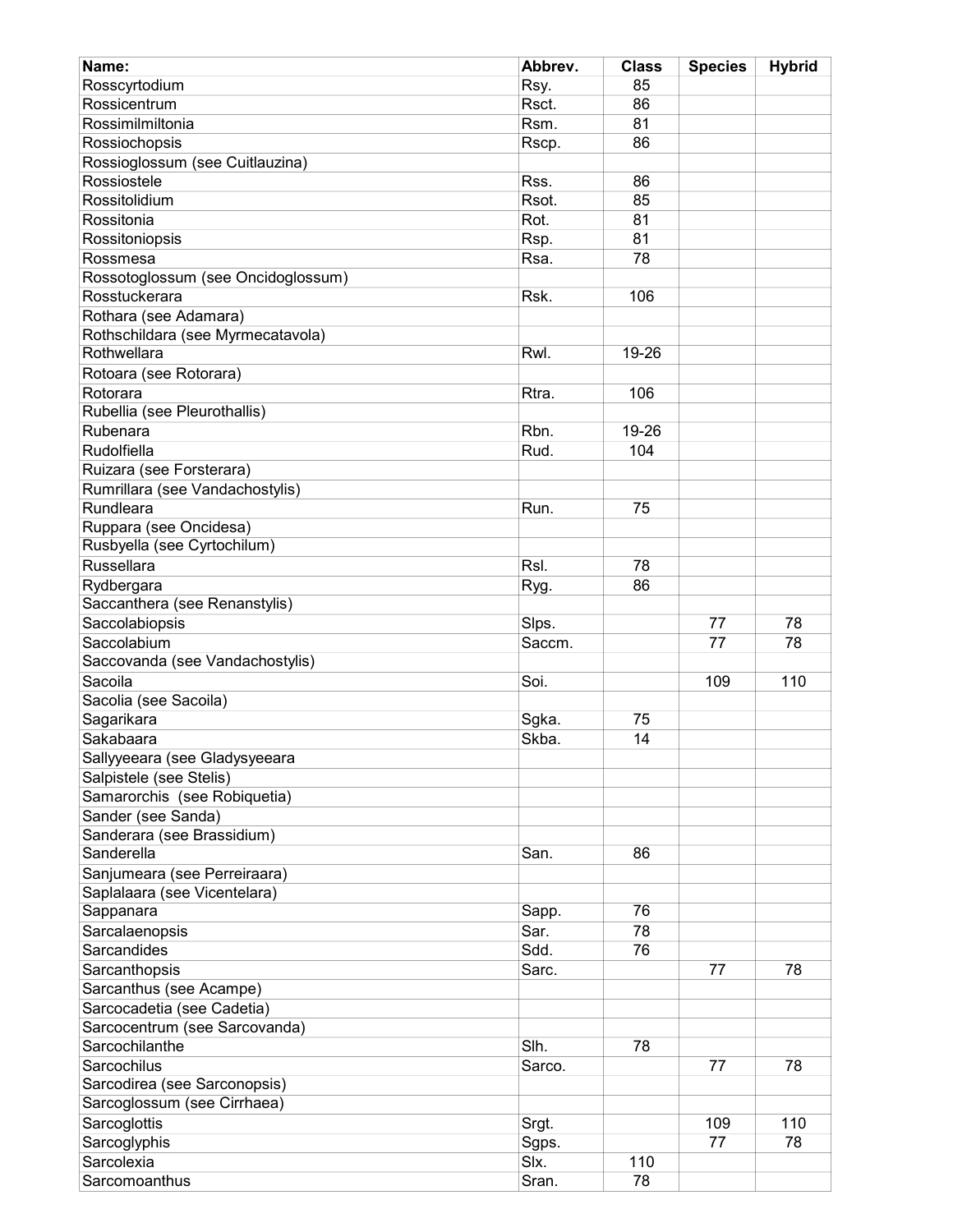| Name: | Abbrev. | Class | Species | Hybrid |
|---|---|---|---|---|
| Rosscyrtodium | Rsy. | 85 | | |
| Rossicentrum | Rsct. | 86 | | |
| Rossimilmiltonia | Rsm. | 81 | | |
| Rossiochopsis | Rscp. | 86 | | |
| Rossioglossum (see Cuitlauzina) | | | | |
| Rossiostele | Rss. | 86 | | |
| Rossitolidium | Rsot. | 85 | | |
| Rossitonia | Rot. | 81 | | |
| Rossitoniopsis | Rsp. | 81 | | |
| Rossmesa | Rsa. | 78 | | |
| Rossotoglossum (see Oncidoglossum) | | | | |
| Rosstuckerara | Rsk. | 106 | | |
| Rothara (see Adamara) | | | | |
| Rothschildara (see Myrmecatavola) | | | | |
| Rothwellara | Rwl. | 19-26 | | |
| Rotoara (see Rotorara) | | | | |
| Rotorara | Rtra. | 106 | | |
| Rubellia (see Pleurothallis) | | | | |
| Rubenara | Rbn. | 19-26 | | |
| Rudolfiella | Rud. | 104 | | |
| Ruizara (see Forsterara) | | | | |
| Rumrillara (see Vandachostylis) | | | | |
| Rundleara | Run. | 75 | | |
| Ruppara (see Oncidesa) | | | | |
| Rusbyella (see Cyrtochilum) | | | | |
| Russellara | Rsl. | 78 | | |
| Rydbergara | Ryg. | 86 | | |
| Saccanthera (see Renanstylis) | | | | |
| Saccolabiopsis | Slps. | | 77 | 78 |
| Saccolabium | Saccm. | | 77 | 78 |
| Saccovanda (see Vandachostylis) | | | | |
| Sacoila | Soi. | | 109 | 110 |
| Sacolia (see Sacoila) | | | | |
| Sagarikara | Sgka. | 75 | | |
| Sakabaara | Skba. | 14 | | |
| Sallyyeeara (see Gladysyeeara | | | | |
| Salpistele (see Stelis) | | | | |
| Samarorchis (see Robiquetia) | | | | |
| Sander (see Sanda) | | | | |
| Sanderara (see Brassidium) | | | | |
| Sanderella | San. | 86 | | |
| Sanjumeara (see Perreiraara) | | | | |
| Saplalaara (see Vicentelara) | | | | |
| Sappanara | Sapp. | 76 | | |
| Sarcalaenopsis | Sar. | 78 | | |
| Sarcandides | Sdd. | 76 | | |
| Sarcanthopsis | Sarc. | | 77 | 78 |
| Sarcanthus (see Acampe) | | | | |
| Sarcocadetia (see Cadetia) | | | | |
| Sarcocentrum (see Sarcovanda) | | | | |
| Sarcochilanthe | Slh. | 78 | | |
| Sarcochilus | Sarco. | | 77 | 78 |
| Sarcodirea (see Sarconopsis) | | | | |
| Sarcoglossum (see Cirrhaea) | | | | |
| Sarcoglottis | Srgt. | | 109 | 110 |
| Sarcoglyphis | Sgps. | | 77 | 78 |
| Sarcolexia | Slx. | 110 | | |
| Sarcomoanthus | Sran. | 78 | | |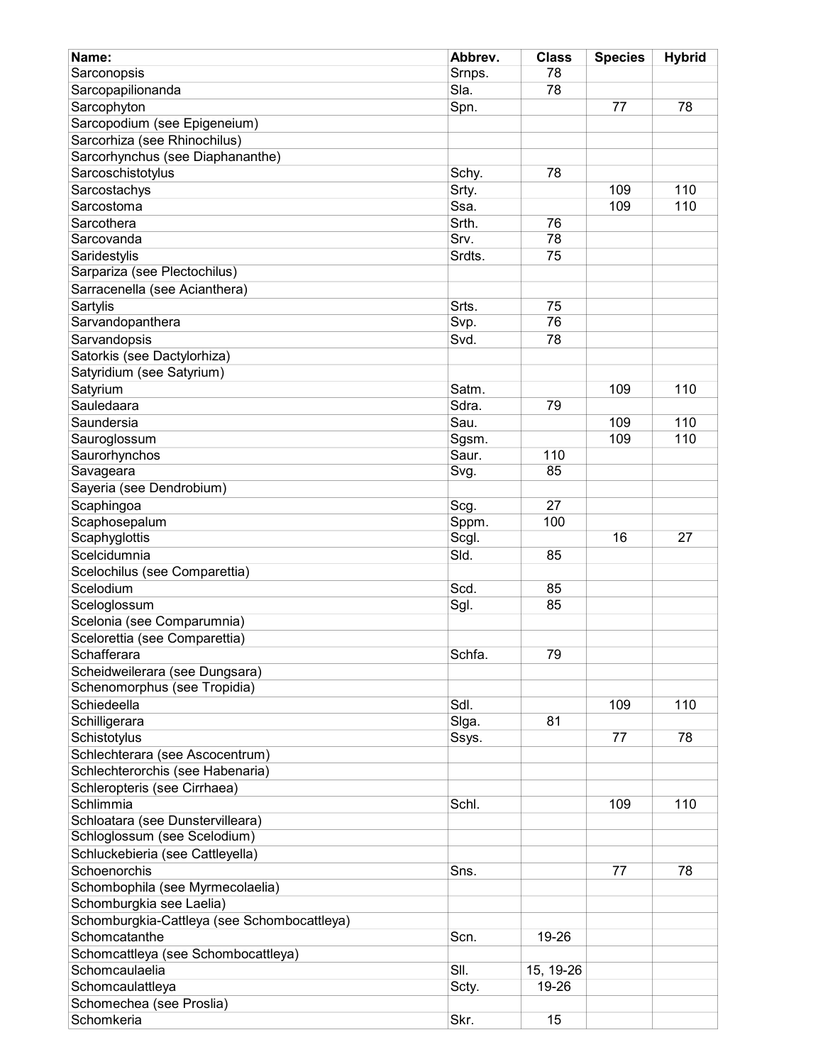| Name: | Abbrev. | Class | Species | Hybrid |
| --- | --- | --- | --- | --- |
| Sarconopsis | Srnps. | 78 | | |
| Sarcopapilionanda | Sla. | 78 | | |
| Sarcophyton | Spn. | | 77 | 78 |
| Sarcopodium (see Epigeneium) | | | | |
| Sarcorhiza (see Rhinochilus) | | | | |
| Sarcorhynchus (see Diaphananthe) | | | | |
| Sarcoschistotylus | Schy. | 78 | | |
| Sarcostachys | Srty. | | 109 | 110 |
| Sarcostoma | Ssa. | | 109 | 110 |
| Sarcothera | Srth. | 76 | | |
| Sarcovanda | Srv. | 78 | | |
| Saridestylis | Srdts. | 75 | | |
| Sarpariza (see Plectochilus) | | | | |
| Sarracenella (see Acianthera) | | | | |
| Sartylis | Srts. | 75 | | |
| Sarvandopanthera | Svp. | 76 | | |
| Sarvandopsis | Svd. | 78 | | |
| Satorkis (see Dactylorhiza) | | | | |
| Satyridium (see Satyrium) | | | | |
| Satyrium | Satm. | | 109 | 110 |
| Sauledaara | Sdra. | 79 | | |
| Saundersia | Sau. | | 109 | 110 |
| Sauroglossum | Sgsm. | | 109 | 110 |
| Saurorhynchos | Saur. | 110 | | |
| Savageara | Svg. | 85 | | |
| Sayeria (see Dendrobium) | | | | |
| Scaphingoa | Scg. | 27 | | |
| Scaphosepalum | Sppm. | 100 | | |
| Scaphyglottis | Scgl. | | 16 | 27 |
| Scelcidumnia | Sld. | 85 | | |
| Scelochilus (see Comparettia) | | | | |
| Scelodium | Scd. | 85 | | |
| Sceloglossum | Sgl. | 85 | | |
| Scelonia (see Comparumnia) | | | | |
| Scelorettia (see Comparettia) | | | | |
| Schafferara | Schfa. | 79 | | |
| Scheidweilerara (see Dungsara) | | | | |
| Schenomorphus (see Tropidia) | | | | |
| Schiedeella | Sdl. | | 109 | 110 |
| Schilligerara | Slga. | 81 | | |
| Schistotylus | Ssys. | | 77 | 78 |
| Schlechterara (see Ascocentrum) | | | | |
| Schlechterorchis (see Habenaria) | | | | |
| Schleropteris (see Cirrhaea) | | | | |
| Schlimmia | Schl. | | 109 | 110 |
| Schloatara (see Dunstervilleara) | | | | |
| Schloglossum (see Scelodium) | | | | |
| Schluckebieria (see Cattleyella) | | | | |
| Schoenorchis | Sns. | | 77 | 78 |
| Schombophila (see Myrmecolaelia) | | | | |
| Schomburgkia see Laelia) | | | | |
| Schomburgkia-Cattleya (see Schombocattleya) | | | | |
| Schomcatanthe | Scn. | 19-26 | | |
| Schomcattleya (see Schombocattleya) | | | | |
| Schomcaulaelia | Sll. | 15, 19-26 | | |
| Schomcaulattleya | Scty. | 19-26 | | |
| Schomechea (see Proslia) | | | | |
| Schomkeria | Skr. | 15 | | |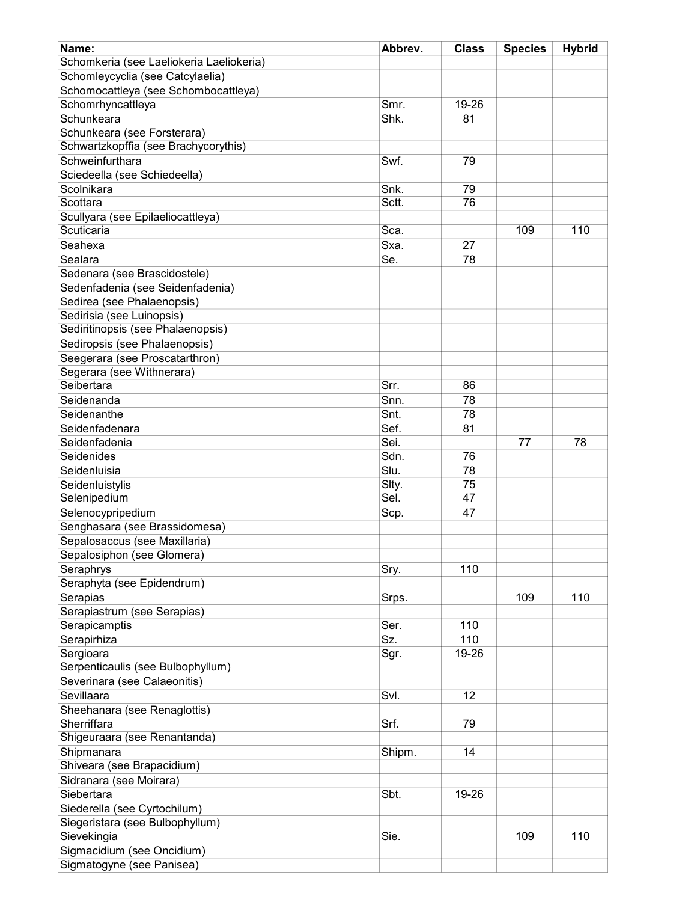| Name: | Abbrev. | Class | Species | Hybrid |
|---|---|---|---|---|
| Schomkeria (see Laeliokeria Laeliokeria) | | | | |
| Schomleycyclia (see Catcylaelia) | | | | |
| Schomocattleya (see Schombocattleya) | | | | |
| Schomrhyncattleya | Smr. | 19-26 | | |
| Schunkeara | Shk. | 81 | | |
| Schunkeara (see Forsterara) | | | | |
| Schwartzkopffia (see Brachycorythis) | | | | |
| Schweinfurthara | Swf. | 79 | | |
| Sciedeella (see Schiedeella) | | | | |
| Scolnikara | Snk. | 79 | | |
| Scottara | Sctt. | 76 | | |
| Scullyara (see Epilaeliocattleya) | | | | |
| Scuticaria | Sca. | | 109 | 110 |
| Seahexa | Sxa. | 27 | | |
| Sealara | Se. | 78 | | |
| Sedenara (see Brascidostele) | | | | |
| Sedenfadenia (see Seidenfadenia) | | | | |
| Sedirea (see Phalaenopsis) | | | | |
| Sedirisia (see Luinopsis) | | | | |
| Sediritinopsis (see Phalaenopsis) | | | | |
| Sediropsis (see Phalaenopsis) | | | | |
| Seegerara (see Proscatarthron) | | | | |
| Segerara (see Withnerara) | | | | |
| Seibertara | Srr. | 86 | | |
| Seidenanda | Snn. | 78 | | |
| Seidenanthe | Snt. | 78 | | |
| Seidenfadenara | Sef. | 81 | | |
| Seidenfadenia | Sei. | | 77 | 78 |
| Seidenides | Sdn. | 76 | | |
| Seidenluisia | Slu. | 78 | | |
| Seidenluistylis | Slty. | 75 | | |
| Selenipedium | Sel. | 47 | | |
| Selenocypripedium | Scp. | 47 | | |
| Senghasara (see Brassidomesa) | | | | |
| Sepalosaccus (see Maxillaria) | | | | |
| Sepalosiphon (see Glomera) | | | | |
| Seraphrys | Sry. | 110 | | |
| Seraphyta (see Epidendrum) | | | | |
| Serapias | Srps. | | 109 | 110 |
| Serapiastrum (see Serapias) | | | | |
| Serapicamptis | Ser. | 110 | | |
| Serapirhiza | Sz. | 110 | | |
| Sergioara | Sgr. | 19-26 | | |
| Serpenticaulis (see Bulbophyllum) | | | | |
| Severinara (see Calaeonitis) | | | | |
| Sevillaara | Svl. | 12 | | |
| Sheehanara (see Renaglottis) | | | | |
| Sherriffara | Srf. | 79 | | |
| Shigeuraara (see Renantanda) | | | | |
| Shipmanara | Shipm. | 14 | | |
| Shiveara (see Brapacidium) | | | | |
| Sidranara (see Moirara) | | | | |
| Siebertara | Sbt. | 19-26 | | |
| Siederella (see Cyrtochilum) | | | | |
| Siegeristara (see Bulbophyllum) | | | | |
| Sievekingia | Sie. | | 109 | 110 |
| Sigmacidium (see Oncidium) | | | | |
| Sigmatogyne (see Panisea) | | | | |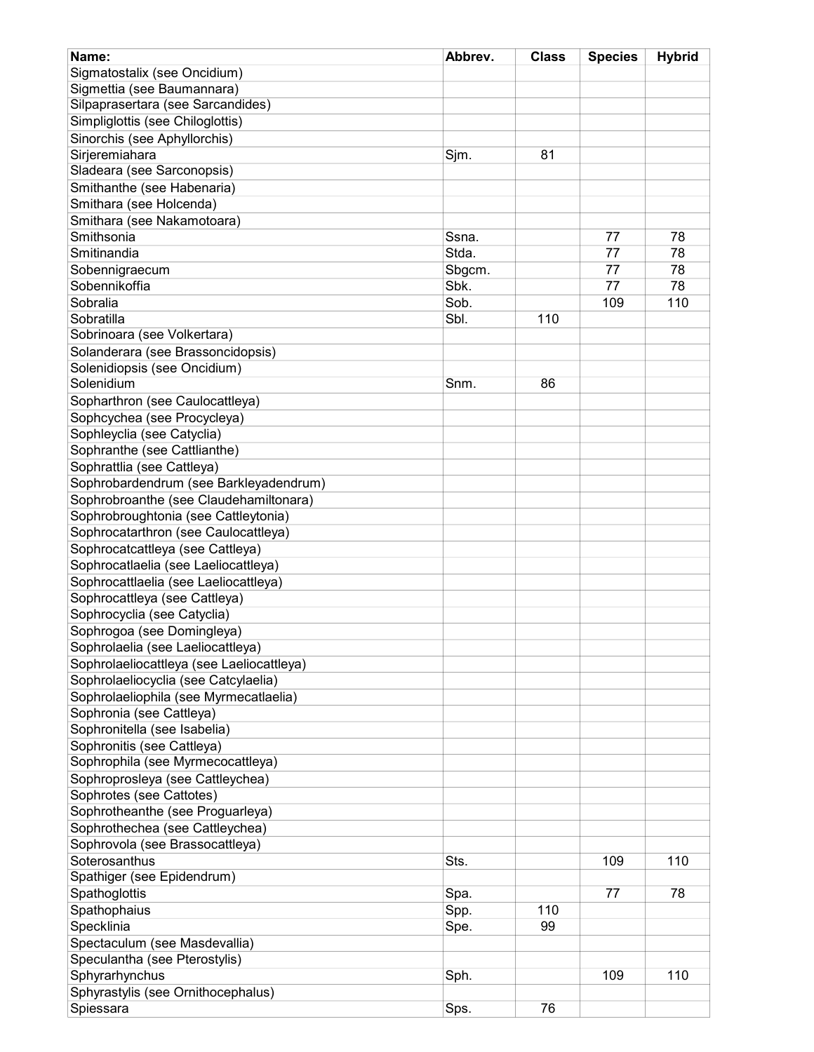| Name: | Abbrev. | Class | Species | Hybrid |
|---|---|---|---|---|
| Sigmatostalix (see Oncidium) | | | | |
| Sigmettia (see Baumannara) | | | | |
| Silpaprasertara (see Sarcandides) | | | | |
| Simpliglottis (see Chiloglottis) | | | | |
| Sinorchis (see Aphyllorchis) | | | | |
| Sirjeremiahara | Sjm. | 81 | | |
| Sladeara (see Sarconopsis) | | | | |
| Smithanthe (see Habenaria) | | | | |
| Smithara (see Holcenda) | | | | |
| Smithara (see Nakamotoara) | | | | |
| Smithsonia | Ssna. | | 77 | 78 |
| Smitinandia | Stda. | | 77 | 78 |
| Sobennigraecum | Sbgcm. | | 77 | 78 |
| Sobennikoffia | Sbk. | | 77 | 78 |
| Sobralia | Sob. | | 109 | 110 |
| Sobratilla | Sbl. | 110 | | |
| Sobrinoara (see Volkertara) | | | | |
| Solanderara (see Brassoncidopsis) | | | | |
| Solenidiopsis (see Oncidium) | | | | |
| Solenidium | Snm. | 86 | | |
| Sopharthron (see Caulocattleya) | | | | |
| Sophcychea (see Procycleya) | | | | |
| Sophleyclia (see Catyclia) | | | | |
| Sophranthe (see Cattlianthe) | | | | |
| Sophrattlia (see Cattleya) | | | | |
| Sophrobardendrum (see Barkleyadendrum) | | | | |
| Sophrobroanthe (see Claudehamiltonara) | | | | |
| Sophrobroughtonia (see Cattleytonia) | | | | |
| Sophrocatarthron (see Caulocattleya) | | | | |
| Sophrocatcattleya (see Cattleya) | | | | |
| Sophrocatlaelia (see Laeliocattleya) | | | | |
| Sophrocattlaelia (see Laeliocattleya) | | | | |
| Sophrocattleya (see Cattleya) | | | | |
| Sophrocyclia (see Catyclia) | | | | |
| Sophrogoa (see Domingleya) | | | | |
| Sophrolaelia (see Laeliocattleya) | | | | |
| Sophrolaeliocattleya (see Laeliocattleya) | | | | |
| Sophrolaeliocyclia (see Catcylaelia) | | | | |
| Sophrolaeliophila (see Myrmecatlaelia) | | | | |
| Sophronia (see Cattleya) | | | | |
| Sophronitella (see Isabelia) | | | | |
| Sophronitis (see Cattleya) | | | | |
| Sophrophila (see Myrmecocattleya) | | | | |
| Sophroprosleya (see Cattleychea) | | | | |
| Sophrotes (see Cattotes) | | | | |
| Sophrotheanthe (see Proguarleya) | | | | |
| Sophrothechea (see Cattleychea) | | | | |
| Sophrovola (see Brassocattleya) | | | | |
| Soterosanthus | Sts. | | 109 | 110 |
| Spathiger (see Epidendrum) | | | | |
| Spathoglottis | Spa. | | 77 | 78 |
| Spathophaius | Spp. | 110 | | |
| Specklinia | Spe. | 99 | | |
| Spectaculum (see Masdevallia) | | | | |
| Speculantha (see Pterostylis) | | | | |
| Sphyrarhynchus | Sph. | | 109 | 110 |
| Sphyrastylis (see Ornithocephalus) | | | | |
| Spiessara | Sps. | 76 | | |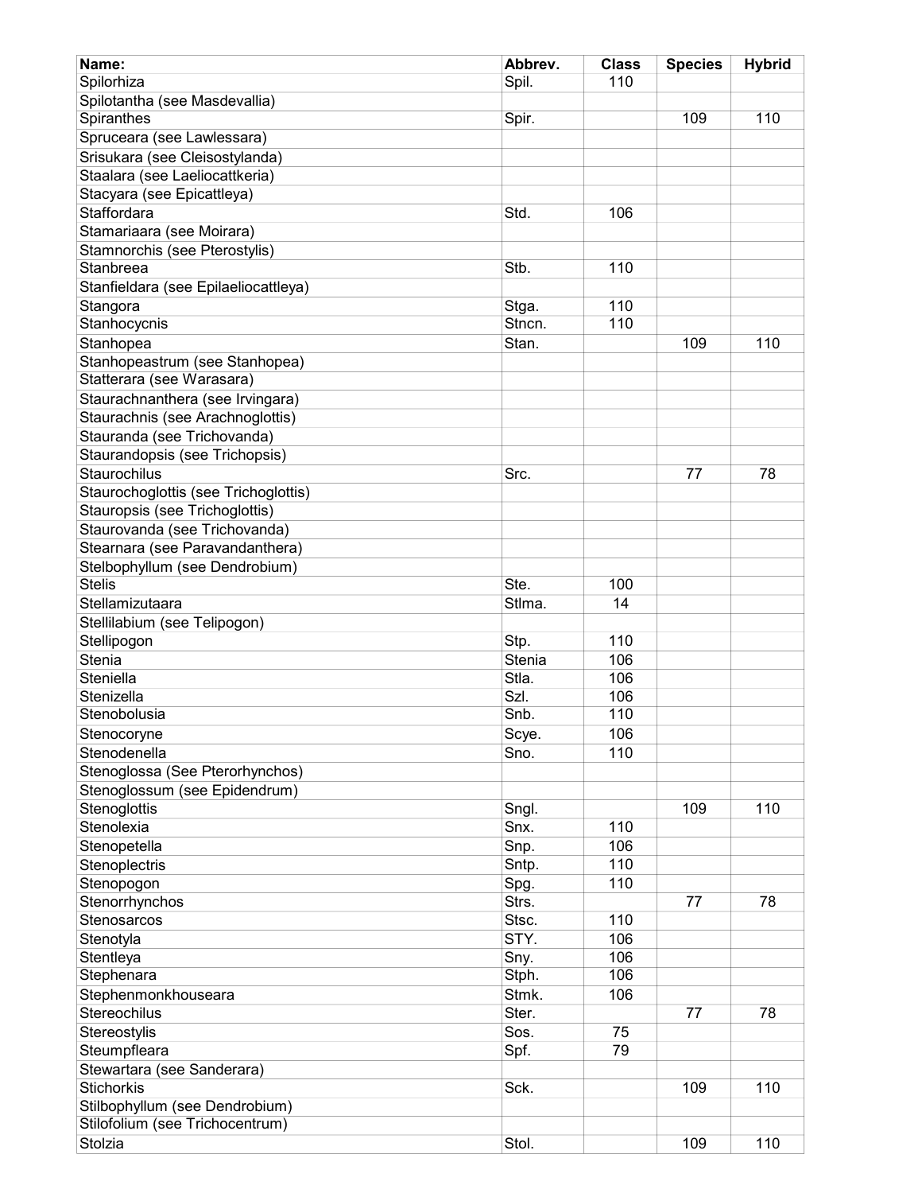| Name: | Abbrev. | Class | Species | Hybrid |
|---|---|---|---|---|
| Spilorhiza | Spil. | 110 | | |
| Spilotantha (see Masdevallia) | | | | |
| Spiranthes | Spir. | | 109 | 110 |
| Spruceara (see Lawlessara) | | | | |
| Srisukara (see Cleisostylanda) | | | | |
| Staalara (see Laeliocattkeria) | | | | |
| Stacyara (see Epicattleya) | | | | |
| Staffordara | Std. | 106 | | |
| Stamariaara (see Moirara) | | | | |
| Stamnorchis (see Pterostylis) | | | | |
| Stanbreea | Stb. | 110 | | |
| Stanfieldara (see Epilaeliocattleya) | | | | |
| Stangora | Stga. | 110 | | |
| Stanhocycnis | Stncn. | 110 | | |
| Stanhopea | Stan. | | 109 | 110 |
| Stanhopeastrum (see Stanhopea) | | | | |
| Statterara (see Warasara) | | | | |
| Staurachnanthera (see Irvingara) | | | | |
| Staurachnis (see Arachnoglottis) | | | | |
| Stauranda (see Trichovanda) | | | | |
| Staurandopsis (see Trichopsis) | | | | |
| Staurochilus | Src. | | 77 | 78 |
| Staurochoglottis (see Trichoglottis) | | | | |
| Stauropsis (see Trichoglottis) | | | | |
| Staurovanda (see Trichovanda) | | | | |
| Stearnara (see Paravandanthera) | | | | |
| Stelbophyllum (see Dendrobium) | | | | |
| Stelis | Ste. | 100 | | |
| Stellamizutaara | Stlma. | 14 | | |
| Stellilabium (see Telipogon) | | | | |
| Stellipogon | Stp. | 110 | | |
| Stenia | Stenia | 106 | | |
| Steniella | Stla. | 106 | | |
| Stenizella | Szl. | 106 | | |
| Stenobolusia | Snb. | 110 | | |
| Stenocoryne | Scye. | 106 | | |
| Stenodenella | Sno. | 110 | | |
| Stenoglossa (See Pterorhynchos) | | | | |
| Stenoglossum (see Epidendrum) | | | | |
| Stenoglottis | Sngl. | | 109 | 110 |
| Stenolexia | Snx. | 110 | | |
| Stenopetella | Snp. | 106 | | |
| Stenoplectris | Sntp. | 110 | | |
| Stenopogon | Spg. | 110 | | |
| Stenorrhynchos | Strs. | | 77 | 78 |
| Stenosarcos | Stsc. | 110 | | |
| Stenotyla | STY. | 106 | | |
| Stentleya | Sny. | 106 | | |
| Stephenara | Stph. | 106 | | |
| Stephenmonkhouseara | Stmk. | 106 | | |
| Stereochilus | Ster. | | 77 | 78 |
| Stereostylis | Sos. | 75 | | |
| Steumpfleara | Spf. | 79 | | |
| Stewartara (see Sanderara) | | | | |
| Stichorkis | Sck. | | 109 | 110 |
| Stilbophyllum (see Dendrobium) | | | | |
| Stilofolium (see Trichocentrum) | | | | |
| Stolzia | Stol. | | 109 | 110 |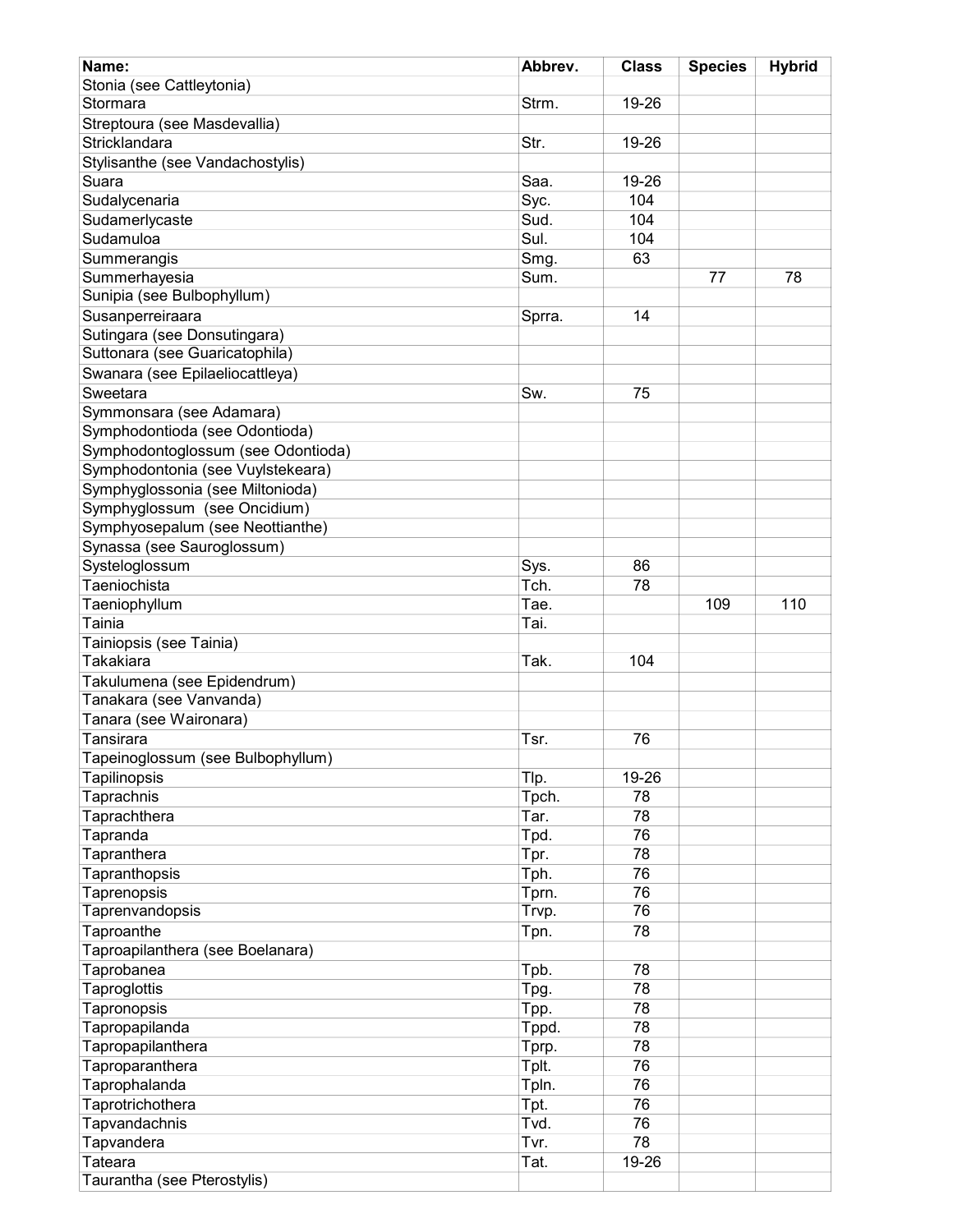| Name: | Abbrev. | Class | Species | Hybrid |
|---|---|---|---|---|
| Stonia (see Cattleytonia) | | | | |
| Stormara | Strm. | 19-26 | | |
| Streptoura (see Masdevallia) | | | | |
| Stricklandara | Str. | 19-26 | | |
| Stylisanthe (see Vandachostylis) | | | | |
| Suara | Saa. | 19-26 | | |
| Sudalycenaria | Syc. | 104 | | |
| Sudamerlycaste | Sud. | 104 | | |
| Sudamuloa | Sul. | 104 | | |
| Summerangis | Smg. | 63 | | |
| Summerhayesia | Sum. | | 77 | 78 |
| Sunipia (see Bulbophyllum) | | | | |
| Susanperreiraara | Sprra. | 14 | | |
| Sutingara (see Donsutingara) | | | | |
| Suttonara (see Guaricatophila) | | | | |
| Swanara (see Epilaeliocattleya) | | | | |
| Sweetara | Sw. | 75 | | |
| Symmonsara (see Adamara) | | | | |
| Symphodontioda (see Odontioda) | | | | |
| Symphodontoglossum (see Odontioda) | | | | |
| Symphodontonia (see Vuylstekeara) | | | | |
| Symphyglossonia (see Miltonioda) | | | | |
| Symphyglossum (see Oncidium) | | | | |
| Symphyosepalum (see Neottianthe) | | | | |
| Synassa (see Sauroglossum) | | | | |
| Systeloglossum | Sys. | 86 | | |
| Taeniochista | Tch. | 78 | | |
| Taeniophyllum | Tae. | | 109 | 110 |
| Tainia | Tai. | | | |
| Tainiopsis (see Tainia) | | | | |
| Takakiara | Tak. | 104 | | |
| Takulumena (see Epidendrum) | | | | |
| Tanakara (see Vanvanda) | | | | |
| Tanara (see Waironara) | | | | |
| Tansirara | Tsr. | 76 | | |
| Tapeinoglossum (see Bulbophyllum) | | | | |
| Tapilinopsis | Tlp. | 19-26 | | |
| Taprachnis | Tpch. | 78 | | |
| Taprachthera | Tar. | 78 | | |
| Tapranda | Tpd. | 76 | | |
| Tapranthera | Tpr. | 78 | | |
| Tapranthopsis | Tph. | 76 | | |
| Taprenopsis | Tprn. | 76 | | |
| Taprenvandopsis | Trvp. | 76 | | |
| Taproanthe | Tpn. | 78 | | |
| Taproapilanthera (see Boelanara) | | | | |
| Taprobanea | Tpb. | 78 | | |
| Taproglottis | Tpg. | 78 | | |
| Tapronopsis | Tpp. | 78 | | |
| Tapropapilanda | Tppd. | 78 | | |
| Tapropapilanthera | Tprp. | 78 | | |
| Taproparanthera | Tplt. | 76 | | |
| Taprophalanda | Tpln. | 76 | | |
| Taprotrichothera | Tpt. | 76 | | |
| Tapvandachnis | Tvd. | 76 | | |
| Tapvandera | Tvr. | 78 | | |
| Tateara | Tat. | 19-26 | | |
| Taurantha (see Pterostylis) | | | | |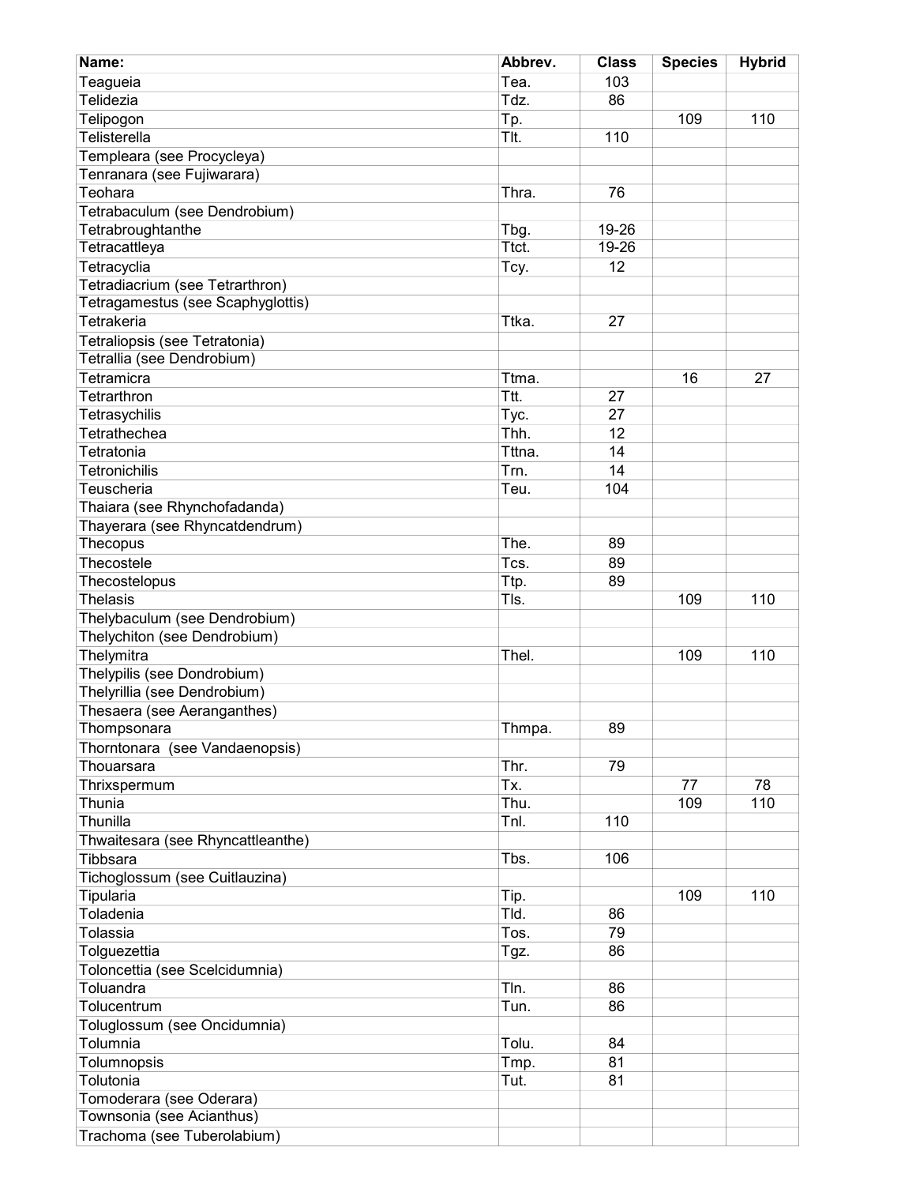| Name: | Abbrev. | Class | Species | Hybrid |
|---|---|---|---|---|
| Teagueia | Tea. | 103 | | |
| Telidezia | Tdz. | 86 | | |
| Telipogon | Tp. | | 109 | 110 |
| Telisterella | Tlt. | 110 | | |
| Templeara (see Procycleya) | | | | |
| Tenranara (see Fujiwarara) | | | | |
| Teohara | Thra. | 76 | | |
| Tetrabaculum (see Dendrobium) | | | | |
| Tetrabroughtanthe | Tbg. | 19-26 | | |
| Tetracattleya | Ttct. | 19-26 | | |
| Tetracyclia | Tcy. | 12 | | |
| Tetradiacrium (see Tetrarthron) | | | | |
| Tetragamestus (see Scaphyglottis) | | | | |
| Tetrakeria | Ttka. | 27 | | |
| Tetraliopsis (see Tetratonia) | | | | |
| Tetrallia (see Dendrobium) | | | | |
| Tetramicra | Ttma. | | 16 | 27 |
| Tetrarthron | Ttt. | 27 | | |
| Tetrasychilis | Tyc. | 27 | | |
| Tetrathechea | Thh. | 12 | | |
| Tetratonia | Tttna. | 14 | | |
| Tetronichilis | Trn. | 14 | | |
| Teuscheria | Teu. | 104 | | |
| Thaiara (see Rhynchofadanda) | | | | |
| Thayerara (see Rhyncatdendrum) | | | | |
| Thecopus | The. | 89 | | |
| Thecostele | Tcs. | 89 | | |
| Thecostelopus | Ttp. | 89 | | |
| Thelasis | Tls. | | 109 | 110 |
| Thelybaculum (see Dendrobium) | | | | |
| Thelychiton (see Dendrobium) | | | | |
| Thelymitra | Thel. | | 109 | 110 |
| Thelypilis (see Dondrobium) | | | | |
| Thelyrillia (see Dendrobium) | | | | |
| Thesaera (see Aeranganthes) | | | | |
| Thompsonara | Thmpa. | 89 | | |
| Thorntonara (see Vandaenopsis) | | | | |
| Thouarsara | Thr. | 79 | | |
| Thrixspermum | Tx. | | 77 | 78 |
| Thunia | Thu. | | 109 | 110 |
| Thunilla | Tnl. | 110 | | |
| Thwaitesara (see Rhyncattleanthe) | | | | |
| Tibbsara | Tbs. | 106 | | |
| Tichoglossum (see Cuitlauzina) | | | | |
| Tipularia | Tip. | | 109 | 110 |
| Toladenia | Tld. | 86 | | |
| Tolassia | Tos. | 79 | | |
| Tolguezettia | Tgz. | 86 | | |
| Toloncettia (see Scelcidumnia) | | | | |
| Toluandra | Tln. | 86 | | |
| Tolucentrum | Tun. | 86 | | |
| Toluglossum (see Oncidumnia) | | | | |
| Tolumnia | Tolu. | 84 | | |
| Tolumnopsis | Tmp. | 81 | | |
| Tolutonia | Tut. | 81 | | |
| Tomoderara (see Oderara) | | | | |
| Townsonia (see Acianthus) | | | | |
| Trachoma (see Tuberolabium) | | | | |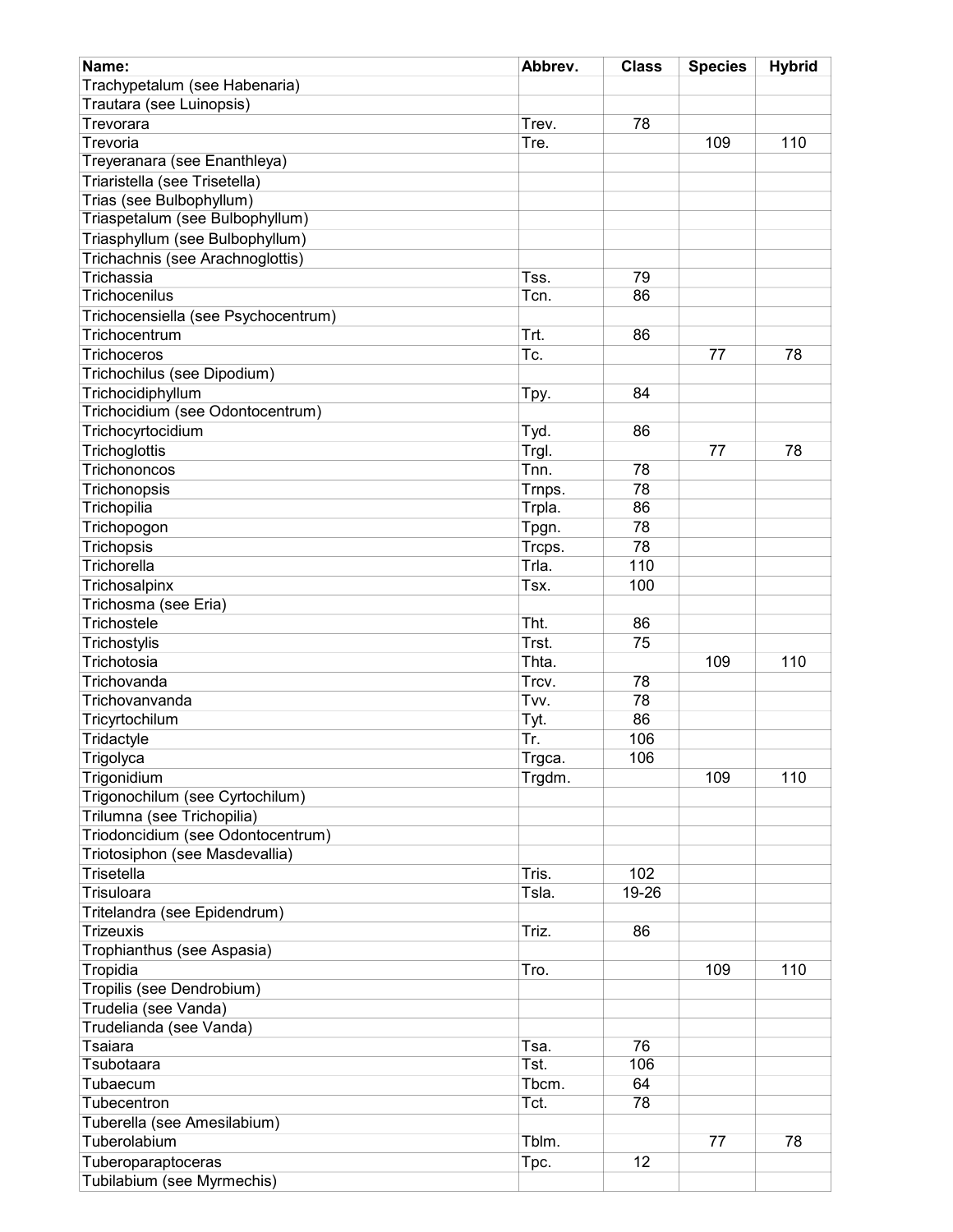| Name: | Abbrev. | Class | Species | Hybrid |
|---|---|---|---|---|
| Trachypetalum (see Habenaria) | | | | |
| Trautara (see Luinopsis) | | | | |
| Trevorara | Trev. | 78 | | |
| Trevoria | Tre. | | 109 | 110 |
| Treyeranara (see Enanthleya) | | | | |
| Triaristella (see Trisetella) | | | | |
| Trias (see Bulbophyllum) | | | | |
| Triaspetalum (see Bulbophyllum) | | | | |
| Triasphyllum (see Bulbophyllum) | | | | |
| Trichachnis (see Arachnoglottis) | | | | |
| Trichassia | Tss. | 79 | | |
| Trichocenilus | Tcn. | 86 | | |
| Trichocensiella (see Psychocentrum) | | | | |
| Trichocentrum | Trt. | 86 | | |
| Trichoceros | Tc. | | 77 | 78 |
| Trichochilus (see Dipodium) | | | | |
| Trichocidiphyllum | Tpy. | 84 | | |
| Trichocidium (see Odontocentrum) | | | | |
| Trichocyrtocidium | Tyd. | 86 | | |
| Trichoglottis | Trgl. | | 77 | 78 |
| Trichononcos | Tnn. | 78 | | |
| Trichonopsis | Trnps. | 78 | | |
| Trichopilia | Trpla. | 86 | | |
| Trichopogon | Tpgn. | 78 | | |
| Trichopsis | Trcps. | 78 | | |
| Trichorella | Trla. | 110 | | |
| Trichosalpinx | Tsx. | 100 | | |
| Trichosma (see Eria) | | | | |
| Trichostele | Tht. | 86 | | |
| Trichostylis | Trst. | 75 | | |
| Trichotosia | Thta. | | 109 | 110 |
| Trichovanda | Trcv. | 78 | | |
| Trichovanvanda | Tvv. | 78 | | |
| Tricyrtochilum | Tyt. | 86 | | |
| Tridactyle | Tr. | 106 | | |
| Trigolyca | Trgca. | 106 | | |
| Trigonidium | Trgdm. | | 109 | 110 |
| Trigonochilum (see Cyrtochilum) | | | | |
| Trilumna (see Trichopilia) | | | | |
| Triodoncidium (see Odontocentrum) | | | | |
| Triotosiphon (see Masdevallia) | | | | |
| Trisetella | Tris. | 102 | | |
| Trisuloara | Tsla. | 19-26 | | |
| Tritelandra (see Epidendrum) | | | | |
| Trizeuxis | Triz. | 86 | | |
| Trophianthus (see Aspasia) | | | | |
| Tropidia | Tro. | | 109 | 110 |
| Tropilis (see Dendrobium) | | | | |
| Trudelia (see Vanda) | | | | |
| Trudelianda (see Vanda) | | | | |
| Tsaiara | Tsa. | 76 | | |
| Tsubotaara | Tst. | 106 | | |
| Tubaecum | Tbcm. | 64 | | |
| Tubecentron | Tct. | 78 | | |
| Tuberella (see Amesilabium) | | | | |
| Tuberolabium | Tblm. | | 77 | 78 |
| Tuberoparaptoceras | Tpc. | 12 | | |
| Tubilabium (see Myrmechis) | | | | |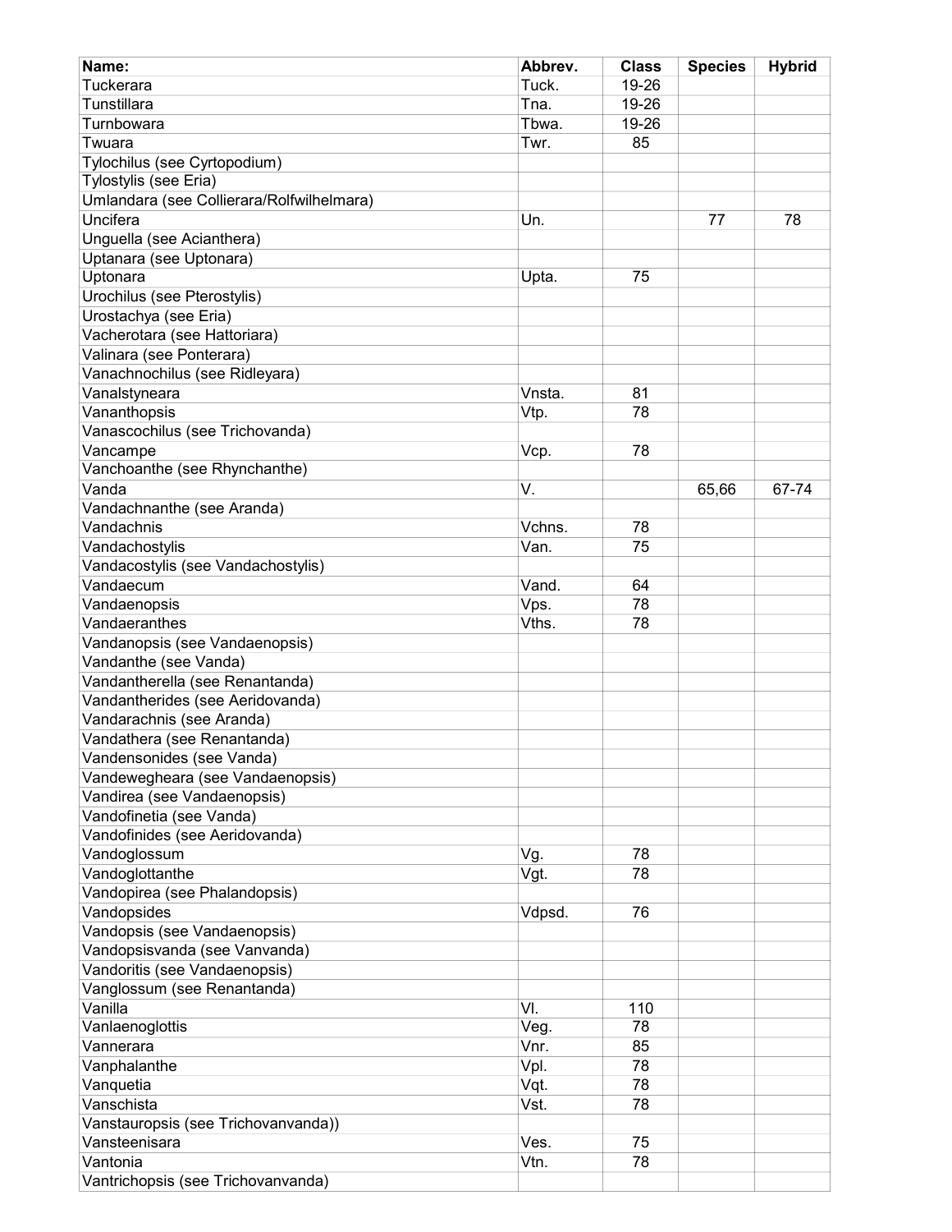| Name: | Abbrev. | Class | Species | Hybrid |
|---|---|---|---|---|
| Tuckerara | Tuck. | 19-26 | | |
| Tunstillara | Tna. | 19-26 | | |
| Turnbowara | Tbwa. | 19-26 | | |
| Twuara | Twr. | 85 | | |
| Tylochilus (see Cyrtopodium) | | | | |
| Tylostylis (see Eria) | | | | |
| Umlandara (see Collierara/Rolfwilhelmara) | | | | |
| Uncifera | Un. | | 77 | 78 |
| Unguella (see Acianthera) | | | | |
| Uptanara (see Uptonara) | | | | |
| Uptonara | Upta. | 75 | | |
| Urochilus (see Pterostylis) | | | | |
| Urostachya (see Eria) | | | | |
| Vacherotara (see Hattoriara) | | | | |
| Valinara (see Ponterara) | | | | |
| Vanachnochilus (see Ridleyara) | | | | |
| Vanalstyneara | Vnsta. | 81 | | |
| Vananthopsis | Vtp. | 78 | | |
| Vanascochilus (see Trichovanda) | | | | |
| Vancampe | Vcp. | 78 | | |
| Vanchoanthe (see Rhynchanthe) | | | | |
| Vanda | V. | | 65,66 | 67-74 |
| Vandachnanthe (see Aranda) | | | | |
| Vandachnis | Vchns. | 78 | | |
| Vandachostylis | Van. | 75 | | |
| Vandacostylis (see Vandachostylis) | | | | |
| Vandaecum | Vand. | 64 | | |
| Vandaenopsis | Vps. | 78 | | |
| Vandaeranthes | Vths. | 78 | | |
| Vandanopsis (see Vandaenopsis) | | | | |
| Vandanthe (see Vanda) | | | | |
| Vandantherella (see Renantanda) | | | | |
| Vandantherides (see Aeridovanda) | | | | |
| Vandarachnis (see Aranda) | | | | |
| Vandathera (see Renantanda) | | | | |
| Vandensonides (see Vanda) | | | | |
| Vandewegheara (see Vandaenopsis) | | | | |
| Vandirea (see Vandaenopsis) | | | | |
| Vandofinetia (see Vanda) | | | | |
| Vandofinides (see Aeridovanda) | | | | |
| Vandoglossum | Vg. | 78 | | |
| Vandoglottanthe | Vgt. | 78 | | |
| Vandopirea (see Phalandopsis) | | | | |
| Vandopsides | Vdpsd. | 76 | | |
| Vandopsis (see Vandaenopsis) | | | | |
| Vandopsisvanda (see Vanvanda) | | | | |
| Vandoritis (see Vandaenopsis) | | | | |
| Vanglossum (see Renantanda) | | | | |
| Vanilla | Vl. | 110 | | |
| Vanlaenoglottis | Veg. | 78 | | |
| Vannerara | Vnr. | 85 | | |
| Vanphalanthe | Vpl. | 78 | | |
| Vanquetia | Vqt. | 78 | | |
| Vanschista | Vst. | 78 | | |
| Vanstauropsis (see Trichovanvanda)) | | | | |
| Vansteenisara | Ves. | 75 | | |
| Vantonia | Vtn. | 78 | | |
| Vantrichopsis (see Trichovanvanda) | | | | |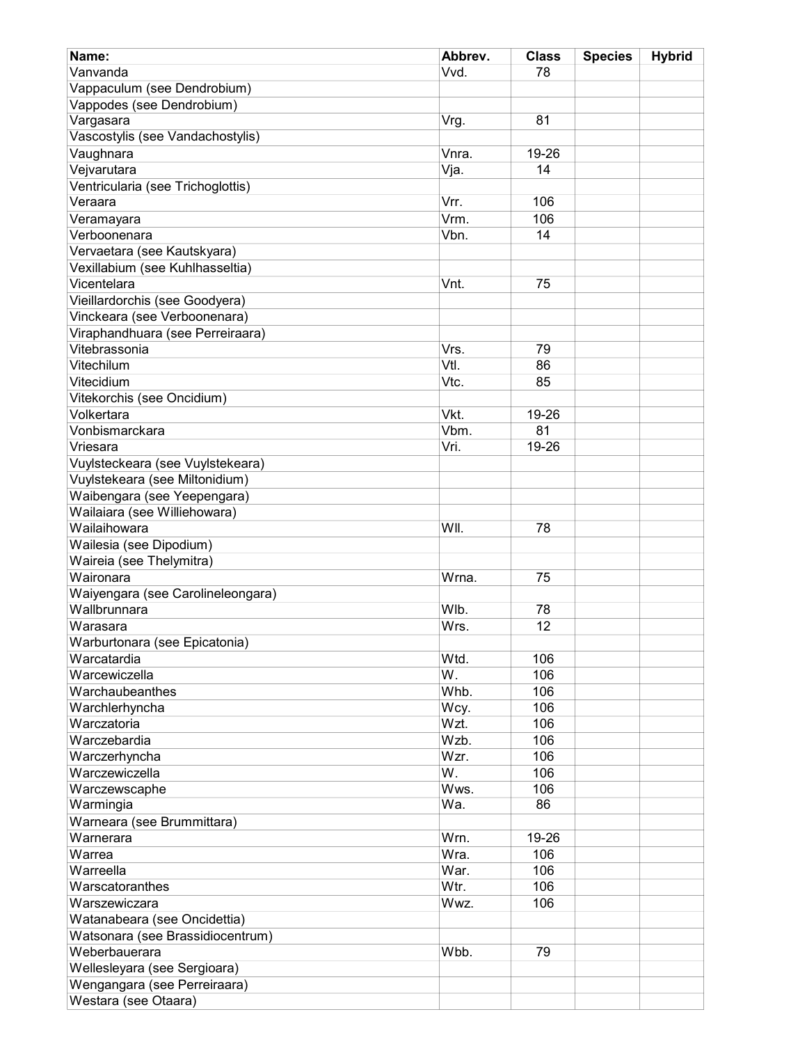| Name: | Abbrev. | Class | Species | Hybrid |
|---|---|---|---|---|
| Vanvanda | Vvd. | 78 | | |
| Vappaculum (see Dendrobium) | | | | |
| Vappodes (see Dendrobium) | | | | |
| Vargasara | Vrg. | 81 | | |
| Vascostylis (see Vandachostylis) | | | | |
| Vaughnara | Vnra. | 19-26 | | |
| Vejvarutara | Vja. | 14 | | |
| Ventricularia (see Trichoglottis) | | | | |
| Veraara | Vrr. | 106 | | |
| Veramayara | Vrm. | 106 | | |
| Verboonenara | Vbn. | 14 | | |
| Vervaetara (see Kautskyara) | | | | |
| Vexillabium (see Kuhlhasseltia) | | | | |
| Vicentelara | Vnt. | 75 | | |
| Vieillardorchis (see Goodyera) | | | | |
| Vinckeara (see Verboonenara) | | | | |
| Viraphandhuara (see Perreiraara) | | | | |
| Vitebrassonia | Vrs. | 79 | | |
| Vitechilum | Vtl. | 86 | | |
| Vitecidium | Vtc. | 85 | | |
| Vitekorchis (see Oncidium) | | | | |
| Volkertara | Vkt. | 19-26 | | |
| Vonbismarckara | Vbm. | 81 | | |
| Vriesara | Vri. | 19-26 | | |
| Vuylsteckeara (see Vuylstekeara) | | | | |
| Vuylstekeara (see Miltonidium) | | | | |
| Waibengara (see Yeepengara) | | | | |
| Wailaiara (see Williehowara) | | | | |
| Wailaihowara | Wll. | 78 | | |
| Wailesia (see Dipodium) | | | | |
| Waireia (see Thelymitra) | | | | |
| Waironara | Wrna. | 75 | | |
| Waiyengara (see Carolineleongara) | | | | |
| Wallbrunnara | Wlb. | 78 | | |
| Warasara | Wrs. | 12 | | |
| Warburtonara (see Epicatonia) | | | | |
| Warcatardia | Wtd. | 106 | | |
| Warcewiczella | W. | 106 | | |
| Warchaubeanthes | Whb. | 106 | | |
| Warchlerhyncha | Wcy. | 106 | | |
| Warczatoria | Wzt. | 106 | | |
| Warczebardia | Wzb. | 106 | | |
| Warczerhyncha | Wzr. | 106 | | |
| Warczewiczella | W. | 106 | | |
| Warczewscaphe | Wws. | 106 | | |
| Warmingia | Wa. | 86 | | |
| Warneara (see Brummittara) | | | | |
| Warnerara | Wrn. | 19-26 | | |
| Warrea | Wra. | 106 | | |
| Warreella | War. | 106 | | |
| Warscatoranthes | Wtr. | 106 | | |
| Warszewiczara | Wwz. | 106 | | |
| Watanabeara (see Oncidettia) | | | | |
| Watsonara (see Brassidiocentrum) | | | | |
| Weberbauerara | Wbb. | 79 | | |
| Wellesleyara (see Sergioara) | | | | |
| Wengangara (see Perreiraara) | | | | |
| Westara (see Otaara) | | | | |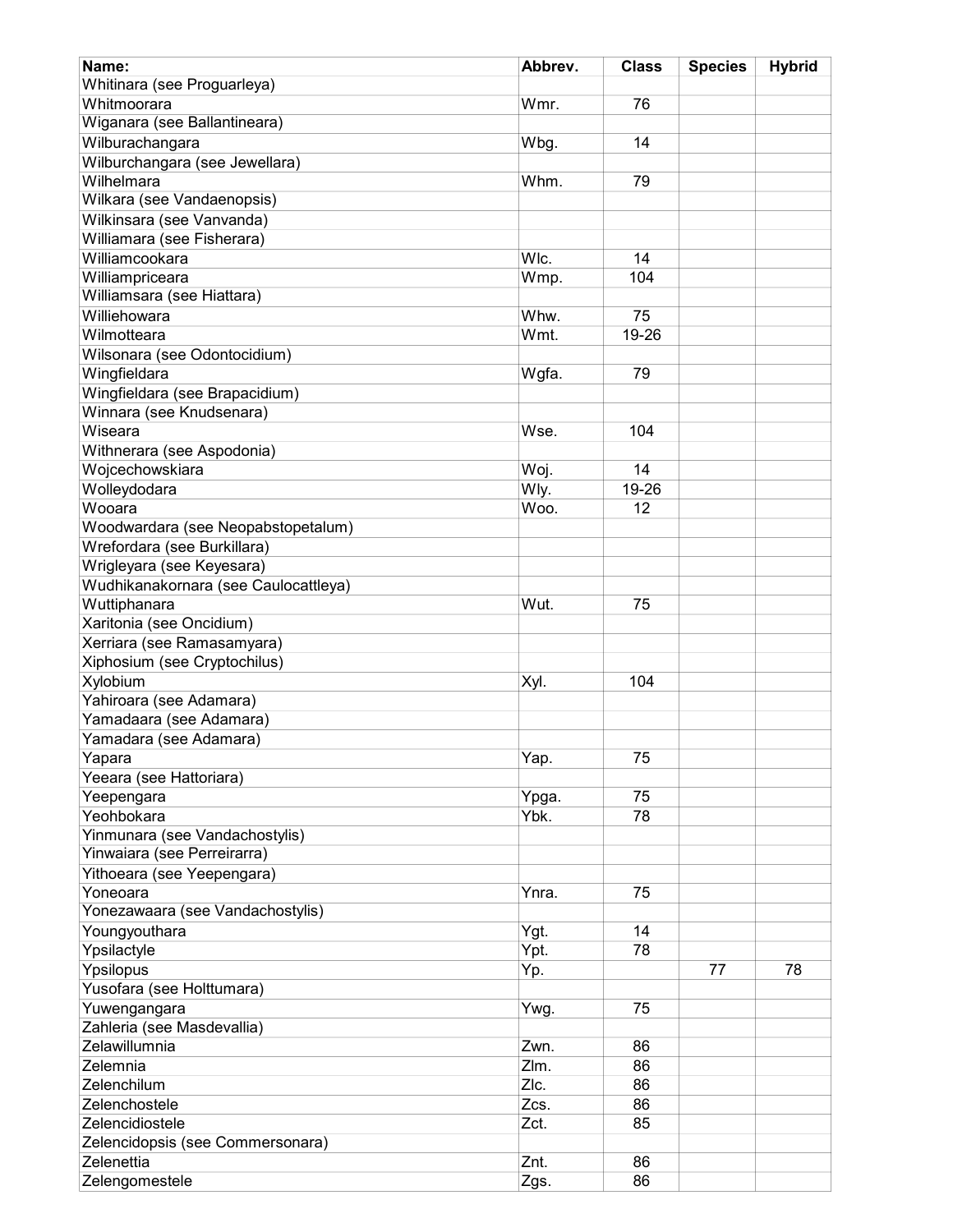| Name: | Abbrev. | Class | Species | Hybrid |
|---|---|---|---|---|
| Whitinara (see Proguarleya) | | | | |
| Whitmoorara | Wmr. | 76 | | |
| Wiganara (see Ballantineara) | | | | |
| Wilburachangara | Wbg. | 14 | | |
| Wilburchangara (see Jewellara) | | | | |
| Wilhelmara | Whm. | 79 | | |
| Wilkara (see Vandaenopsis) | | | | |
| Wilkinsara (see Vanvanda) | | | | |
| Williamara (see Fisherara) | | | | |
| Williamcookara | Wlc. | 14 | | |
| Williampriceara | Wmp. | 104 | | |
| Williamsara (see Hiattara) | | | | |
| Williehowara | Whw. | 75 | | |
| Wilmotteara | Wmt. | 19-26 | | |
| Wilsonara (see Odontocidium) | | | | |
| Wingfieldara | Wgfa. | 79 | | |
| Wingfieldara (see Brapacidium) | | | | |
| Winnara (see Knudsenara) | | | | |
| Wiseara | Wse. | 104 | | |
| Withnerara (see Aspodonia) | | | | |
| Wojcechowskiara | Woj. | 14 | | |
| Wolleydodara | Wly. | 19-26 | | |
| Wooara | Woo. | 12 | | |
| Woodwardara (see Neopabstopetalum) | | | | |
| Wrefordara (see Burkillara) | | | | |
| Wrigleyara (see Keyesara) | | | | |
| Wudhikanakornara (see Caulocattleya) | | | | |
| Wuttiphanara | Wut. | 75 | | |
| Xaritonia (see Oncidium) | | | | |
| Xerriara (see Ramasamyara) | | | | |
| Xiphosium (see Cryptochilus) | | | | |
| Xylobium | Xyl. | 104 | | |
| Yahiroara (see Adamara) | | | | |
| Yamadaara (see Adamara) | | | | |
| Yamadara (see Adamara) | | | | |
| Yapara | Yap. | 75 | | |
| Yeeara (see Hattoriara) | | | | |
| Yeepengara | Ypga. | 75 | | |
| Yeohbokara | Ybk. | 78 | | |
| Yinmunara (see Vandachostylis) | | | | |
| Yinwaiara (see Perreirarra) | | | | |
| Yithoeara (see Yeepengara) | | | | |
| Yoneoara | Ynra. | 75 | | |
| Yonezawaara (see Vandachostylis) | | | | |
| Youngyouthara | Ygt. | 14 | | |
| Ypsilactyle | Ypt. | 78 | | |
| Ypsilopus | Yp. | | 77 | 78 |
| Yusofara (see Holttumara) | | | | |
| Yuwengangara | Ywg. | 75 | | |
| Zahleria (see Masdevallia) | | | | |
| Zelawillumnia | Zwn. | 86 | | |
| Zelemnia | Zlm. | 86 | | |
| Zelenchilum | Zlc. | 86 | | |
| Zelenchostele | Zcs. | 86 | | |
| Zelencidiostele | Zct. | 85 | | |
| Zelencidopsis (see Commersonara) | | | | |
| Zelenettia | Znt. | 86 | | |
| Zelengomestele | Zgs. | 86 | | |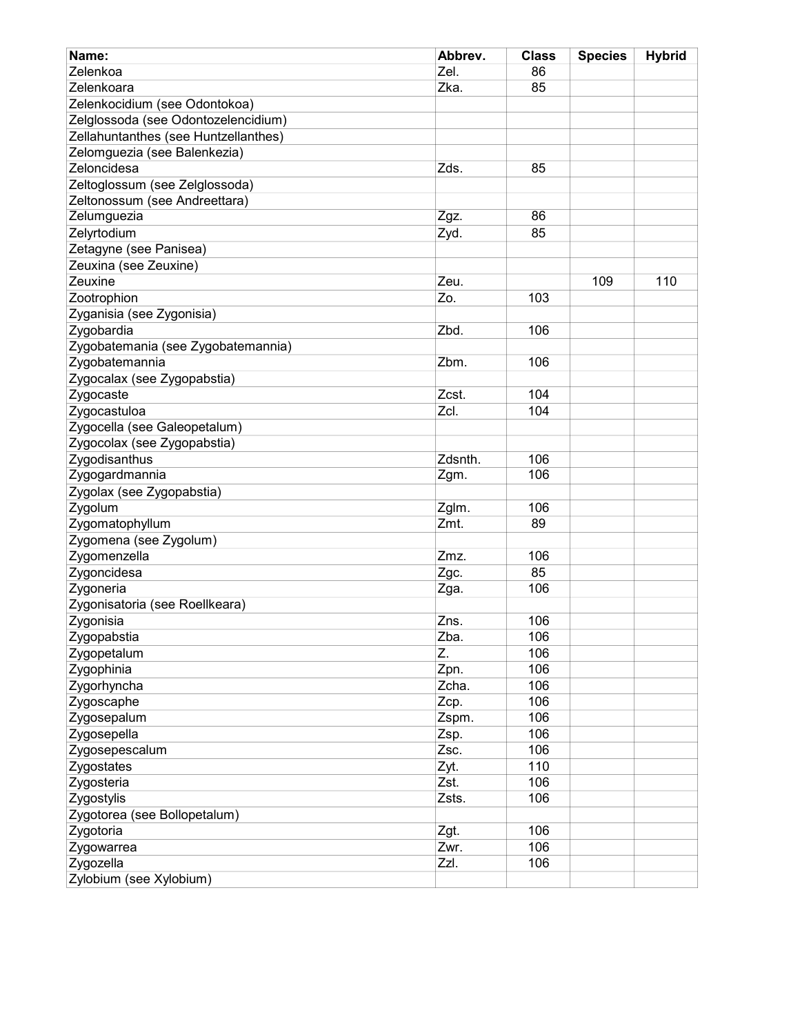| Name: | Abbrev. | Class | Species | Hybrid |
|---|---|---|---|---|
| Zelenkoa | Zel. | 86 | | |
| Zelenkoara | Zka. | 85 | | |
| Zelenkocidium (see Odontokoa) | | | | |
| Zelglossoda (see Odontozelencidium) | | | | |
| Zellahuntanthes (see Huntzellanthes) | | | | |
| Zelomguezia (see Balenkezia) | | | | |
| Zeloncidesa | Zds. | 85 | | |
| Zeltoglossum (see Zelglossoda) | | | | |
| Zeltonossum (see Andreettara) | | | | |
| Zelumguezia | Zgz. | 86 | | |
| Zelyrtodium | Zyd. | 85 | | |
| Zetagyne (see Panisea) | | | | |
| Zeuxina (see Zeuxine) | | | | |
| Zeuxine | Zeu. | | 109 | 110 |
| Zootrophion | Zo. | 103 | | |
| Zyganisia (see Zygonisia) | | | | |
| Zygobardia | Zbd. | 106 | | |
| Zygobatemania (see Zygobatemannia) | | | | |
| Zygobatemannia | Zbm. | 106 | | |
| Zygocalax (see Zygopabstia) | | | | |
| Zygocaste | Zcst. | 104 | | |
| Zygocastuloa | Zcl. | 104 | | |
| Zygocella (see Galeopetalum) | | | | |
| Zygocolax (see Zygopabstia) | | | | |
| Zygodisanthus | Zdsnth. | 106 | | |
| Zygogardmannia | Zgm. | 106 | | |
| Zygolax (see Zygopabstia) | | | | |
| Zygolum | Zglm. | 106 | | |
| Zygomatophyllum | Zmt. | 89 | | |
| Zygomena (see Zygolum) | | | | |
| Zygomenzella | Zmz. | 106 | | |
| Zygoncidesa | Zgc. | 85 | | |
| Zygoneria | Zga. | 106 | | |
| Zygonisatoria (see Roellkeara) | | | | |
| Zygonisia | Zns. | 106 | | |
| Zygopabstia | Zba. | 106 | | |
| Zygopetalum | Z. | 106 | | |
| Zygophinia | Zpn. | 106 | | |
| Zygorhyncha | Zcha. | 106 | | |
| Zygoscaphe | Zcp. | 106 | | |
| Zygosepalum | Zspm. | 106 | | |
| Zygosepella | Zsp. | 106 | | |
| Zygosepescalum | Zsc. | 106 | | |
| Zygostates | Zyt. | 110 | | |
| Zygosteria | Zst. | 106 | | |
| Zygostylis | Zsts. | 106 | | |
| Zygotorea (see Bollopetalum) | | | | |
| Zygotoria | Zgt. | 106 | | |
| Zygowarrea | Zwr. | 106 | | |
| Zygozella | Zzl. | 106 | | |
| Zylobium (see Xylobium) | | | | |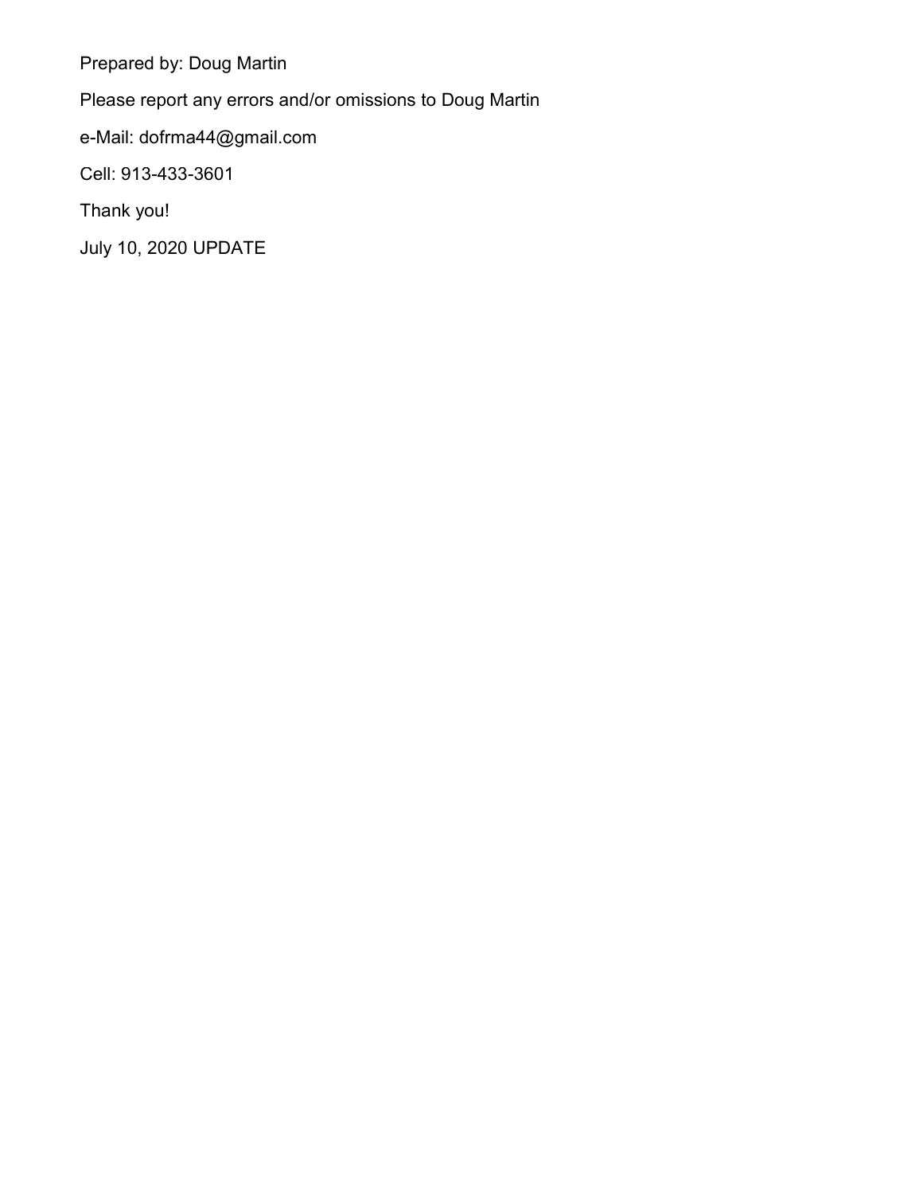Prepared by: Doug Martin

Please report any errors and/or omissions to Doug Martin

e-Mail: dofrma44@gmail.com

Cell: 913-433-3601

Thank you!

July 10, 2020 UPDATE